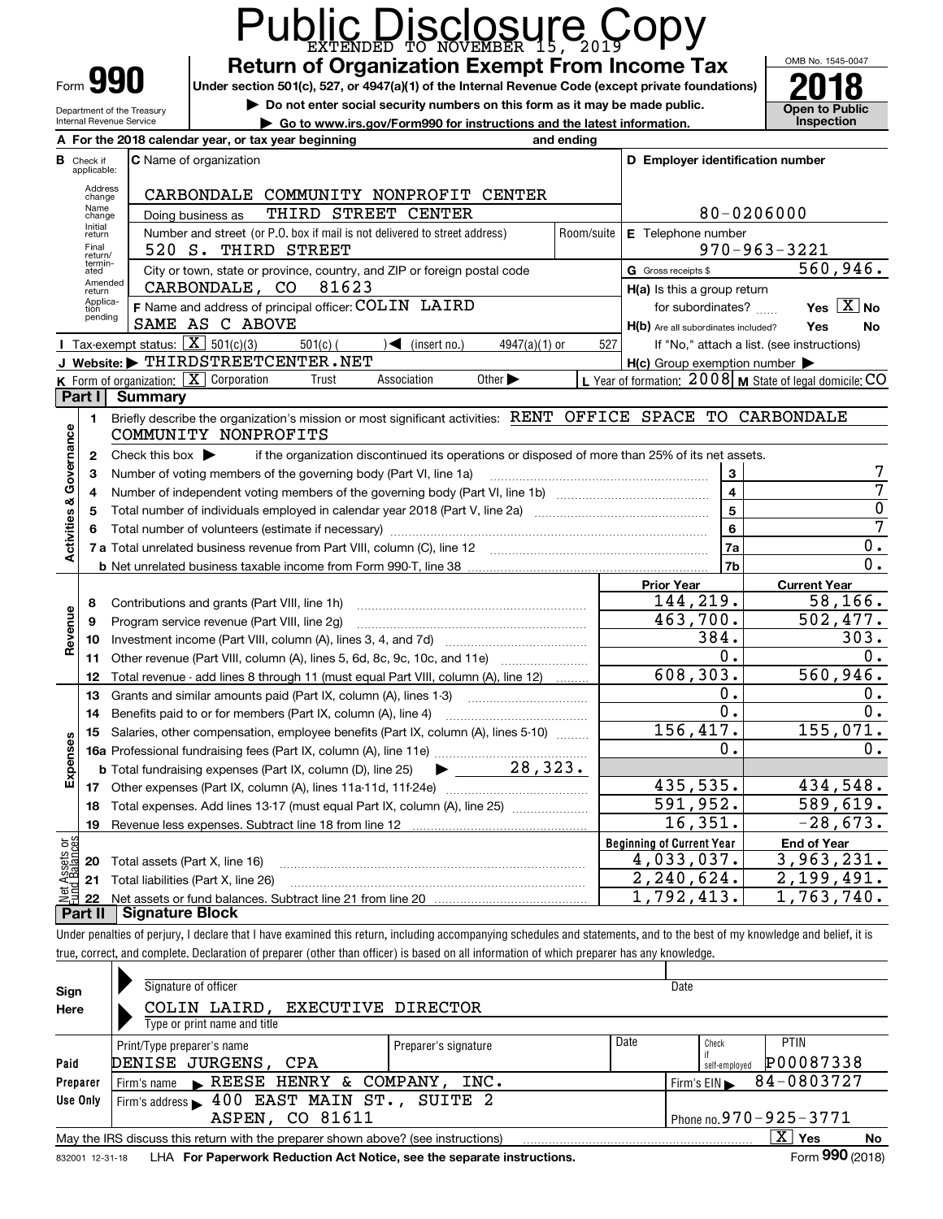# Public Disclosure Copy

EXTENDED TO NOVEMBER 15, 2019

Form **990**

Department of the Treasury
Internal Revenue Service

## Return of Organization Exempt From Income Tax

**Under section 501(c), 527, or 4947(a)(1) of the Internal Revenue Code (except private foundations)**

▶ Do not enter social security numbers on this form as it may be made public.

▶ Go to www.irs.gov/Form990 for instructions and the latest information.

OMB No. 1545-0047

**2018**

**Open to Public Inspection**

**A** For the 2018 calendar year, or tax year beginning and ending

**B** Check if applicable: Address change, Name change, Initial return, Final return/terminated, Amended return, Application pending

**C** Name of organization: CARBONDALE COMMUNITY NONPROFIT CENTER

Doing business as: THIRD STREET CENTER

Number and street (or P.O. box if mail is not delivered to street address): 520 S. THIRD STREET | Room/suite

City or town, state or province, country, and ZIP or foreign postal code: CARBONDALE, CO 81623

**D** Employer identification number: 80-0206000

**E** Telephone number: 970-963-3221

**G** Gross receipts $ 560,946.

**F** Name and address of principal officer: COLIN LAIRD
SAME AS C ABOVE

**H(a)** Is this a group return for subordinates? Yes [X] No

**H(b)** Are all subordinates included? Yes No
If "No," attach a list. (see instructions)

**H(c)** Group exemption number ▶

**I** Tax-exempt status: [X] 501(c)(3) 501(c) ( ) ◀ (insert no.) 4947(a)(1) or 527

**J** Website: ▶ THIRDSTREETCENTER.NET

**K** Form of organization: [X] Corporation Trust Association Other ▶

**L** Year of formation: 2008 **M** State of legal domicile: CO

## Part I Summary

**Activities & Governance**

1. Briefly describe the organization's mission or most significant activities: RENT OFFICE SPACE TO CARBONDALE COMMUNITY NONPROFITS
2. Check this box ▶ if the organization discontinued its operations or disposed of more than 25% of its net assets.

| Line | Description | | Value |
|---|---|---|---|
| 3 | Number of voting members of the governing body (Part VI, line 1a) | 3 | 7 |
| 4 | Number of independent voting members of the governing body (Part VI, line 1b) | 4 | 7 |
| 5 | Total number of individuals employed in calendar year 2018 (Part V, line 2a) | 5 | 0 |
| 6 | Total number of volunteers (estimate if necessary) | 6 | 7 |
| 7a | Total unrelated business revenue from Part VIII, column (C), line 12 | 7a | 0. |
| b | Net unrelated business taxable income from Form 990-T, line 38 | 7b | 0. |

| Line | Description | Prior Year | Current Year |
|---|---|---|---|
| **Revenue** | | | |
| 8 | Contributions and grants (Part VIII, line 1h) | 144,219. | 58,166. |
| 9 | Program service revenue (Part VIII, line 2g) | 463,700. | 502,477. |
| 10 | Investment income (Part VIII, column (A), lines 3, 4, and 7d) | 384. | 303. |
| 11 | Other revenue (Part VIII, column (A), lines 5, 6d, 8c, 9c, 10c, and 11e) | 0. | 0. |
| 12 | Total revenue - add lines 8 through 11 (must equal Part VIII, column (A), line 12) | 608,303. | 560,946. |
| **Expenses** | | | |
| 13 | Grants and similar amounts paid (Part IX, column (A), lines 1-3) | 0. | 0. |
| 14 | Benefits paid to or for members (Part IX, column (A), line 4) | 0. | 0. |
| 15 | Salaries, other compensation, employee benefits (Part IX, column (A), lines 5-10) | 156,417. | 155,071. |
| 16a | Professional fundraising fees (Part IX, column (A), line 11e) | 0. | 0. |
| b | Total fundraising expenses (Part IX, column (D), line 25) ▶ 28,323. | | |
| 17 | Other expenses (Part IX, column (A), lines 11a-11d, 11f-24e) | 435,535. | 434,548. |
| 18 | Total expenses. Add lines 13-17 (must equal Part IX, column (A), line 25) | 591,952. | 589,619. |
| 19 | Revenue less expenses. Subtract line 18 from line 12 | 16,351. | -28,673. |

| Line | Net Assets or Fund Balances | Beginning of Current Year | End of Year |
|---|---|---|---|
| 20 | Total assets (Part X, line 16) | 4,033,037. | 3,963,231. |
| 21 | Total liabilities (Part X, line 26) | 2,240,624. | 2,199,491. |
| 22 | Net assets or fund balances. Subtract line 21 from line 20 | 1,792,413. | 1,763,740. |

## Part II Signature Block

Under penalties of perjury, I declare that I have examined this return, including accompanying schedules and statements, and to the best of my knowledge and belief, it is true, correct, and complete. Declaration of preparer (other than officer) is based on all information of which preparer has any knowledge.

**Sign Here**

Signature of officer | Date

COLIN LAIRD, EXECUTIVE DIRECTOR
Type or print name and title

**Paid Preparer Use Only**

| Print/Type preparer's name | Preparer's signature | Date | Check if self-employed | PTIN |
|---|---|---|---|---|
| DENISE JURGENS, CPA | | | | P00087338 |

Firm's name ▶ REESE HENRY & COMPANY, INC. | Firm's EIN ▶ 84-0803727

Firm's address ▶ 400 EAST MAIN ST., SUITE 2
ASPEN, CO 81611 | Phone no. 970-925-3771

May the IRS discuss this return with the preparer shown above? (see instructions) [X] Yes No

832001 12-31-18 LHA **For Paperwork Reduction Act Notice, see the separate instructions.** Form **990** (2018)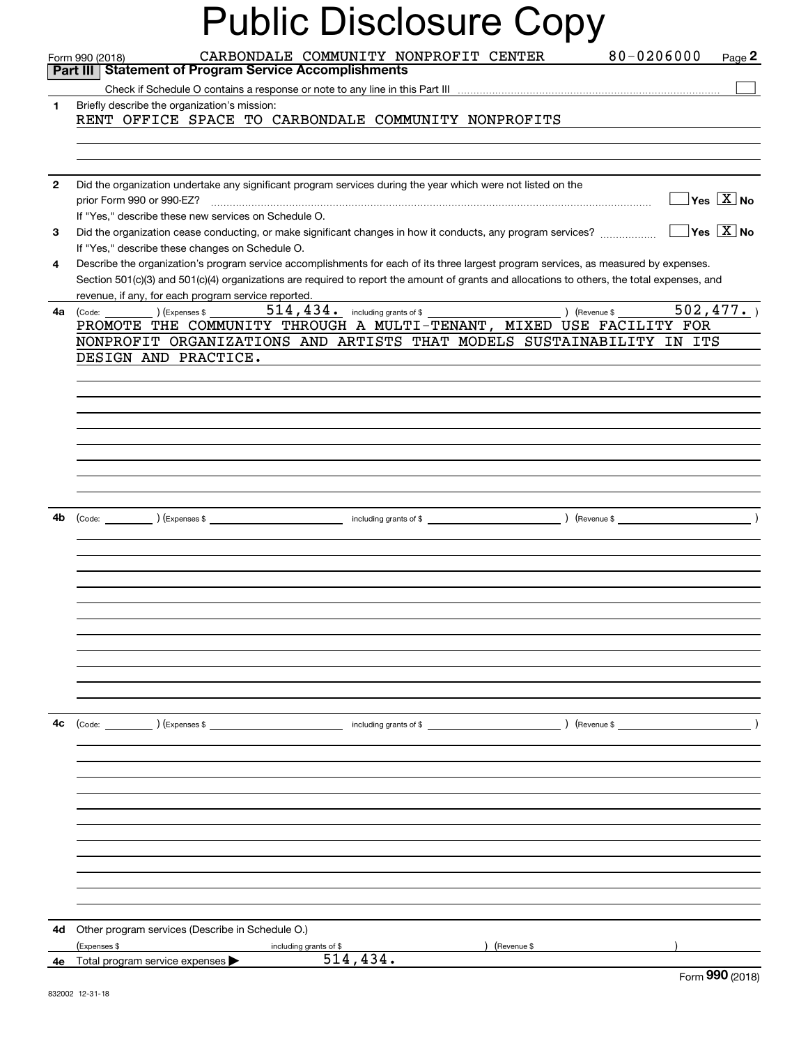# Public Disclosure Copy

Form 990 (2018) CARBONDALE COMMUNITY NONPROFIT CENTER 80-0206000

## Part III Statement of Program Service Accomplishments

Check if Schedule O contains a response or note to any line in this Part III ☐

**1** Briefly describe the organization's mission:

RENT OFFICE SPACE TO CARBONDALE COMMUNITY NONPROFITS

**2** Did the organization undertake any significant program services during the year which were not listed on the prior Form 990 or 990-EZ? ☐ Yes ☒ No

If "Yes," describe these new services on Schedule O.

**3** Did the organization cease conducting, or make significant changes in how it conducts, any program services? ☐ Yes ☒ No

If "Yes," describe these changes on Schedule O.

**4** Describe the organization's program service accomplishments for each of its three largest program services, as measured by expenses. Section 501(c)(3) and 501(c)(4) organizations are required to report the amount of grants and allocations to others, the total expenses, and revenue, if any, for each program service reported.

**4a** (Code: ) (Expenses $ 514,434. including grants of $ ) (Revenue $ 502,477. )

PROMOTE THE COMMUNITY THROUGH A MULTI-TENANT, MIXED USE FACILITY FOR NONPROFIT ORGANIZATIONS AND ARTISTS THAT MODELS SUSTAINABILITY IN ITS DESIGN AND PRACTICE.

**4b** (Code: ) (Expenses $ including grants of $ ) (Revenue $ )

**4c** (Code: ) (Expenses $ including grants of $ ) (Revenue $ )

**4d** Other program services (Describe in Schedule O.)

(Expenses $ including grants of $ ) (Revenue $ )

**4e** Total program services expenses ▶ 514,434.

Form **990** (2018)

832002 12-31-18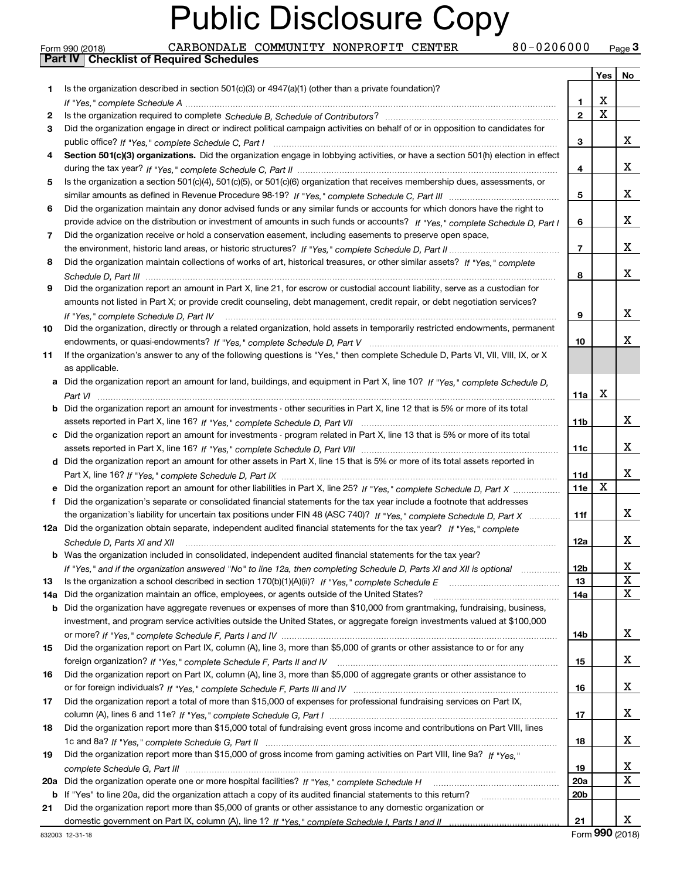# Public Disclosure Copy

Form 990 (2018) CARBONDALE COMMUNITY NONPROFIT CENTER 80-0206000

## Part IV | Checklist of Required Schedules

| | | | Yes | No |
|---|---|---|---|---|
| 1 | Is the organization described in section 501(c)(3) or 4947(a)(1) (other than a private foundation)? *If "Yes," complete Schedule A* | 1 | X | |
| 2 | Is the organization required to complete *Schedule B, Schedule of Contributors*? | 2 | X | |
| 3 | Did the organization engage in direct or indirect political campaign activities on behalf of or in opposition to candidates for public office? *If "Yes," complete Schedule C, Part I* | 3 | | X |
| 4 | **Section 501(c)(3) organizations.** Did the organization engage in lobbying activities, or have a section 501(h) election in effect during the tax year? *If "Yes," complete Schedule C, Part II* | 4 | | X |
| 5 | Is the organization a section 501(c)(4), 501(c)(5), or 501(c)(6) organization that receives membership dues, assessments, or similar amounts as defined in Revenue Procedure 98-19? *If "Yes," complete Schedule C, Part III* | 5 | | X |
| 6 | Did the organization maintain any donor advised funds or any similar funds or accounts for which donors have the right to provide advice on the distribution or investment of amounts in such funds or accounts? *If "Yes," complete Schedule D, Part I* | 6 | | X |
| 7 | Did the organization receive or hold a conservation easement, including easements to preserve open space, the environment, historic land areas, or historic structures? *If "Yes," complete Schedule D, Part II* | 7 | | X |
| 8 | Did the organization maintain collections of works of art, historical treasures, or other similar assets? *If "Yes," complete Schedule D, Part III* | 8 | | X |
| 9 | Did the organization report an amount in Part X, line 21, for escrow or custodial account liability, serve as a custodian for amounts not listed in Part X; or provide credit counseling, debt management, credit repair, or debt negotiation services? *If "Yes," complete Schedule D, Part IV* | 9 | | X |
| 10 | Did the organization, directly or through a related organization, hold assets in temporarily restricted endowments, permanent endowments, or quasi-endowments? *If "Yes," complete Schedule D, Part V* | 10 | | X |
| 11 | If the organization's answer to any of the following questions is "Yes," then complete Schedule D, Parts VI, VII, VIII, IX, or X as applicable. | | | |
| a | Did the organization report an amount for land, buildings, and equipment in Part X, line 10? *If "Yes," complete Schedule D, Part VI* | 11a | X | |
| b | Did the organization report an amount for investments - other securities in Part X, line 12 that is 5% or more of its total assets reported in Part X, line 16? *If "Yes," complete Schedule D, Part VII* | 11b | | X |
| c | Did the organization report an amount for investments - program related in Part X, line 13 that is 5% or more of its total assets reported in Part X, line 16? *If "Yes," complete Schedule D, Part VIII* | 11c | | X |
| d | Did the organization report an amount for other assets in Part X, line 15 that is 5% or more of its total assets reported in Part X, line 16? *If "Yes," complete Schedule D, Part IX* | 11d | | X |
| e | Did the organization report an amount for other liabilities in Part X, line 25? *If "Yes," complete Schedule D, Part X* | 11e | X | |
| f | Did the organization's separate or consolidated financial statements for the tax year include a footnote that addresses the organization's liability for uncertain tax positions under FIN 48 (ASC 740)? *If "Yes," complete Schedule D, Part X* | 11f | | X |
| 12a | Did the organization obtain separate, independent audited financial statements for the tax year? *If "Yes," complete Schedule D, Parts XI and XII* | 12a | | X |
| b | Was the organization included in consolidated, independent audited financial statements for the tax year? *If "Yes," and if the organization answered "No" to line 12a, then completing Schedule D, Parts XI and XII is optional* | 12b | | X |
| 13 | Is the organization a school described in section 170(b)(1)(A)(ii)? *If "Yes," complete Schedule E* | 13 | | X |
| 14a | Did the organization maintain an office, employees, or agents outside of the United States? | 14a | | X |
| b | Did the organization have aggregate revenues or expenses of more than $10,000 from grantmaking, fundraising, business, investment, and program service activities outside the United States, or aggregate foreign investments valued at $100,000 or more? *If "Yes," complete Schedule F, Parts I and IV* | 14b | | X |
| 15 | Did the organization report on Part IX, column (A), line 3, more than $5,000 of grants or other assistance to or for any foreign organization? *If "Yes," complete Schedule F, Parts II and IV* | 15 | | X |
| 16 | Did the organization report on Part IX, column (A), line 3, more than $5,000 of aggregate grants or other assistance to or for foreign individuals? *If "Yes," complete Schedule F, Parts III and IV* | 16 | | X |
| 17 | Did the organization report a total of more than $15,000 of expenses for professional fundraising services on Part IX, column (A), lines 6 and 11e? *If "Yes," complete Schedule G, Part I* | 17 | | X |
| 18 | Did the organization report more than $15,000 total of fundraising event gross income and contributions on Part VIII, lines 1c and 8a? *If "Yes," complete Schedule G, Part II* | 18 | | X |
| 19 | Did the organization report more than $15,000 of gross income from gaming activities on Part VIII, line 9a? *If "Yes," complete Schedule G, Part III* | 19 | | X |
| 20a | Did the organization operate one or more hospital facilities? *If "Yes," complete Schedule H* | 20a | | X |
| b | If "Yes" to line 20a, did the organization attach a copy of its audited financial statements to this return? | 20b | | |
| 21 | Did the organization report more than $5,000 of grants or other assistance to any domestic organization or domestic government on Part IX, column (A), line 1? *If "Yes," complete Schedule I, Parts I and II* | 21 | | X |

832003 12-31-18 Form **990** (2018)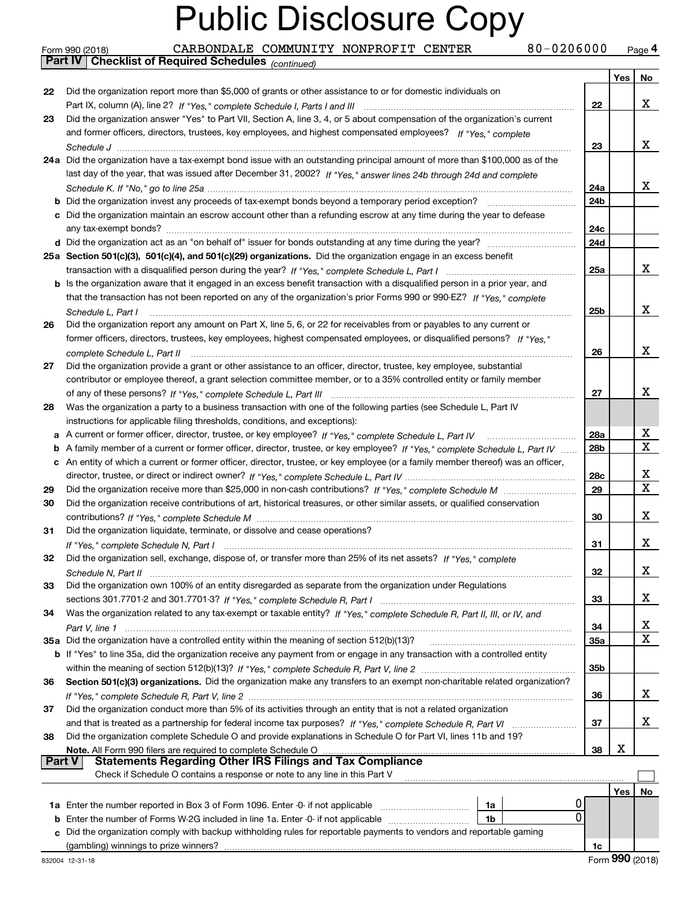# Public Disclosure Copy

Form 990 (2018) CARBONDALE COMMUNITY NONPROFIT CENTER 80-0206000 Page 4

## Part IV Checklist of Required Schedules *(continued)*

| | | | Yes | No |
|---|---|---|---|---|
| 22 | Did the organization report more than $5,000 of grants or other assistance to or for domestic individuals on Part IX, column (A), line 2? *If "Yes," complete Schedule I, Parts I and III* | 22 | | X |
| 23 | Did the organization answer "Yes" to Part VII, Section A, line 3, 4, or 5 about compensation of the organization's current and former officers, directors, trustees, key employees, and highest compensated employees? *If "Yes," complete Schedule J* | 23 | | X |
| 24a | Did the organization have a tax-exempt bond issue with an outstanding principal amount of more than $100,000 as of the last day of the year, that was issued after December 31, 2002? *If "Yes," answer lines 24b through 24d and complete Schedule K. If "No," go to line 25a* | 24a | | X |
| b | Did the organization invest any proceeds of tax-exempt bonds beyond a temporary period exception? | 24b | | |
| c | Did the organization maintain an escrow account other than a refunding escrow at any time during the year to defease any tax-exempt bonds? | 24c | | |
| d | Did the organization act as an "on behalf of" issuer for bonds outstanding at any time during the year? | 24d | | |
| 25a | **Section 501(c)(3), 501(c)(4), and 501(c)(29) organizations.** Did the organization engage in an excess benefit transaction with a disqualified person during the year? *If "Yes," complete Schedule L, Part I* | 25a | | X |
| b | Is the organization aware that it engaged in an excess benefit transaction with a disqualified person in a prior year, and that the transaction has not been reported on any of the organization's prior Forms 990 or 990-EZ? *If "Yes," complete Schedule L, Part I* | 25b | | X |
| 26 | Did the organization report any amount on Part X, line 5, 6, or 22 for receivables from or payables to any current or former officers, directors, trustees, key employees, highest compensated employees, or disqualified persons? *If "Yes," complete Schedule L, Part II* | 26 | | X |
| 27 | Did the organization provide a grant or other assistance to an officer, director, trustee, key employee, substantial contributor or employee thereof, a grant selection committee member, or to a 35% controlled entity or family member of any of these persons? *If "Yes," complete Schedule L, Part III* | 27 | | X |
| 28 | Was the organization a party to a business transaction with one of the following parties (see Schedule L, Part IV instructions for applicable filing thresholds, conditions, and exceptions): | | | |
| a | A current or former officer, director, trustee, or key employee? *If "Yes," complete Schedule L, Part IV* | 28a | | X |
| b | A family member of a current or former officer, director, trustee, or key employee? *If "Yes," complete Schedule L, Part IV* | 28b | | X |
| c | An entity of which a current or former officer, director, trustee, or key employee (or a family member thereof) was an officer, director, trustee, or direct or indirect owner? *If "Yes," complete Schedule L, Part IV* | 28c | | X |
| 29 | Did the organization receive more than $25,000 in non-cash contributions? *If "Yes," complete Schedule M* | 29 | | X |
| 30 | Did the organization receive contributions of art, historical treasures, or other similar assets, or qualified conservation contributions? *If "Yes," complete Schedule M* | 30 | | X |
| 31 | Did the organization liquidate, terminate, or dissolve and cease operations? *If "Yes," complete Schedule N, Part I* | 31 | | X |
| 32 | Did the organization sell, exchange, dispose of, or transfer more than 25% of its net assets? *If "Yes," complete Schedule N, Part II* | 32 | | X |
| 33 | Did the organization own 100% of an entity disregarded as separate from the organization under Regulations sections 301.7701-2 and 301.7701-3? *If "Yes," complete Schedule R, Part I* | 33 | | X |
| 34 | Was the organization related to any tax-exempt or taxable entity? *If "Yes," complete Schedule R, Part II, III, or IV, and Part V, line 1* | 34 | | X |
| 35a | Did the organization have a controlled entity within the meaning of section 512(b)(13)? | 35a | | X |
| b | If "Yes" to line 35a, did the organization receive any payment from or engage in any transaction with a controlled entity within the meaning of section 512(b)(13)? *If "Yes," complete Schedule R, Part V, line 2* | 35b | | |
| 36 | **Section 501(c)(3) organizations.** Did the organization make any transfers to an exempt non-charitable related organization? *If "Yes," complete Schedule R, Part V, line 2* | 36 | | X |
| 37 | Did the organization conduct more than 5% of its activities through an entity that is not a related organization and that is treated as a partnership for federal income tax purposes? *If "Yes," complete Schedule R, Part VI* | 37 | | X |
| 38 | Did the organization complete Schedule O and provide explanations in Schedule O for Part VI, lines 11b and 19? **Note.** All Form 990 filers are required to complete Schedule O | 38 | X | |

## Part V Statements Regarding Other IRS Filings and Tax Compliance

Check if Schedule O contains a response or note to any line in this Part V ☐

| | | | | | Yes | No |
|---|---|---|---|---|---|---|
| 1a | Enter the number reported in Box 3 of Form 1096. Enter -0- if not applicable | 1a | 0 | | | |
| b | Enter the number of Forms W-2G included in line 1a. Enter -0- if not applicable | 1b | 0 | | | |
| c | Did the organization comply with backup withholding rules for reportable payments to vendors and reportable gaming (gambling) winnings to prize winners? | | | 1c | | |

832004 12-31-18 Form **990** (2018)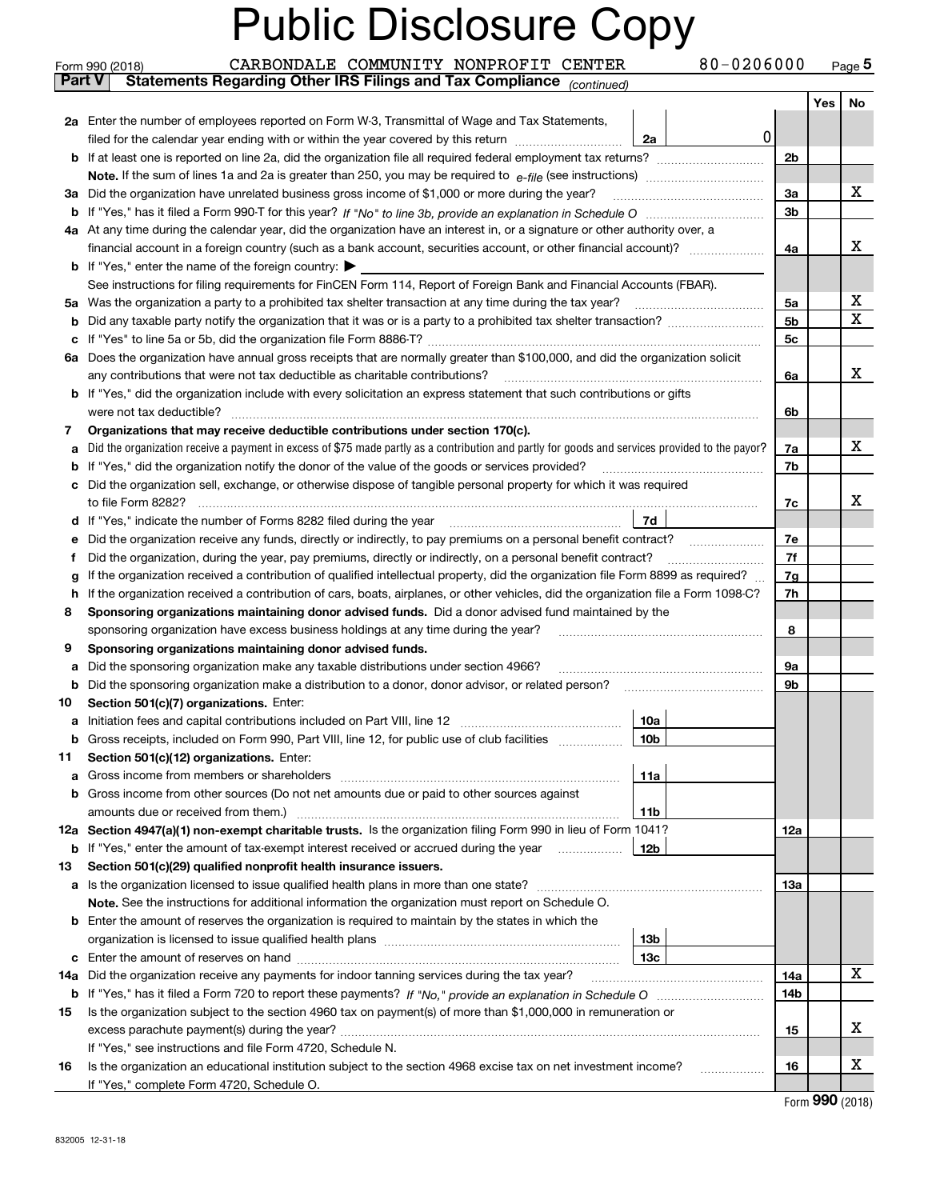# Public Disclosure Copy

Form 990 (2018) CARBONDALE COMMUNITY NONPROFIT CENTER 80-0206000 Page **5**

**Part V Statements Regarding Other IRS Filings and Tax Compliance** *(continued)*

| | | | | Yes | No |
|---|---|---|---|---|---|
| **2a** | Enter the number of employees reported on Form W-3, Transmittal of Wage and Tax Statements, filed for the calendar year ending with or within the year covered by this return | 2a 0 | | | |
| **b** | If at least one is reported on line 2a, did the organization file all required federal employment tax returns? | | 2b | | |
| | **Note.** If the sum of lines 1a and 2a is greater than 250, you may be required to *e-file* (see instructions) | | | | |
| **3a** | Did the organization have unrelated business gross income of $1,000 or more during the year? | | 3a | | X |
| **b** | If "Yes," has it filed a Form 990-T for this year? *If "No" to line 3b, provide an explanation in Schedule O* | | 3b | | |
| **4a** | At any time during the calendar year, did the organization have an interest in, or a signature or other authority over, a financial account in a foreign country (such as a bank account, securities account, or other financial account)? | | 4a | | X |
| **b** | If "Yes," enter the name of the foreign country: ▶ | | | | |
| | See instructions for filing requirements for FinCEN Form 114, Report of Foreign Bank and Financial Accounts (FBAR). | | | | |
| **5a** | Was the organization a party to a prohibited tax shelter transaction at any time during the tax year? | | 5a | | X |
| **b** | Did any taxable party notify the organization that it was or is a party to a prohibited tax shelter transaction? | | 5b | | X |
| **c** | If "Yes" to line 5a or 5b, did the organization file Form 8886-T? | | 5c | | |
| **6a** | Does the organization have annual gross receipts that are normally greater than $100,000, and did the organization solicit any contributions that were not tax deductible as charitable contributions? | | 6a | | X |
| **b** | If "Yes," did the organization include with every solicitation an express statement that such contributions or gifts were not tax deductible? | | 6b | | |
| **7** | **Organizations that may receive deductible contributions under section 170(c).** | | | | |
| **a** | Did the organization receive a payment in excess of $75 made partly as a contribution and partly for goods and services provided to the payor? | | 7a | | X |
| **b** | If "Yes," did the organization notify the donor of the value of the goods or services provided? | | 7b | | |
| **c** | Did the organization sell, exchange, or otherwise dispose of tangible personal property for which it was required to file Form 8282? | | 7c | | X |
| **d** | If "Yes," indicate the number of Forms 8282 filed during the year | 7d | | | |
| **e** | Did the organization receive any funds, directly or indirectly, to pay premiums on a personal benefit contract? | | 7e | | |
| **f** | Did the organization, during the year, pay premiums, directly or indirectly, on a personal benefit contract? | | 7f | | |
| **g** | If the organization received a contribution of qualified intellectual property, did the organization file Form 8899 as required? | | 7g | | |
| **h** | If the organization received a contribution of cars, boats, airplanes, or other vehicles, did the organization file a Form 1098-C? | | 7h | | |
| **8** | **Sponsoring organizations maintaining donor advised funds.** Did a donor advised fund maintained by the sponsoring organization have excess business holdings at any time during the year? | | 8 | | |
| **9** | **Sponsoring organizations maintaining donor advised funds.** | | | | |
| **a** | Did the sponsoring organization make any taxable distributions under section 4966? | | 9a | | |
| **b** | Did the sponsoring organization make a distribution to a donor, donor advisor, or related person? | | 9b | | |
| **10** | **Section 501(c)(7) organizations.** Enter: | | | | |
| **a** | Initiation fees and capital contributions included on Part VIII, line 12 | 10a | | | |
| **b** | Gross receipts, included on Form 990, Part VIII, line 12, for public use of club facilities | 10b | | | |
| **11** | **Section 501(c)(12) organizations.** Enter: | | | | |
| **a** | Gross income from members or shareholders | 11a | | | |
| **b** | Gross income from other sources (Do not net amounts due or paid to other sources against amounts due or received from them.) | 11b | | | |
| **12a** | **Section 4947(a)(1) non-exempt charitable trusts.** Is the organization filing Form 990 in lieu of Form 1041? | | 12a | | |
| **b** | If "Yes," enter the amount of tax-exempt interest received or accrued during the year | 12b | | | |
| **13** | **Section 501(c)(29) qualified nonprofit health insurance issuers.** | | | | |
| **a** | Is the organization licensed to issue qualified health plans in more than one state? | | 13a | | |
| | **Note.** See the instructions for additional information the organization must report on Schedule O. | | | | |
| **b** | Enter the amount of reserves the organization is required to maintain by the states in which the organization is licensed to issue qualified health plans | 13b | | | |
| **c** | Enter the amount of reserves on hand | 13c | | | |
| **14a** | Did the organization receive any payments for indoor tanning services during the tax year? | | 14a | | X |
| **b** | If "Yes," has it filed a Form 720 to report these payments? *If "No," provide an explanation in Schedule O* | | 14b | | |
| **15** | Is the organization subject to the section 4960 tax on payment(s) of more than $1,000,000 in remuneration or excess parachute payment(s) during the year? | | 15 | | X |
| | If "Yes," see instructions and file Form 4720, Schedule N. | | | | |
| **16** | Is the organization an educational institution subject to the section 4968 excise tax on net investment income? | | 16 | | X |
| | If "Yes," complete Form 4720, Schedule O. | | | | |

Form **990** (2018)

832005 12-31-18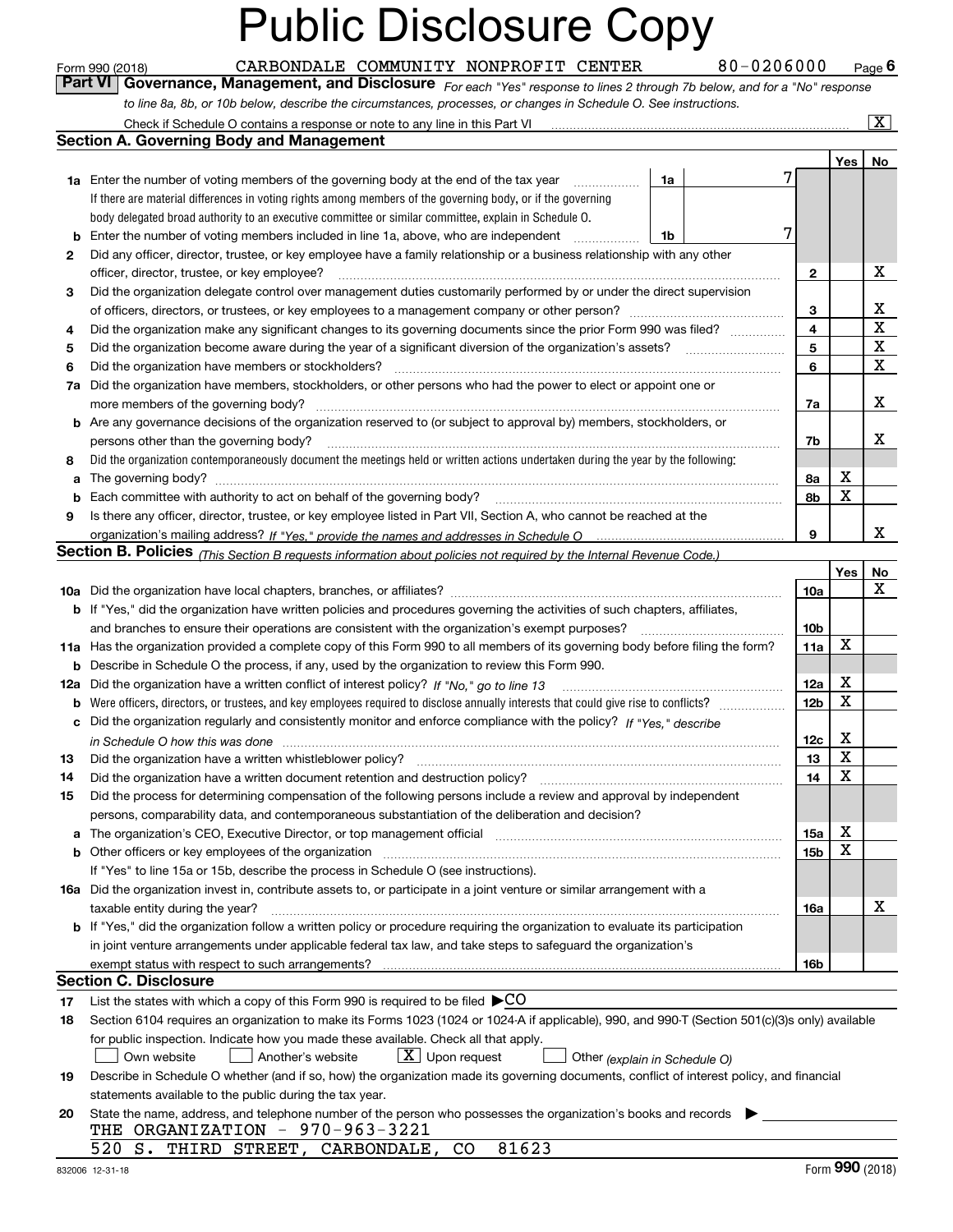# Public Disclosure Copy

Form 990 (2018) CARBONDALE COMMUNITY NONPROFIT CENTER 80-0206000 Page 6

## Part VI Governance, Management, and Disclosure

*For each "Yes" response to lines 2 through 7b below, and for a "No" response to line 8a, 8b, or 10b below, describe the circumstances, processes, or changes in Schedule O. See instructions.*

Check if Schedule O contains a response or note to any line in this Part VI [X]

### Section A. Governing Body and Management

| | | | | Yes | No |
|---|---|---|---|---|---|
| **1a** | Enter the number of voting members of the governing body at the end of the tax year. If there are material differences in voting rights among members of the governing body, or if the governing body delegated broad authority to an executive committee or similar committee, explain in Schedule O. | 1a: 7 | | | |
| **b** | Enter the number of voting members included in line 1a, above, who are independent | 1b: 7 | | | |
| **2** | Did any officer, director, trustee, or key employee have a family relationship or a business relationship with any other officer, director, trustee, or key employee? | | 2 | | X |
| **3** | Did the organization delegate control over management duties customarily performed by or under the direct supervision of officers, directors, or trustees, or key employees to a management company or other person? | | 3 | | X |
| **4** | Did the organization make any significant changes to its governing documents since the prior Form 990 was filed? | | 4 | | X |
| **5** | Did the organization become aware during the year of a significant diversion of the organization's assets? | | 5 | | X |
| **6** | Did the organization have members or stockholders? | | 6 | | X |
| **7a** | Did the organization have members, stockholders, or other persons who had the power to elect or appoint one or more members of the governing body? | | 7a | | X |
| **b** | Are any governance decisions of the organization reserved to (or subject to approval by) members, stockholders, or persons other than the governing body? | | 7b | | X |
| **8** | Did the organization contemporaneously document the meetings held or written actions undertaken during the year by the following: | | | | |
| **a** | The governing body? | | 8a | X | |
| **b** | Each committee with authority to act on behalf of the governing body? | | 8b | X | |
| **9** | Is there any officer, director, trustee, or key employee listed in Part VII, Section A, who cannot be reached at the organization's mailing address? *If "Yes," provide the names and addresses in Schedule O* | | 9 | | X |

### Section B. Policies *(This Section B requests information about policies not required by the Internal Revenue Code.)*

| | | | Yes | No |
|---|---|---|---|---|
| **10a** | Did the organization have local chapters, branches, or affiliates? | 10a | | X |
| **b** | If "Yes," did the organization have written policies and procedures governing the activities of such chapters, affiliates, and branches to ensure their operations are consistent with the organization's exempt purposes? | 10b | | |
| **11a** | Has the organization provided a complete copy of this Form 990 to all members of its governing body before filing the form? | 11a | X | |
| **b** | Describe in Schedule O the process, if any, used by the organization to review this Form 990. | | | |
| **12a** | Did the organization have a written conflict of interest policy? *If "No," go to line 13* | 12a | X | |
| **b** | Were officers, directors, or trustees, and key employees required to disclose annually interests that could give rise to conflicts? | 12b | X | |
| **c** | Did the organization regularly and consistently monitor and enforce compliance with the policy? *If "Yes," describe in Schedule O how this was done* | 12c | X | |
| **13** | Did the organization have a written whistleblower policy? | 13 | X | |
| **14** | Did the organization have a written document retention and destruction policy? | 14 | X | |
| **15** | Did the process for determining compensation of the following persons include a review and approval by independent persons, comparability data, and contemporaneous substantiation of the deliberation and decision? | | | |
| **a** | The organization's CEO, Executive Director, or top management official | 15a | X | |
| **b** | Other officers or key employees of the organization | 15b | X | |
| | If "Yes" to line 15a or 15b, describe the process in Schedule O (see instructions). | | | |
| **16a** | Did the organization invest in, contribute assets to, or participate in a joint venture or similar arrangement with a taxable entity during the year? | 16a | | X |
| **b** | If "Yes," did the organization follow a written policy or procedure requiring the organization to evaluate its participation in joint venture arrangements under applicable federal tax law, and take steps to safeguard the organization's exempt status with respect to such arrangements? | 16b | | |

### Section C. Disclosure

**17** List the states with which a copy of this Form 990 is required to be filed ▶CO

**18** Section 6104 requires an organization to make its Forms 1023 (1024 or 1024-A if applicable), 990, and 990-T (Section 501(c)(3)s only) available for public inspection. Indicate how you made these available. Check all that apply.

[ ] Own website [ ] Another's website [X] Upon request [ ] Other *(explain in Schedule O)*

**19** Describe in Schedule O whether (and if so, how) the organization made its governing documents, conflict of interest policy, and financial statements available to the public during the tax year.

**20** State the name, address, and telephone number of the person who possesses the organization's books and records ▶

THE ORGANIZATION - 970-963-3221

520 S. THIRD STREET, CARBONDALE, CO 81623

832006 12-31-18 Form 990 (2018)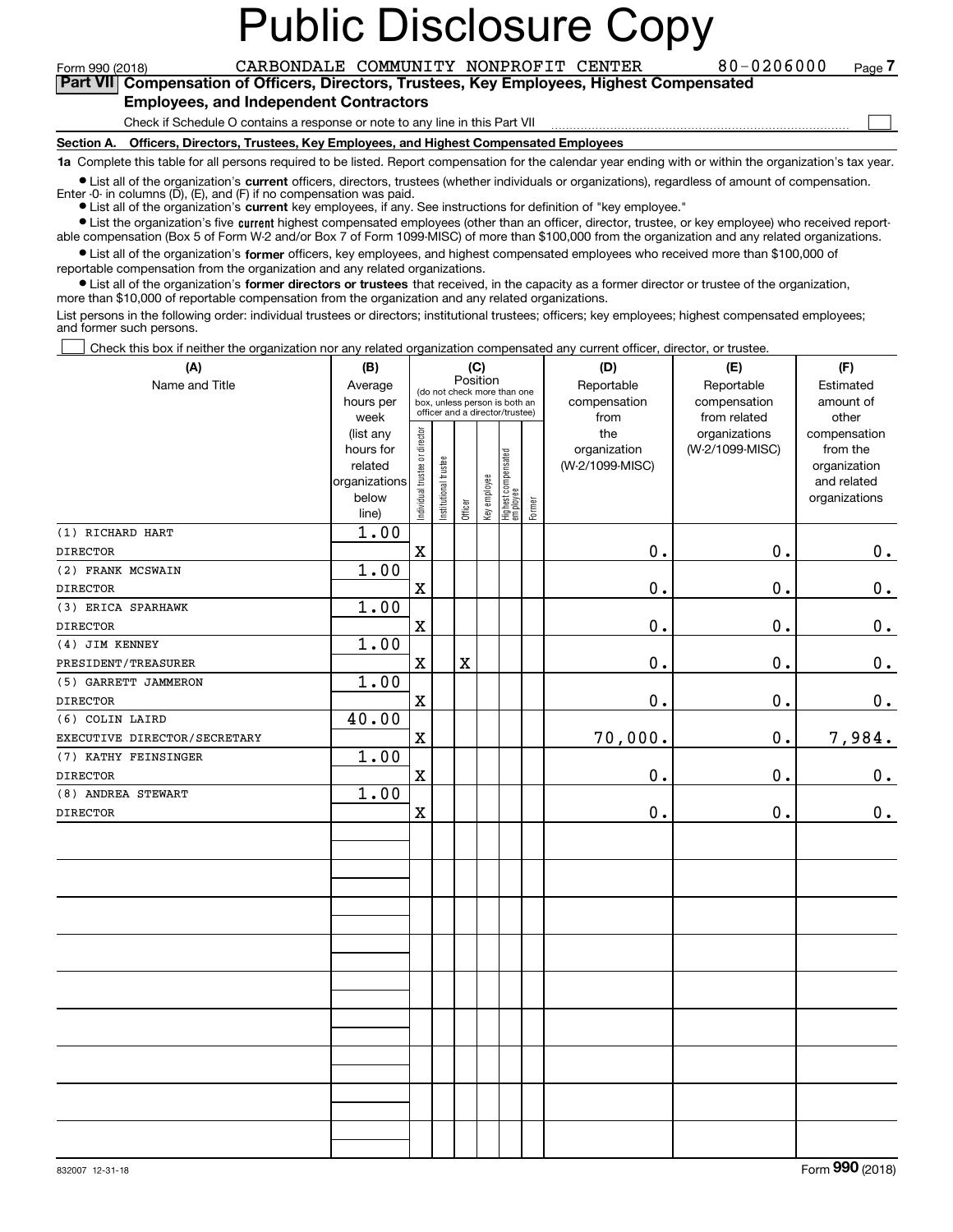# Public Disclosure Copy

Form 990 (2018) CARBONDALE COMMUNITY NONPROFIT CENTER 80-0206000 Page 7

**Part VII Compensation of Officers, Directors, Trustees, Key Employees, Highest Compensated Employees, and Independent Contractors**

Check if Schedule O contains a response or note to any line in this Part VII ☐

**Section A. Officers, Directors, Trustees, Key Employees, and Highest Compensated Employees**

**1a** Complete this table for all persons required to be listed. Report compensation for the calendar year ending with or within the organization's tax year.

- List all of the organization's **current** officers, directors, trustees (whether individuals or organizations), regardless of amount of compensation. Enter -0- in columns (D), (E), and (F) if no compensation was paid.
- List all of the organization's **current** key employees, if any. See instructions for definition of "key employee."
- List the organization's five **current** highest compensated employees (other than an officer, director, trustee, or key employee) who received reportable compensation (Box 5 of Form W-2 and/or Box 7 of Form 1099-MISC) of more than $100,000 from the organization and any related organizations.
- List all of the organization's **former** officers, key employees, and highest compensated employees who received more than $100,000 of reportable compensation from the organization and any related organizations.
- List all of the organization's **former directors or trustees** that received, in the capacity as a former director or trustee of the organization, more than $10,000 of reportable compensation from the organization and any related organizations.

List persons in the following order: individual trustees or directors; institutional trustees; officers; key employees; highest compensated employees; and former such persons.

☐ Check this box if neither the organization nor any related organization compensated any current officer, director, or trustee.

| (A) Name and Title | (B) Average hours per week (list any hours for related organizations below line) | (C) Position: Individual trustee or director | Institutional trustee | Officer | Key employee | Highest compensated employee | Former | (D) Reportable compensation from the organization (W-2/1099-MISC) | (E) Reportable compensation from related organizations (W-2/1099-MISC) | (F) Estimated amount of other compensation from the organization and related organizations |
|---|---|---|---|---|---|---|---|---|---|---|
| (1) RICHARD HART<br>DIRECTOR | 1.00 | X | | | | | | 0. | 0. | 0. |
| (2) FRANK MCSWAIN<br>DIRECTOR | 1.00 | X | | | | | | 0. | 0. | 0. |
| (3) ERICA SPARHAWK<br>DIRECTOR | 1.00 | X | | | | | | 0. | 0. | 0. |
| (4) JIM KENNEY<br>PRESIDENT/TREASURER | 1.00 | X | | X | | | | 0. | 0. | 0. |
| (5) GARRETT JAMMERON<br>DIRECTOR | 1.00 | X | | | | | | 0. | 0. | 0. |
| (6) COLIN LAIRD<br>EXECUTIVE DIRECTOR/SECRETARY | 40.00 | X | | | | | | 70,000. | 0. | 7,984. |
| (7) KATHY FEINSINGER<br>DIRECTOR | 1.00 | X | | | | | | 0. | 0. | 0. |
| (8) ANDREA STEWART<br>DIRECTOR | 1.00 | X | | | | | | 0. | 0. | 0. |

832007 12-31-18 Form **990** (2018)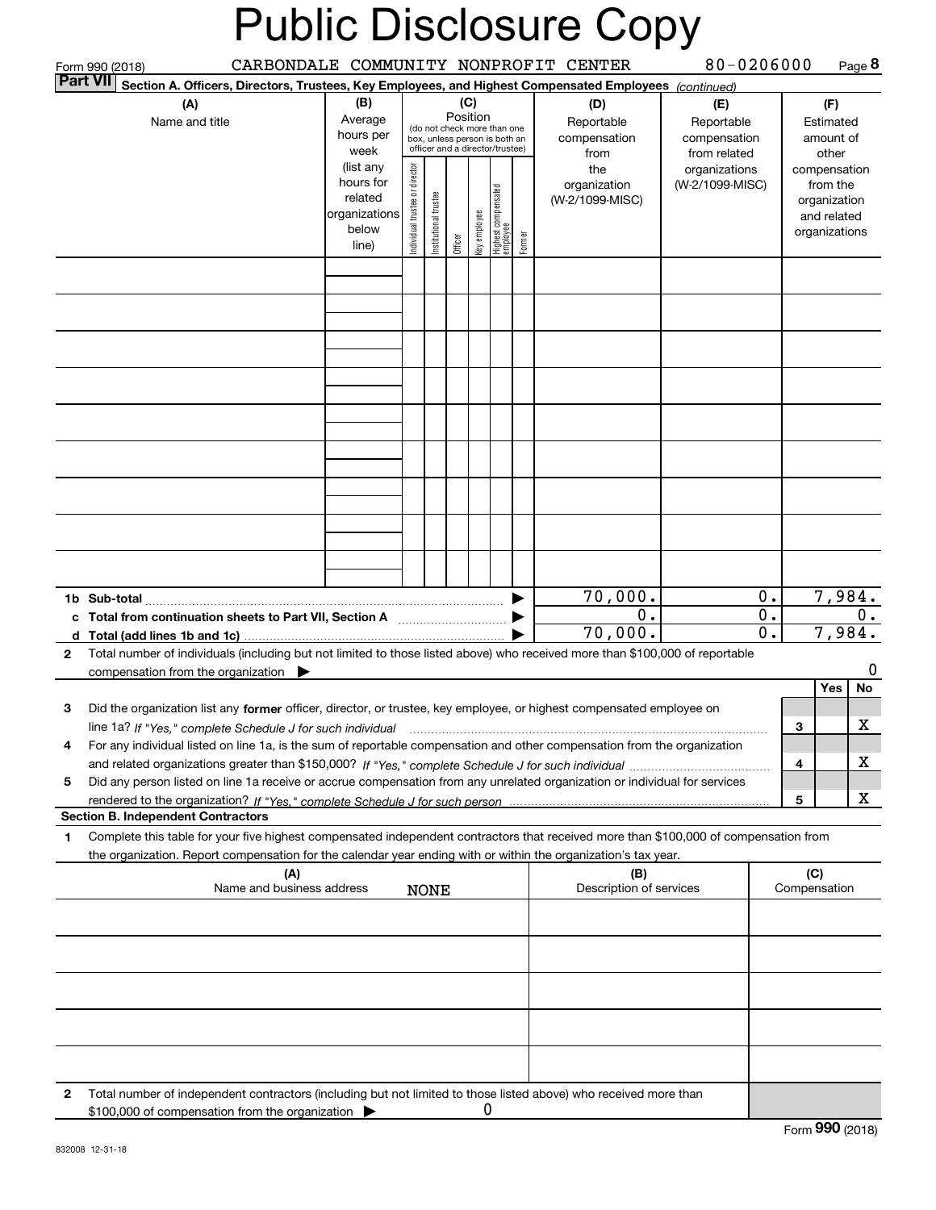# Public Disclosure Copy

Form 990 (2018) CARBONDALE COMMUNITY NONPROFIT CENTER 80-0206000 Page **8**

**Part VII** **Section A. Officers, Directors, Trustees, Key Employees, and Highest Compensated Employees** *(continued)*

| (A) Name and title | (B) Average hours per week (list any hours for related organizations below line) | (C) Position (do not check more than one box, unless person is both an officer and a director/trustee): Individual trustee or director | Institutional trustee | Officer | Key employee | Highest compensated employee | Former | (D) Reportable compensation from the organization (W-2/1099-MISC) | (E) Reportable compensation from related organizations (W-2/1099-MISC) | (F) Estimated amount of other compensation from the organization and related organizations |
|---|---|---|---|---|---|---|---|---|---|---|
| | | | | | | | | | | |
| | | | | | | | | | | |
| | | | | | | | | | | |
| | | | | | | | | | | |
| | | | | | | | | | | |
| | | | | | | | | | | |
| | | | | | | | | | | |
| | | | | | | | | | | |
| | | | | | | | | | | |
| **1b Sub-total** | | | | | | | ▶ | 70,000. | 0. | 7,984. |
| **c Total from continuation sheets to Part VII, Section A** | | | | | | | ▶ | 0. | 0. | 0. |
| **d Total (add lines 1b and 1c)** | | | | | | | ▶ | 70,000. | 0. | 7,984. |

**2** Total number of individuals (including but not limited to those listed above) who received more than $100,000 of reportable compensation from the organization ▶ 0

| | | | Yes | No |
|---|---|---|---|---|
| **3** | Did the organization list any **former** officer, director, or trustee, key employee, or highest compensated employee on line 1a? *If "Yes," complete Schedule J for such individual* | 3 | | X |
| **4** | For any individual listed on line 1a, is the sum of reportable compensation and other compensation from the organization and related organizations greater than $150,000? *If "Yes," complete Schedule J for such individual* | 4 | | X |
| **5** | Did any person listed on line 1a receive or accrue compensation from any unrelated organization or individual for services rendered to the organization? *If "Yes," complete Schedule J for such person* | 5 | | X |

**Section B. Independent Contractors**

**1** Complete this table for your five highest compensated independent contractors that received more than $100,000 of compensation from the organization. Report compensation for the calendar year ending with or within the organization's tax year.

| (A) Name and business address | (B) Description of services | (C) Compensation |
|---|---|---|
| NONE | | |
| | | |
| | | |
| | | |
| | | |

**2** Total number of independent contractors (including but not limited to those listed above) who received more than $100,000 of compensation from the organization ▶ 0

Form **990** (2018)

832008 12-31-18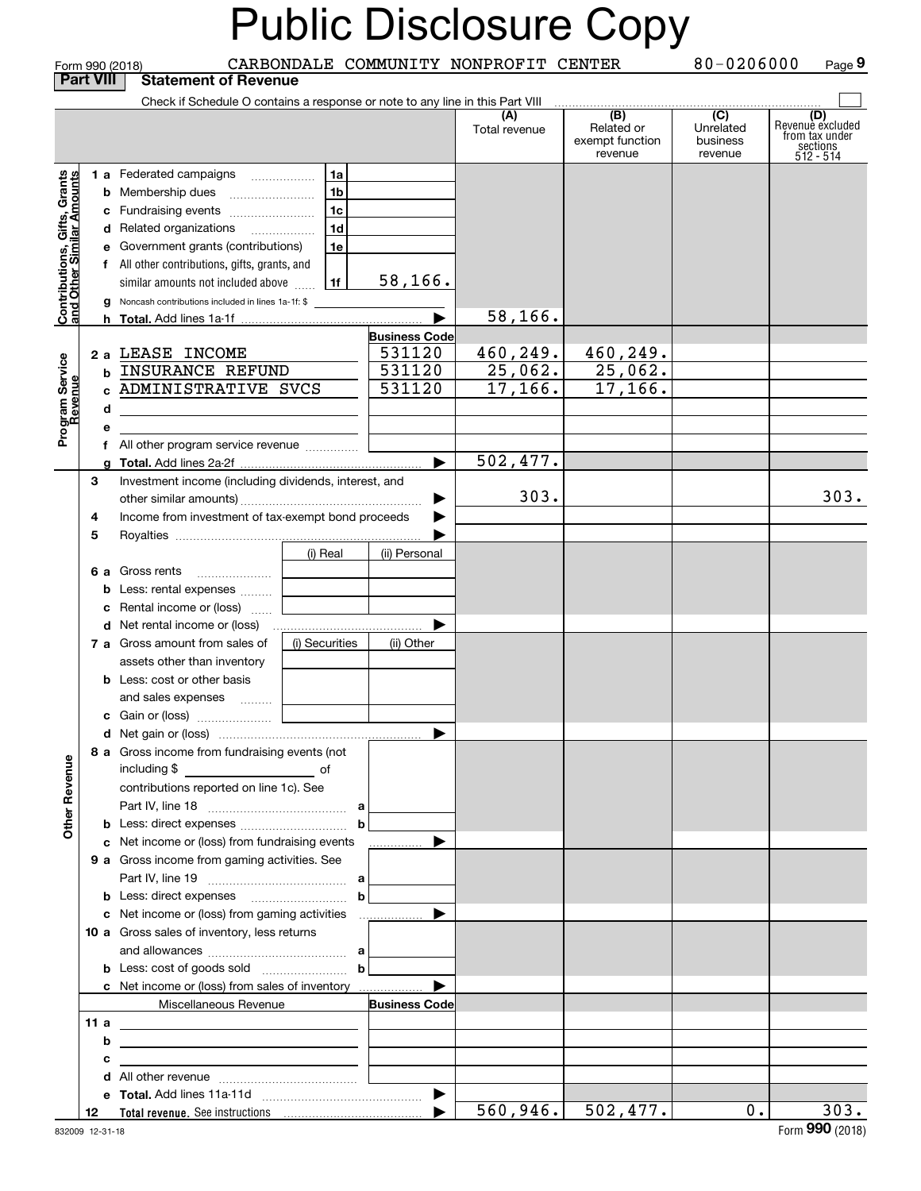# Public Disclosure Copy

Form 990 (2018) CARBONDALE COMMUNITY NONPROFIT CENTER 80-0206000 Page 9

## Part VIII Statement of Revenue

Check if Schedule O contains a response or note to any line in this Part VIII

| | | | (A) Total revenue | (B) Related or exempt function revenue | (C) Unrelated business revenue | (D) Revenue excluded from tax under sections 512 - 514 |
|---|---|---|---|---|---|---|
| **Contributions, Gifts, Grants and Other Similar Amounts** | | | | | | |
| 1 a Federated campaigns | 1a | | | | | |
| b Membership dues | 1b | | | | | |
| c Fundraising events | 1c | | | | | |
| d Related organizations | 1d | | | | | |
| e Government grants (contributions) | 1e | | | | | |
| f All other contributions, gifts, grants, and similar amounts not included above | 1f | 58,166. | | | | |
| g Noncash contributions included in lines 1a-1f: $ | | | | | | |
| h **Total.** Add lines 1a-1f | | | 58,166. | | | |
| **Program Service Revenue** | | **Business Code** | | | | |
| 2 a LEASE INCOME | | 531120 | 460,249. | 460,249. | | |
| b INSURANCE REFUND | | 531120 | 25,062. | 25,062. | | |
| c ADMINISTRATIVE SVCS | | 531120 | 17,166. | 17,166. | | |
| d | | | | | | |
| e | | | | | | |
| f All other program service revenue | | | | | | |
| g **Total.** Add lines 2a-2f | | | 502,477. | | | |
| **Other Revenue** | | | | | | |
| 3 Investment income (including dividends, interest, and other similar amounts) | | | 303. | | | 303. |
| 4 Income from investment of tax-exempt bond proceeds | | | | | | |
| 5 Royalties | | | | | | |
| | (i) Real | (ii) Personal | | | | |
| 6 a Gross rents | | | | | | |
| b Less: rental expenses | | | | | | |
| c Rental income or (loss) | | | | | | |
| d Net rental income or (loss) | | | | | | |
| | (i) Securities | (ii) Other | | | | |
| 7 a Gross amount from sales of assets other than inventory | | | | | | |
| b Less: cost or other basis and sales expenses | | | | | | |
| c Gain or (loss) | | | | | | |
| d Net gain or (loss) | | | | | | |
| 8 a Gross income from fundraising events (not including $ of contributions reported on line 1c). See Part IV, line 18 | a | | | | | |
| b Less: direct expenses | b | | | | | |
| c Net income or (loss) from fundraising events | | | | | | |
| 9 a Gross income from gaming activities. See Part IV, line 19 | a | | | | | |
| b Less: direct expenses | b | | | | | |
| c Net income or (loss) from gaming activities | | | | | | |
| 10 a Gross sales of inventory, less returns and allowances | a | | | | | |
| b Less: cost of goods sold | b | | | | | |
| c Net income or (loss) from sales of inventory | | | | | | |
| Miscellaneous Revenue | | **Business Code** | | | | |
| 11 a | | | | | | |
| b | | | | | | |
| c | | | | | | |
| d All other revenue | | | | | | |
| e **Total.** Add lines 11a-11d | | | | | | |
| 12 **Total revenue.** See instructions | | | 560,946. | 502,477. | 0. | 303. |

832009 12-31-18

Form **990** (2018)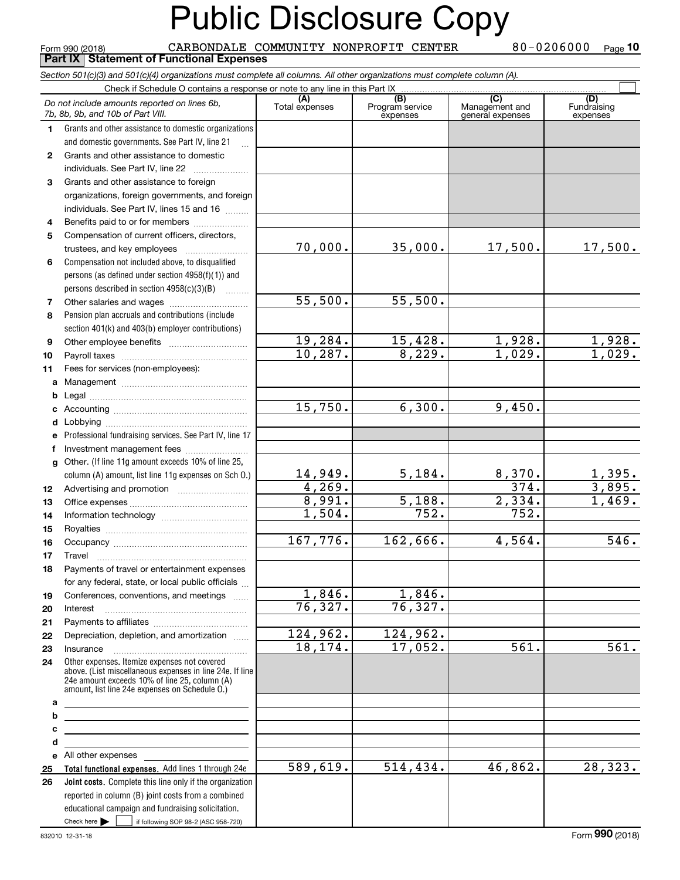# Public Disclosure Copy

Form 990 (2018) CARBONDALE COMMUNITY NONPROFIT CENTER 80-0206000 Page 10

## Part IX Statement of Functional Expenses

*Section 501(c)(3) and 501(c)(4) organizations must complete all columns. All other organizations must complete column (A).*

Check if Schedule O contains a response or note to any line in this Part IX

| | *Do not include amounts reported on lines 6b, 7b, 8b, 9b, and 10b of Part VIII.* | (A) Total expenses | (B) Program service expenses | (C) Management and general expenses | (D) Fundraising expenses |
|---|---|---|---|---|---|
| 1 | Grants and other assistance to domestic organizations and domestic governments. See Part IV, line 21 | | | | |
| 2 | Grants and other assistance to domestic individuals. See Part IV, line 22 | | | | |
| 3 | Grants and other assistance to foreign organizations, foreign governments, and foreign individuals. See Part IV, lines 15 and 16 | | | | |
| 4 | Benefits paid to or for members | | | | |
| 5 | Compensation of current officers, directors, trustees, and key employees | 70,000. | 35,000. | 17,500. | 17,500. |
| 6 | Compensation not included above, to disqualified persons (as defined under section 4958(f)(1)) and persons described in section 4958(c)(3)(B) | | | | |
| 7 | Other salaries and wages | 55,500. | 55,500. | | |
| 8 | Pension plan accruals and contributions (include section 401(k) and 403(b) employer contributions) | | | | |
| 9 | Other employee benefits | 19,284. | 15,428. | 1,928. | 1,928. |
| 10 | Payroll taxes | 10,287. | 8,229. | 1,029. | 1,029. |
| 11 | Fees for services (non-employees): | | | | |
| a | Management | | | | |
| b | Legal | | | | |
| c | Accounting | 15,750. | 6,300. | 9,450. | |
| d | Lobbying | | | | |
| e | Professional fundraising services. See Part IV, line 17 | | | | |
| f | Investment management fees | | | | |
| g | Other. (If line 11g amount exceeds 10% of line 25, column (A) amount, list line 11g expenses on Sch O.) | 14,949. | 5,184. | 8,370. | 1,395. |
| 12 | Advertising and promotion | 4,269. | | 374. | 3,895. |
| 13 | Office expenses | 8,991. | 5,188. | 2,334. | 1,469. |
| 14 | Information technology | 1,504. | 752. | 752. | |
| 15 | Royalties | | | | |
| 16 | Occupancy | 167,776. | 162,666. | 4,564. | 546. |
| 17 | Travel | | | | |
| 18 | Payments of travel or entertainment expenses for any federal, state, or local public officials | | | | |
| 19 | Conferences, conventions, and meetings | 1,846. | 1,846. | | |
| 20 | Interest | 76,327. | 76,327. | | |
| 21 | Payments to affiliates | | | | |
| 22 | Depreciation, depletion, and amortization | 124,962. | 124,962. | | |
| 23 | Insurance | 18,174. | 17,052. | 561. | 561. |
| 24 | Other expenses. Itemize expenses not covered above. (List miscellaneous expenses in line 24e. If line 24e amount exceeds 10% of line 25, column (A) amount, list line 24e expenses on Schedule O.) | | | | |
| a | | | | | |
| b | | | | | |
| c | | | | | |
| d | | | | | |
| e | All other expenses | | | | |
| 25 | **Total functional expenses.** Add lines 1 through 24e | 589,619. | 514,434. | 46,862. | 28,323. |
| 26 | **Joint costs.** Complete this line only if the organization reported in column (B) joint costs from a combined educational campaign and fundraising solicitation. Check here ▶ if following SOP 98-2 (ASC 958-720) | | | | |

832010 12-31-18

Form **990** (2018)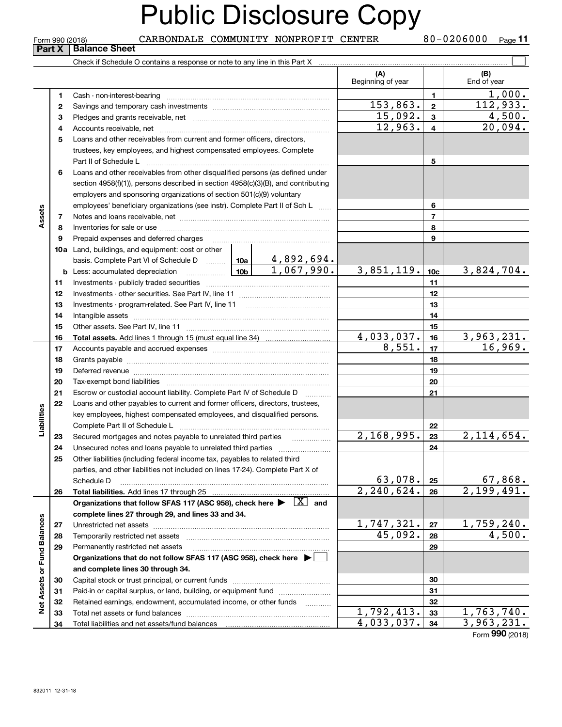# Public Disclosure Copy

Form 990 (2018) CARBONDALE COMMUNITY NONPROFIT CENTER 80-0206000

## Part X Balance Sheet

Check if Schedule O contains a response or note to any line in this Part X

| | | | | (A) Beginning of year | | (B) End of year |
|---|---|---|---|---|---|---|
| Assets | 1 | Cash - non-interest-bearing | | | 1 | 1,000. |
| | 2 | Savings and temporary cash investments | | 153,863. | 2 | 112,933. |
| | 3 | Pledges and grants receivable, net | | 15,092. | 3 | 4,500. |
| | 4 | Accounts receivable, net | | 12,963. | 4 | 20,094. |
| | 5 | Loans and other receivables from current and former officers, directors, trustees, key employees, and highest compensated employees. Complete Part II of Schedule L | | | 5 | |
| | 6 | Loans and other receivables from other disqualified persons (as defined under section 4958(f)(1)), persons described in section 4958(c)(3)(B), and contributing employers and sponsoring organizations of section 501(c)(9) voluntary employees' beneficiary organizations (see instr). Complete Part II of Sch L | | | 6 | |
| | 7 | Notes and loans receivable, net | | | 7 | |
| | 8 | Inventories for sale or use | | | 8 | |
| | 9 | Prepaid expenses and deferred charges | | | 9 | |
| | 10a | Land, buildings, and equipment: cost or other basis. Complete Part VI of Schedule D | 10a 4,892,694. | | | |
| | b | Less: accumulated depreciation | 10b 1,067,990. | 3,851,119. | 10c | 3,824,704. |
| | 11 | Investments - publicly traded securities | | | 11 | |
| | 12 | Investments - other securities. See Part IV, line 11 | | | 12 | |
| | 13 | Investments - program-related. See Part IV, line 11 | | | 13 | |
| | 14 | Intangible assets | | | 14 | |
| | 15 | Other assets. See Part IV, line 11 | | | 15 | |
| | 16 | **Total assets.** Add lines 1 through 15 (must equal line 34) | | 4,033,037. | 16 | 3,963,231. |
| Liabilities | 17 | Accounts payable and accrued expenses | | 8,551. | 17 | 16,969. |
| | 18 | Grants payable | | | 18 | |
| | 19 | Deferred revenue | | | 19 | |
| | 20 | Tax-exempt bond liabilities | | | 20 | |
| | 21 | Escrow or custodial account liability. Complete Part IV of Schedule D | | | 21 | |
| | 22 | Loans and other payables to current and former officers, directors, trustees, key employees, highest compensated employees, and disqualified persons. Complete Part II of Schedule L | | | 22 | |
| | 23 | Secured mortgages and notes payable to unrelated third parties | | 2,168,995. | 23 | 2,114,654. |
| | 24 | Unsecured notes and loans payable to unrelated third parties | | | 24 | |
| | 25 | Other liabilities (including federal income tax, payables to related third parties, and other liabilities not included on lines 17-24). Complete Part X of Schedule D | | 63,078. | 25 | 67,868. |
| | 26 | **Total liabilities.** Add lines 17 through 25 | | 2,240,624. | 26 | 2,199,491. |
| Net Assets or Fund Balances | | **Organizations that follow SFAS 117 (ASC 958), check here ▶ [X] and complete lines 27 through 29, and lines 33 and 34.** | | | | |
| | 27 | Unrestricted net assets | | 1,747,321. | 27 | 1,759,240. |
| | 28 | Temporarily restricted net assets | | 45,092. | 28 | 4,500. |
| | 29 | Permanently restricted net assets | | | 29 | |
| | | **Organizations that do not follow SFAS 117 (ASC 958), check here ▶ [ ] and complete lines 30 through 34.** | | | | |
| | 30 | Capital stock or trust principal, or current funds | | | 30 | |
| | 31 | Paid-in or capital surplus, or land, building, or equipment fund | | | 31 | |
| | 32 | Retained earnings, endowment, accumulated income, or other funds | | | 32 | |
| | 33 | Total net assets or fund balances | | 1,792,413. | 33 | 1,763,740. |
| | 34 | Total liabilities and net assets/fund balances | | 4,033,037. | 34 | 3,963,231. |

Form **990** (2018)

832011 12-31-18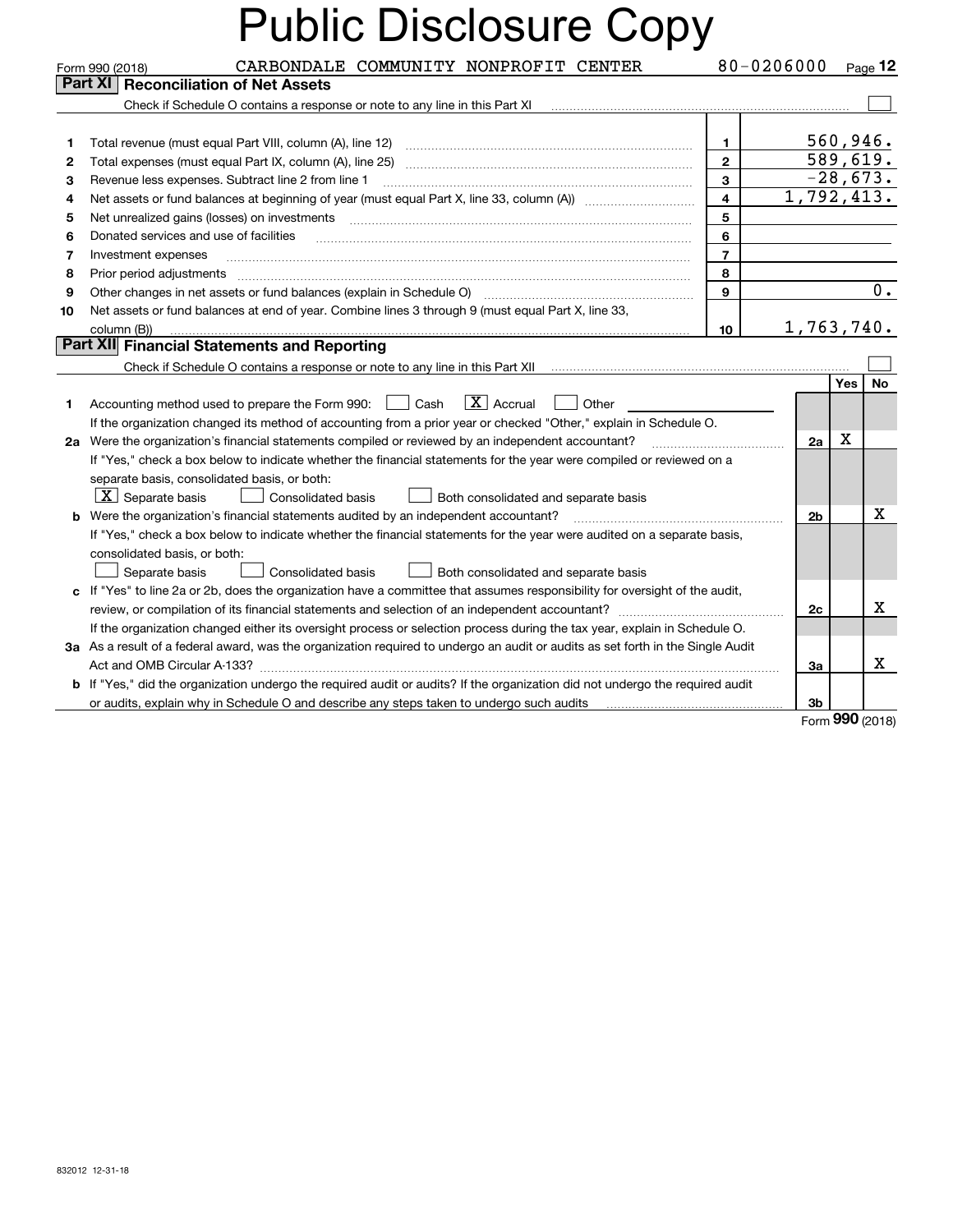# Public Disclosure Copy

Form 990 (2018) CARBONDALE COMMUNITY NONPROFIT CENTER 80-0206000 Page **12**

## Part XI Reconciliation of Net Assets

Check if Schedule O contains a response or note to any line in this Part XI ☐

| | | | |
|---|---|---|---|
| 1 | Total revenue (must equal Part VIII, column (A), line 12) | 1 | 560,946. |
| 2 | Total expenses (must equal Part IX, column (A), line 25) | 2 | 589,619. |
| 3 | Revenue less expenses. Subtract line 2 from line 1 | 3 | -28,673. |
| 4 | Net assets or fund balances at beginning of year (must equal Part X, line 33, column (A)) | 4 | 1,792,413. |
| 5 | Net unrealized gains (losses) on investments | 5 | |
| 6 | Donated services and use of facilities | 6 | |
| 7 | Investment expenses | 7 | |
| 8 | Prior period adjustments | 8 | |
| 9 | Other changes in net assets or fund balances (explain in Schedule O) | 9 | 0. |
| 10 | Net assets or fund balances at end of year. Combine lines 3 through 9 (must equal Part X, line 33, column (B)) | 10 | 1,763,740. |

## Part XII Financial Statements and Reporting

Check if Schedule O contains a response or note to any line in this Part XII ☐

| | | | Yes | No |
|---|---|---|---|---|
| 1 | Accounting method used to prepare the Form 990: ☐ Cash ☒ Accrual ☐ Other<br>If the organization changed its method of accounting from a prior year or checked "Other," explain in Schedule O. | | | |
| 2a | Were the organization's financial statements compiled or reviewed by an independent accountant? | 2a | X | |
| | If "Yes," check a box below to indicate whether the financial statements for the year were compiled or reviewed on a separate basis, consolidated basis, or both:<br>☒ Separate basis ☐ Consolidated basis ☐ Both consolidated and separate basis | | | |
| b | Were the organization's financial statements audited by an independent accountant? | 2b | | X |
| | If "Yes," check a box below to indicate whether the financial statements for the year were audited on a separate basis, consolidated basis, or both:<br>☐ Separate basis ☐ Consolidated basis ☐ Both consolidated and separate basis | | | |
| c | If "Yes" to line 2a or 2b, does the organization have a committee that assumes responsibility for oversight of the audit, review, or compilation of its financial statements and selection of an independent accountant? | 2c | | X |
| | If the organization changed either its oversight process or selection process during the tax year, explain in Schedule O. | | | |
| 3a | As a result of a federal award, was the organization required to undergo an audit or audits as set forth in the Single Audit Act and OMB Circular A-133? | 3a | | X |
| b | If "Yes," did the organization undergo the required audit or audits? If the organization did not undergo the required audit or audits, explain why in Schedule O and describe any steps taken to undergo such audits | 3b | | |

Form **990** (2018)

832012 12-31-18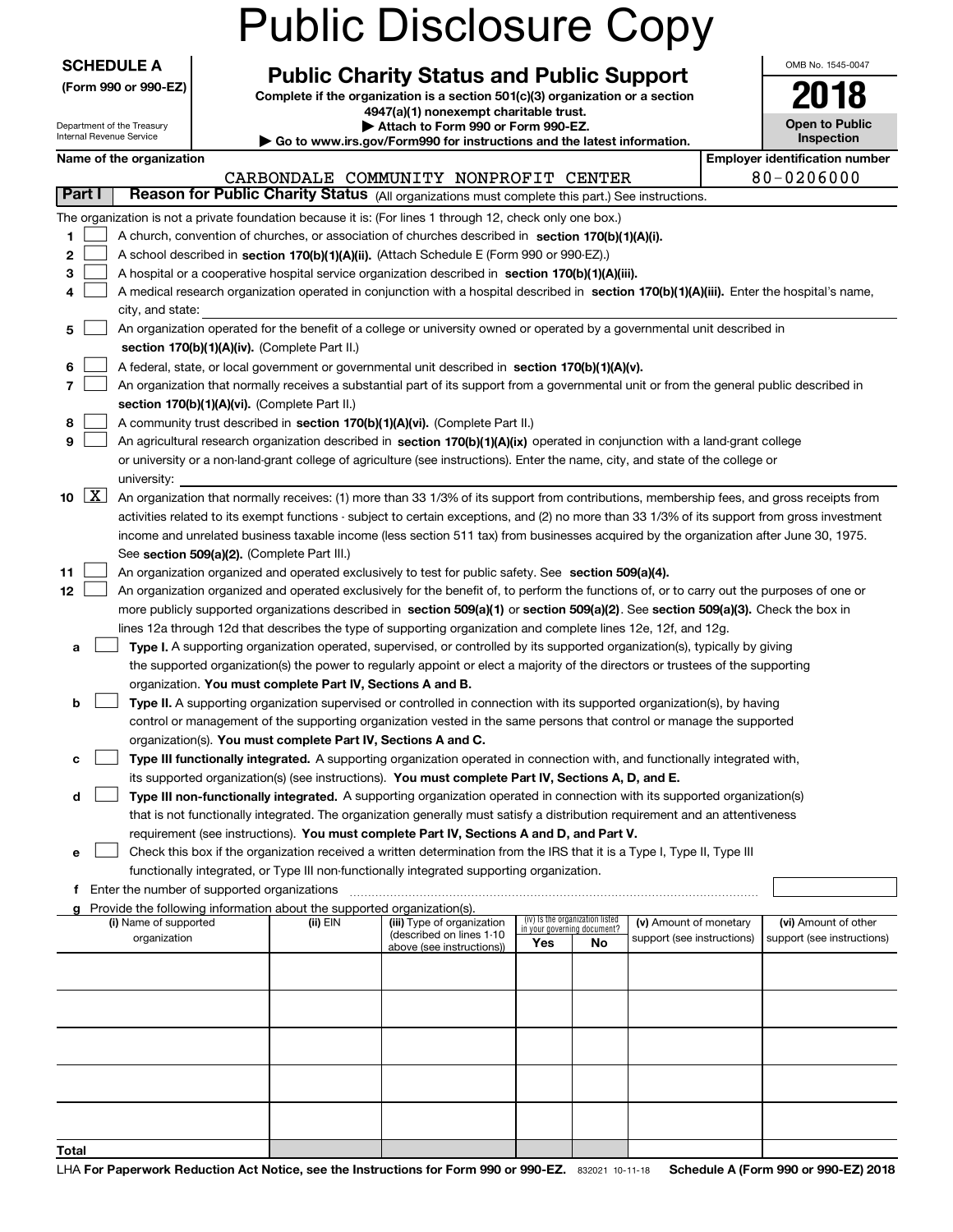# Public Disclosure Copy

**SCHEDULE A**
**(Form 990 or 990-EZ)**

Department of the Treasury
Internal Revenue Service

## Public Charity Status and Public Support

**Complete if the organization is a section 501(c)(3) organization or a section 4947(a)(1) nonexempt charitable trust.**
**▶ Attach to Form 990 or Form 990-EZ.**
**▶ Go to www.irs.gov/Form990 for instructions and the latest information.**

OMB No. 1545-0047
**2018**
**Open to Public Inspection**

**Name of the organization:** CARBONDALE COMMUNITY NONPROFIT CENTER
**Employer identification number:** 80-0206000

**Part I — Reason for Public Charity Status** (All organizations must complete this part.) See instructions.

The organization is not a private foundation because it is: (For lines 1 through 12, check only one box.)

1. [ ] A church, convention of churches, or association of churches described in **section 170(b)(1)(A)(i).**
2. [ ] A school described in **section 170(b)(1)(A)(ii).** (Attach Schedule E (Form 990 or 990-EZ).)
3. [ ] A hospital or a cooperative hospital service organization described in **section 170(b)(1)(A)(iii).**
4. [ ] A medical research organization operated in conjunction with a hospital described in **section 170(b)(1)(A)(iii).** Enter the hospital's name, city, and state:
5. [ ] An organization operated for the benefit of a college or university owned or operated by a governmental unit described in **section 170(b)(1)(A)(iv).** (Complete Part II.)
6. [ ] A federal, state, or local government or governmental unit described in **section 170(b)(1)(A)(v).**
7. [ ] An organization that normally receives a substantial part of its support from a governmental unit or from the general public described in **section 170(b)(1)(A)(vi).** (Complete Part II.)
8. [ ] A community trust described in **section 170(b)(1)(A)(vi).** (Complete Part II.)
9. [ ] An agricultural research organization described in **section 170(b)(1)(A)(ix)** operated in conjunction with a land-grant college or university or a non-land-grant college of agriculture (see instructions). Enter the name, city, and state of the college or university:
10. [X] An organization that normally receives: (1) more than 33 1/3% of its support from contributions, membership fees, and gross receipts from activities related to its exempt functions - subject to certain exceptions, and (2) no more than 33 1/3% of its support from gross investment income and unrelated business taxable income (less section 511 tax) from businesses acquired by the organization after June 30, 1975. See **section 509(a)(2).** (Complete Part III.)
11. [ ] An organization organized and operated exclusively to test for public safety. See **section 509(a)(4).**
12. [ ] An organization organized and operated exclusively for the benefit of, to perform the functions of, or to carry out the purposes of one or more publicly supported organizations described in **section 509(a)(1)** or **section 509(a)(2).** See **section 509(a)(3).** Check the box in lines 12a through 12d that describes the type of supporting organization and complete lines 12e, 12f, and 12g.

   a. [ ] **Type I.** A supporting organization operated, supervised, or controlled by its supported organization(s), typically by giving the supported organization(s) the power to regularly appoint or elect a majority of the directors or trustees of the supporting organization. **You must complete Part IV, Sections A and B.**

   b. [ ] **Type II.** A supporting organization supervised or controlled in connection with its supported organization(s), by having control or management of the supporting organization vested in the same persons that control or manage the supported organization(s). **You must complete Part IV, Sections A and C.**

   c. [ ] **Type III functionally integrated.** A supporting organization operated in connection with, and functionally integrated with, its supported organization(s) (see instructions). **You must complete Part IV, Sections A, D, and E.**

   d. [ ] **Type III non-functionally integrated.** A supporting organization operated in connection with its supported organization(s) that is not functionally integrated. The organization generally must satisfy a distribution requirement and an attentiveness requirement (see instructions). **You must complete Part IV, Sections A and D, and Part V.**

   e. [ ] Check this box if the organization received a written determination from the IRS that it is a Type I, Type II, Type III functionally integrated, or Type III non-functionally integrated supporting organization.

   f. Enter the number of supported organizations

   g. Provide the following information about the supported organization(s).

| (i) Name of supported organization | (ii) EIN | (iii) Type of organization (described on lines 1-10 above (see instructions)) | (iv) Is the organization listed in your governing document? Yes | No | (v) Amount of monetary support (see instructions) | (vi) Amount of other support (see instructions) |
|---|---|---|---|---|---|---|
| | | | | | | |
| | | | | | | |
| | | | | | | |
| | | | | | | |
| | | | | | | |
| **Total** | | | | | | |

LHA **For Paperwork Reduction Act Notice, see the Instructions for Form 990 or 990-EZ.** 832021 10-11-18 **Schedule A (Form 990 or 990-EZ) 2018**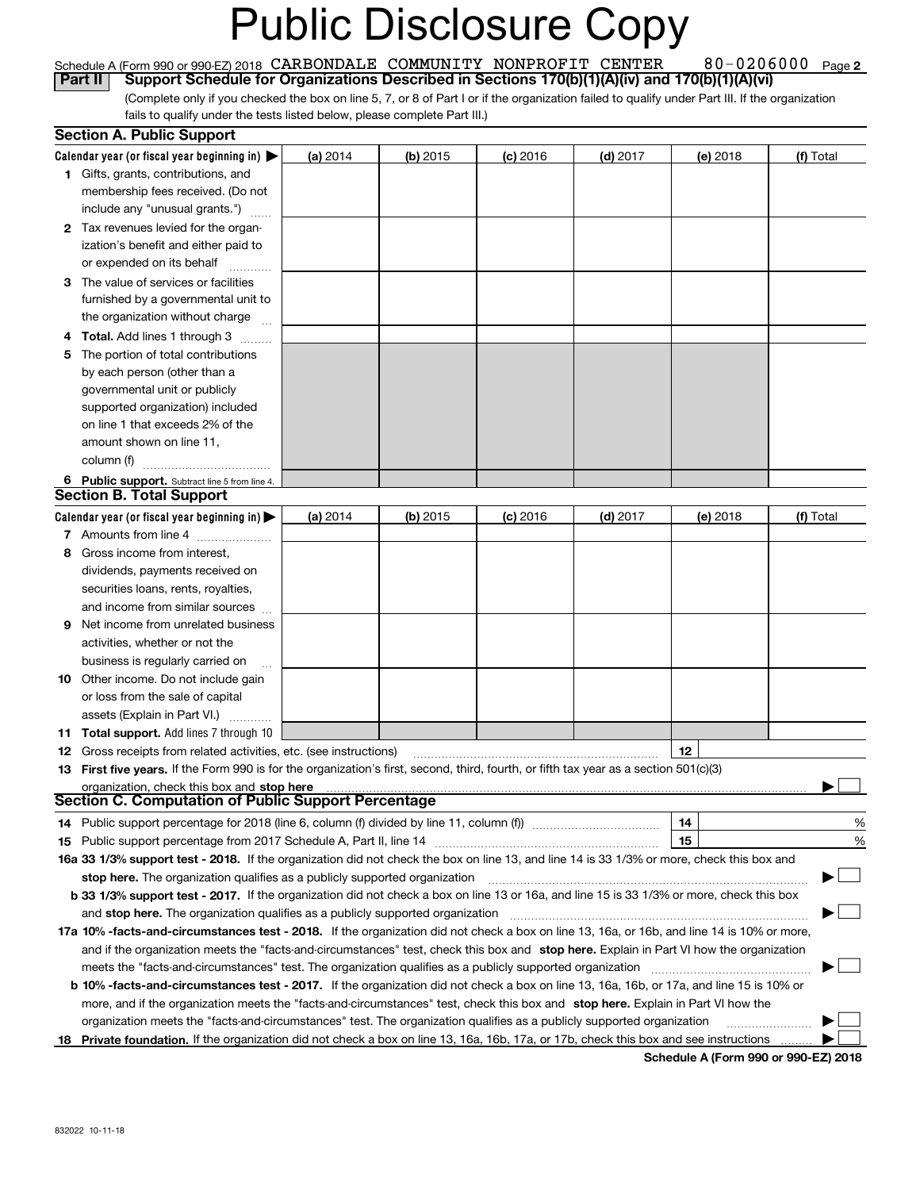# Public Disclosure Copy

Schedule A (Form 990 or 990-EZ) 2018 CARBONDALE COMMUNITY NONPROFIT CENTER 80-0206000 Page 2

## Part II Support Schedule for Organizations Described in Sections 170(b)(1)(A)(iv) and 170(b)(1)(A)(vi)

(Complete only if you checked the box on line 5, 7, or 8 of Part I or if the organization failed to qualify under Part III. If the organization fails to qualify under the tests listed below, please complete Part III.)

### Section A. Public Support

| Calendar year (or fiscal year beginning in) ▶ | (a) 2014 | (b) 2015 | (c) 2016 | (d) 2017 | (e) 2018 | (f) Total |
|---|---|---|---|---|---|---|
| 1 Gifts, grants, contributions, and membership fees received. (Do not include any "unusual grants.") | | | | | | |
| 2 Tax revenues levied for the organization's benefit and either paid to or expended on its behalf | | | | | | |
| 3 The value of services or facilities furnished by a governmental unit to the organization without charge | | | | | | |
| 4 Total. Add lines 1 through 3 | | | | | | |
| 5 The portion of total contributions by each person (other than a governmental unit or publicly supported organization) included on line 1 that exceeds 2% of the amount shown on line 11, column (f) | | | | | | |
| 6 Public support. Subtract line 5 from line 4. | | | | | | |

### Section B. Total Support

| Calendar year (or fiscal year beginning in) ▶ | (a) 2014 | (b) 2015 | (c) 2016 | (d) 2017 | (e) 2018 | (f) Total |
|---|---|---|---|---|---|---|
| 7 Amounts from line 4 | | | | | | |
| 8 Gross income from interest, dividends, payments received on securities loans, rents, royalties, and income from similar sources | | | | | | |
| 9 Net income from unrelated business activities, whether or not the business is regularly carried on | | | | | | |
| 10 Other income. Do not include gain or loss from the sale of capital assets (Explain in Part VI.) | | | | | | |
| 11 Total support. Add lines 7 through 10 | | | | | | |

12 Gross receipts from related activities, etc. (see instructions) 12

13 **First five years.** If the Form 990 is for the organization's first, second, third, fourth, or fifth tax year as a section 501(c)(3) organization, check this box and **stop here** ▶ ☐

### Section C. Computation of Public Support Percentage

14 Public support percentage for 2018 (line 6, column (f) divided by line 11, column (f)) 14 %

15 Public support percentage from 2017 Schedule A, Part II, line 14 15 %

**16a 33 1/3% support test - 2018.** If the organization did not check the box on line 13, and line 14 is 33 1/3% or more, check this box and **stop here.** The organization qualifies as a publicly supported organization ▶ ☐

**b 33 1/3% support test - 2017.** If the organization did not check a box on line 13 or 16a, and line 15 is 33 1/3% or more, check this box and **stop here.** The organization qualifies as a publicly supported organization ▶ ☐

**17a 10% -facts-and-circumstances test - 2018.** If the organization did not check a box on line 13, 16a, or 16b, and line 14 is 10% or more, and if the organization meets the "facts-and-circumstances" test, check this box and **stop here.** Explain in Part VI how the organization meets the "facts-and-circumstances" test. The organization qualifies as a publicly supported organization ▶ ☐

**b 10% -facts-and-circumstances test - 2017.** If the organization did not check a box on line 13, 16a, 16b, or 17a, and line 15 is 10% or more, and if the organization meets the "facts-and-circumstances" test, check this box and **stop here.** Explain in Part VI how the organization meets the "facts-and-circumstances" test. The organization qualifies as a publicly supported organization ▶ ☐

**18 Private foundation.** If the organization did not check a box on line 13, 16a, 16b, 17a, or 17b, check this box and see instructions ▶ ☐

**Schedule A (Form 990 or 990-EZ) 2018**

832022 10-11-18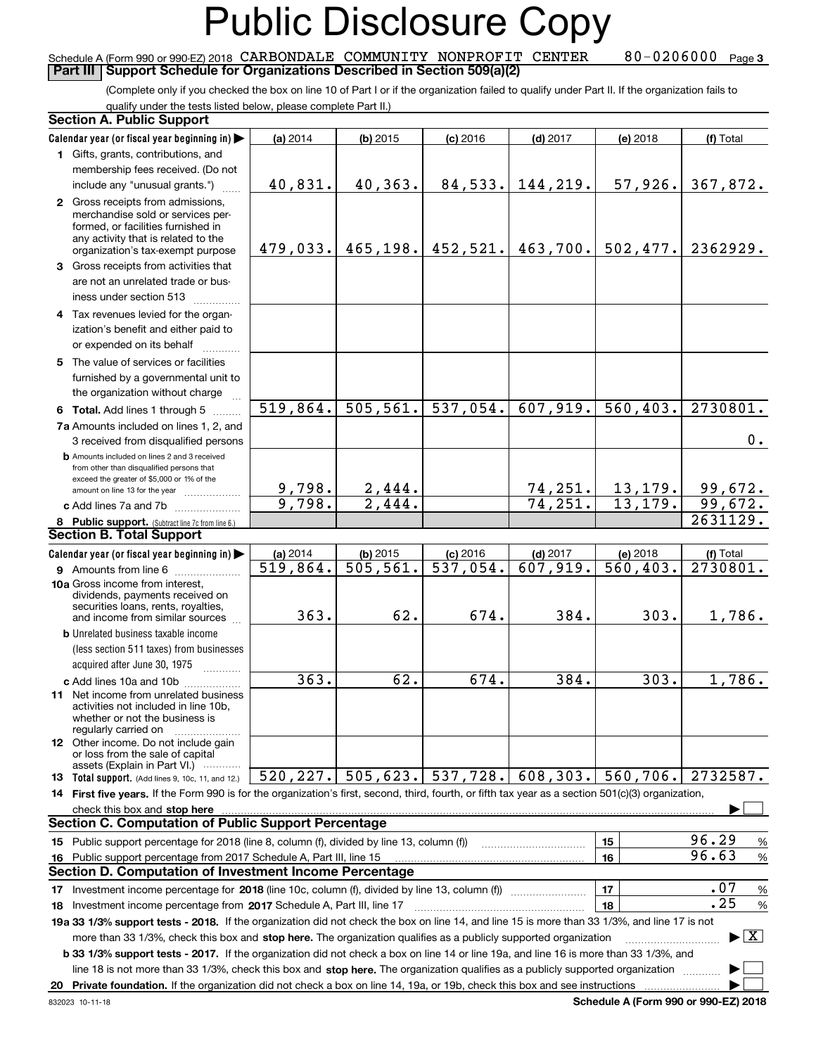# Public Disclosure Copy

Schedule A (Form 990 or 990-EZ) 2018 CARBONDALE COMMUNITY NONPROFIT CENTER 80-0206000 Page 3

## Part III Support Schedule for Organizations Described in Section 509(a)(2)

(Complete only if you checked the box on line 10 of Part I or if the organization failed to qualify under Part II. If the organization fails to qualify under the tests listed below, please complete Part II.)

### Section A. Public Support

| Calendar year (or fiscal year beginning in) ▶ | (a) 2014 | (b) 2015 | (c) 2016 | (d) 2017 | (e) 2018 | (f) Total |
|---|---|---|---|---|---|---|
| 1 Gifts, grants, contributions, and membership fees received. (Do not include any "unusual grants.") | 40,831. | 40,363. | 84,533. | 144,219. | 57,926. | 367,872. |
| 2 Gross receipts from admissions, merchandise sold or services performed, or facilities furnished in any activity that is related to the organization's tax-exempt purpose | 479,033. | 465,198. | 452,521. | 463,700. | 502,477. | 2362929. |
| 3 Gross receipts from activities that are not an unrelated trade or business under section 513 | | | | | | |
| 4 Tax revenues levied for the organization's benefit and either paid to or expended on its behalf | | | | | | |
| 5 The value of services or facilities furnished by a governmental unit to the organization without charge | | | | | | |
| 6 **Total.** Add lines 1 through 5 | 519,864. | 505,561. | 537,054. | 607,919. | 560,403. | 2730801. |
| 7a Amounts included on lines 1, 2, and 3 received from disqualified persons | | | | | | 0. |
| b Amounts included on lines 2 and 3 received from other than disqualified persons that exceed the greater of $5,000 or 1% of the amount on line 13 for the year | 9,798. | 2,444. | | 74,251. | 13,179. | 99,672. |
| c Add lines 7a and 7b | 9,798. | 2,444. | | 74,251. | 13,179. | 99,672. |
| 8 **Public support.** (Subtract line 7c from line 6.) | | | | | | 2631129. |

### Section B. Total Support

| Calendar year (or fiscal year beginning in) ▶ | (a) 2014 | (b) 2015 | (c) 2016 | (d) 2017 | (e) 2018 | (f) Total |
|---|---|---|---|---|---|---|
| 9 Amounts from line 6 | 519,864. | 505,561. | 537,054. | 607,919. | 560,403. | 2730801. |
| 10a Gross income from interest, dividends, payments received on securities loans, rents, royalties, and income from similar sources | 363. | 62. | 674. | 384. | 303. | 1,786. |
| b Unrelated business taxable income (less section 511 taxes) from businesses acquired after June 30, 1975 | | | | | | |
| c Add lines 10a and 10b | 363. | 62. | 674. | 384. | 303. | 1,786. |
| 11 Net income from unrelated business activities not included in line 10b, whether or not the business is regularly carried on | | | | | | |
| 12 Other income. Do not include gain or loss from the sale of capital assets (Explain in Part VI.) | | | | | | |
| 13 **Total support.** (Add lines 9, 10c, 11, and 12.) | 520,227. | 505,623. | 537,728. | 608,303. | 560,706. | 2732587. |

14 **First five years.** If the Form 990 is for the organization's first, second, third, fourth, or fifth tax year as a section 501(c)(3) organization, check this box and **stop here** ▶ ☐

### Section C. Computation of Public Support Percentage

| | | | |
|---|---|---|---|
| 15 | Public support percentage for 2018 (line 8, column (f), divided by line 13, column (f)) | 15 | 96.29 % |
| 16 | Public support percentage from 2017 Schedule A, Part III, line 15 | 16 | 96.63 % |

### Section D. Computation of Investment Income Percentage

| | | | |
|---|---|---|---|
| 17 | Investment income percentage for **2018** (line 10c, column (f), divided by line 13, column (f)) | 17 | .07 % |
| 18 | Investment income percentage from **2017** Schedule A, Part III, line 17 | 18 | .25 % |

**19a 33 1/3% support tests - 2018.** If the organization did not check the box on line 14, and line 15 is more than 33 1/3%, and line 17 is not more than 33 1/3%, check this box and **stop here.** The organization qualifies as a publicly supported organization ▶ ☒

**b 33 1/3% support tests - 2017.** If the organization did not check a box on line 14 or line 19a, and line 16 is more than 33 1/3%, and line 18 is not more than 33 1/3%, check this box and **stop here.** The organization qualifies as a publicly supported organization ▶ ☐

**20 Private foundation.** If the organization did not check a box on line 14, 19a, or 19b, check this box and see instructions ▶ ☐

832023 10-11-18 **Schedule A (Form 990 or 990-EZ) 2018**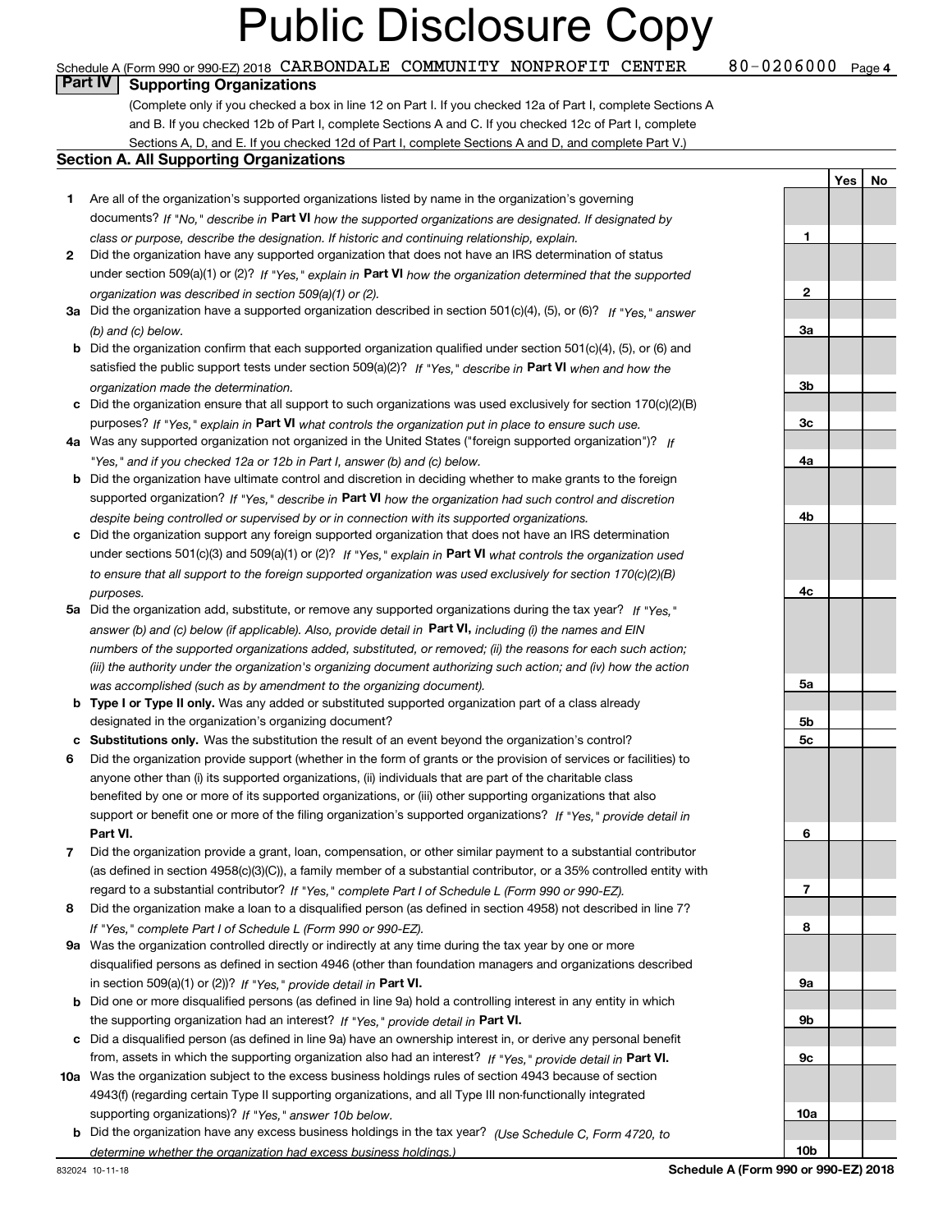# Public Disclosure Copy

Schedule A (Form 990 or 990-EZ) 2018 CARBONDALE COMMUNITY NONPROFIT CENTER 80-0206000 Page 4

## Part IV Supporting Organizations

(Complete only if you checked a box in line 12 on Part I. If you checked 12a of Part I, complete Sections A and B. If you checked 12b of Part I, complete Sections A and C. If you checked 12c of Part I, complete Sections A, D, and E. If you checked 12d of Part I, complete Sections A and D, and complete Part V.)

### Section A. All Supporting Organizations

| | | | Yes | No |
|---|---|---|---|---|
| 1 | Are all of the organization's supported organizations listed by name in the organization's governing documents? *If "No," describe in* **Part VI** *how the supported organizations are designated. If designated by class or purpose, describe the designation. If historic and continuing relationship, explain.* | 1 | | |
| 2 | Did the organization have any supported organization that does not have an IRS determination of status under section 509(a)(1) or (2)? *If "Yes," explain in* **Part VI** *how the organization determined that the supported organization was described in section 509(a)(1) or (2).* | 2 | | |
| 3a | Did the organization have a supported organization described in section 501(c)(4), (5), or (6)? *If "Yes," answer (b) and (c) below.* | 3a | | |
| b | Did the organization confirm that each supported organization qualified under section 501(c)(4), (5), or (6) and satisfied the public support tests under section 509(a)(2)? *If "Yes," describe in* **Part VI** *when and how the organization made the determination.* | 3b | | |
| c | Did the organization ensure that all support to such organizations was used exclusively for section 170(c)(2)(B) purposes? *If "Yes," explain in* **Part VI** *what controls the organization put in place to ensure such use.* | 3c | | |
| 4a | Was any supported organization not organized in the United States ("foreign supported organization")? *If "Yes," and if you checked 12a or 12b in Part I, answer (b) and (c) below.* | 4a | | |
| b | Did the organization have ultimate control and discretion in deciding whether to make grants to the foreign supported organization? *If "Yes," describe in* **Part VI** *how the organization had such control and discretion despite being controlled or supervised by or in connection with its supported organizations.* | 4b | | |
| c | Did the organization support any foreign supported organization that does not have an IRS determination under sections 501(c)(3) and 509(a)(1) or (2)? *If "Yes," explain in* **Part VI** *what controls the organization used to ensure that all support to the foreign supported organization was used exclusively for section 170(c)(2)(B) purposes.* | 4c | | |
| 5a | Did the organization add, substitute, or remove any supported organizations during the tax year? *If "Yes," answer (b) and (c) below (if applicable). Also, provide detail in* **Part VI,** *including (i) the names and EIN numbers of the supported organizations added, substituted, or removed; (ii) the reasons for each such action; (iii) the authority under the organization's organizing document authorizing such action; and (iv) how the action was accomplished (such as by amendment to the organizing document).* | 5a | | |
| b | **Type I or Type II only.** Was any added or substituted supported organization part of a class already designated in the organization's organizing document? | 5b | | |
| c | **Substitutions only.** Was the substitution the result of an event beyond the organization's control? | 5c | | |
| 6 | Did the organization provide support (whether in the form of grants or the provision of services or facilities) to anyone other than (i) its supported organizations, (ii) individuals that are part of the charitable class benefited by one or more of its supported organizations, or (iii) other supporting organizations that also support or benefit one or more of the filing organization's supported organizations? *If "Yes," provide detail in* **Part VI.** | 6 | | |
| 7 | Did the organization provide a grant, loan, compensation, or other similar payment to a substantial contributor (as defined in section 4958(c)(3)(C)), a family member of a substantial contributor, or a 35% controlled entity with regard to a substantial contributor? *If "Yes," complete Part I of Schedule L (Form 990 or 990-EZ).* | 7 | | |
| 8 | Did the organization make a loan to a disqualified person (as defined in section 4958) not described in line 7? *If "Yes," complete Part I of Schedule L (Form 990 or 990-EZ).* | 8 | | |
| 9a | Was the organization controlled directly or indirectly at any time during the tax year by one or more disqualified persons as defined in section 4946 (other than foundation managers and organizations described in section 509(a)(1) or (2))? *If "Yes," provide detail in* **Part VI.** | 9a | | |
| b | Did one or more disqualified persons (as defined in line 9a) hold a controlling interest in any entity in which the supporting organization had an interest? *If "Yes," provide detail in* **Part VI.** | 9b | | |
| c | Did a disqualified person (as defined in line 9a) have an ownership interest in, or derive any personal benefit from, assets in which the supporting organization also had an interest? *If "Yes," provide detail in* **Part VI.** | 9c | | |
| 10a | Was the organization subject to the excess business holdings rules of section 4943 because of section 4943(f) (regarding certain Type II supporting organizations, and all Type III non-functionally integrated supporting organizations)? *If "Yes," answer 10b below.* | 10a | | |
| b | Did the organization have any excess business holdings in the tax year? *(Use Schedule C, Form 4720, to determine whether the organization had excess business holdings.)* | 10b | | |

832024 10-11-18 **Schedule A (Form 990 or 990-EZ) 2018**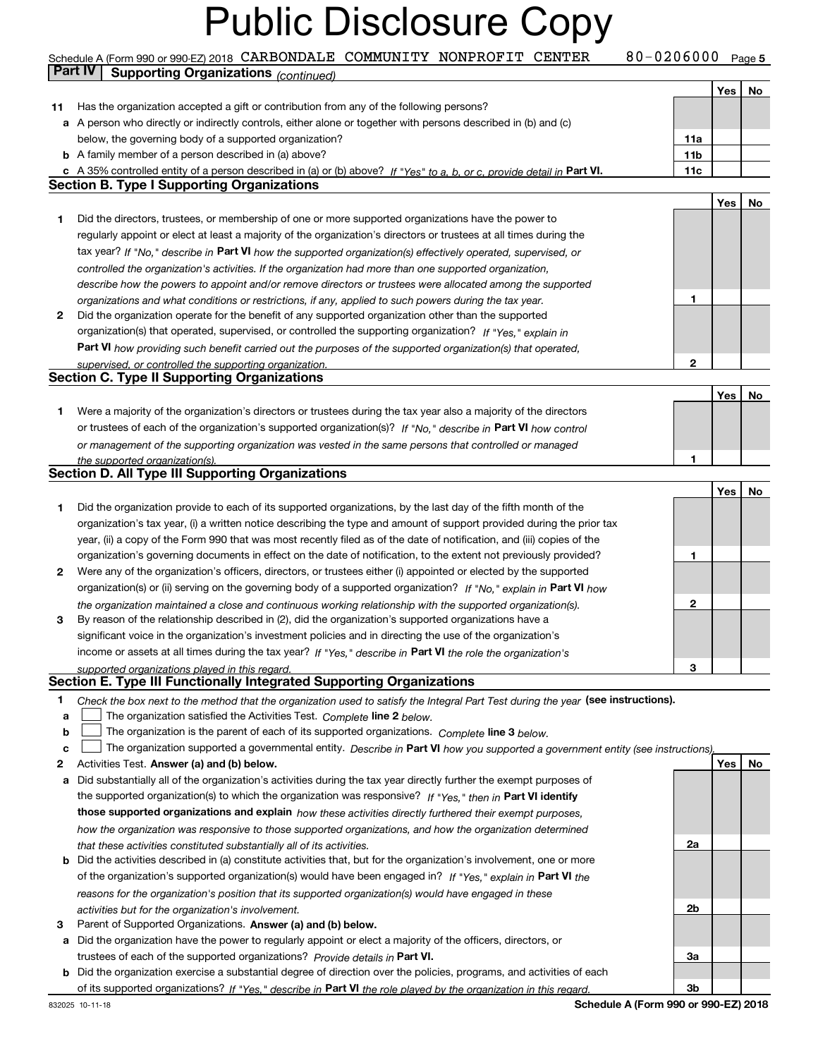# Public Disclosure Copy

Schedule A (Form 990 or 990-EZ) 2018 CARBONDALE COMMUNITY NONPROFIT CENTER 80-0206000 Page 5

**Part IV | Supporting Organizations** *(continued)*

| | | | Yes | No |
|---|---|---|---|---|
| **11** | Has the organization accepted a gift or contribution from any of the following persons? | | | |
| **a** | A person who directly or indirectly controls, either alone or together with persons described in (b) and (c) below, the governing body of a supported organization? | **11a** | | |
| **b** | A family member of a person described in (a) above? | **11b** | | |
| **c** | A 35% controlled entity of a person described in (a) or (b) above? *If "Yes" to a, b, or c, provide detail in* **Part VI.** | **11c** | | |

**Section B. Type I Supporting Organizations**

| | | | Yes | No |
|---|---|---|---|---|
| **1** | Did the directors, trustees, or membership of one or more supported organizations have the power to regularly appoint or elect at least a majority of the organization's directors or trustees at all times during the tax year? *If "No," describe in* **Part VI** *how the supported organization(s) effectively operated, supervised, or controlled the organization's activities. If the organization had more than one supported organization, describe how the powers to appoint and/or remove directors or trustees were allocated among the supported organizations and what conditions or restrictions, if any, applied to such powers during the tax year.* | **1** | | |
| **2** | Did the organization operate for the benefit of any supported organization other than the supported organization(s) that operated, supervised, or controlled the supporting organization? *If "Yes," explain in* **Part VI** *how providing such benefit carried out the purposes of the supported organization(s) that operated, supervised, or controlled the supporting organization.* | **2** | | |

**Section C. Type II Supporting Organizations**

| | | | Yes | No |
|---|---|---|---|---|
| **1** | Were a majority of the organization's directors or trustees during the tax year also a majority of the directors or trustees of each of the organization's supported organization(s)? *If "No," describe in* **Part VI** *how control or management of the supporting organization was vested in the same persons that controlled or managed the supported organization(s).* | **1** | | |

**Section D. All Type III Supporting Organizations**

| | | | Yes | No |
|---|---|---|---|---|
| **1** | Did the organization provide to each of its supported organizations, by the last day of the fifth month of the organization's tax year, (i) a written notice describing the type and amount of support provided during the prior tax year, (ii) a copy of the Form 990 that was most recently filed as of the date of notification, and (iii) copies of the organization's governing documents in effect on the date of notification, to the extent not previously provided? | **1** | | |
| **2** | Were any of the organization's officers, directors, or trustees either (i) appointed or elected by the supported organization(s) or (ii) serving on the governing body of a supported organization? *If "No," explain in* **Part VI** *how the organization maintained a close and continuous working relationship with the supported organization(s).* | **2** | | |
| **3** | By reason of the relationship described in (2), did the organization's supported organizations have a significant voice in the organization's investment policies and in directing the use of the organization's income or assets at all times during the tax year? *If "Yes," describe in* **Part VI** *the role the organization's supported organizations played in this regard.* | **3** | | |

**Section E. Type III Functionally Integrated Supporting Organizations**

**1** *Check the box next to the method that the organization used to satisfy the Integral Part Test during the year* **(see instructions).**

- **a** ☐ The organization satisfied the Activities Test. *Complete* **line 2** *below.*
- **b** ☐ The organization is the parent of each of its supported organizations. *Complete* **line 3** *below.*
- **c** ☐ The organization supported a governmental entity. *Describe in* **Part VI** *how you supported a government entity (see instructions).*

| | | | Yes | No |
|---|---|---|---|---|
| **2** | Activities Test. **Answer (a) and (b) below.** | | | |
| **a** | Did substantially all of the organization's activities during the tax year directly further the exempt purposes of the supported organization(s) to which the organization was responsive? *If "Yes," then in* **Part VI identify those supported organizations and explain** *how these activities directly furthered their exempt purposes, how the organization was responsive to those supported organizations, and how the organization determined that these activities constituted substantially all of its activities.* | **2a** | | |
| **b** | Did the activities described in (a) constitute activities that, but for the organization's involvement, one or more of the organization's supported organization(s) would have been engaged in? *If "Yes," explain in* **Part VI** *the reasons for the organization's position that its supported organization(s) would have engaged in these activities but for the organization's involvement.* | **2b** | | |
| **3** | Parent of Supported Organizations. **Answer (a) and (b) below.** | | | |
| **a** | Did the organization have the power to regularly appoint or elect a majority of the officers, directors, or trustees of each of the supported organizations? *Provide details in* **Part VI.** | **3a** | | |
| **b** | Did the organization exercise a substantial degree of direction over the policies, programs, and activities of each of its supported organizations? *If "Yes," describe in* **Part VI** *the role played by the organization in this regard.* | **3b** | | |

832025 10-11-18 **Schedule A (Form 990 or 990-EZ) 2018**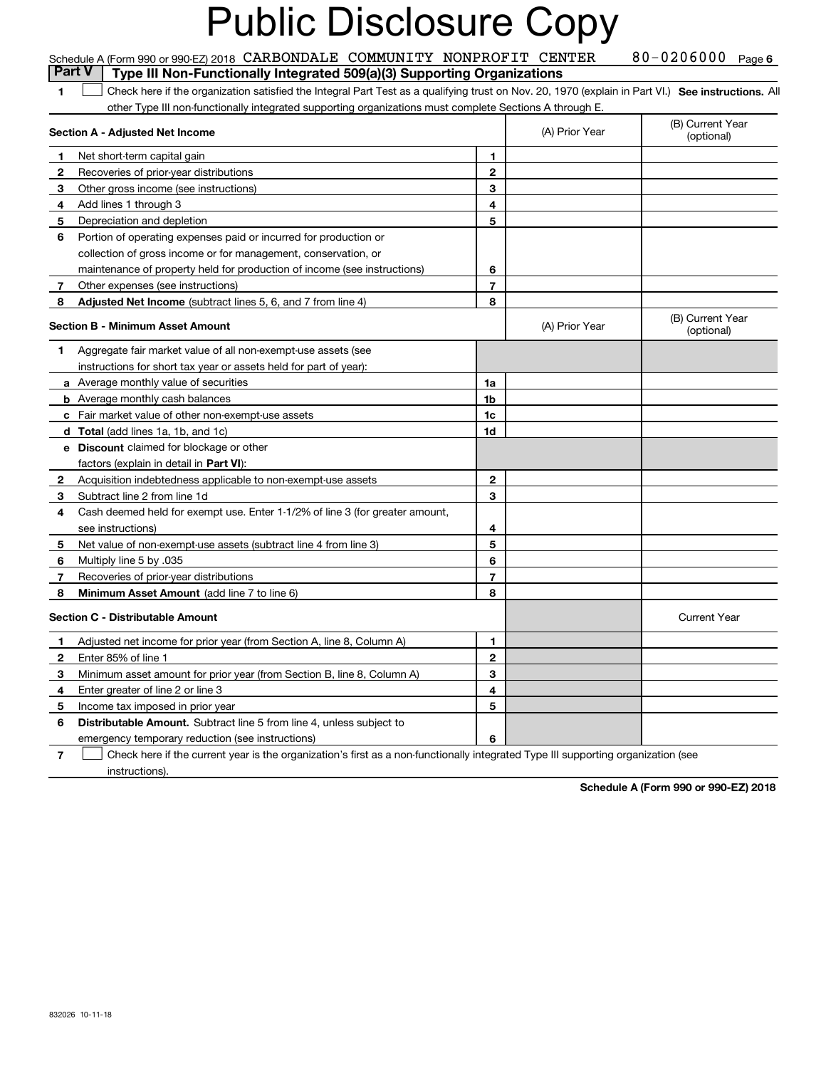# Public Disclosure Copy

Schedule A (Form 990 or 990-EZ) 2018 CARBONDALE COMMUNITY NONPROFIT CENTER 80-0206000 Page 6

## Part V Type III Non-Functionally Integrated 509(a)(3) Supporting Organizations

1 ☐ Check here if the organization satisfied the Integral Part Test as a qualifying trust on Nov. 20, 1970 (explain in Part VI.) **See instructions.** All other Type III non-functionally integrated supporting organizations must complete Sections A through E.

| **Section A - Adjusted Net Income** | | (A) Prior Year | (B) Current Year (optional) |
|---|---|---|---|
| **1** Net short-term capital gain | 1 | | |
| **2** Recoveries of prior-year distributions | 2 | | |
| **3** Other gross income (see instructions) | 3 | | |
| **4** Add lines 1 through 3 | 4 | | |
| **5** Depreciation and depletion | 5 | | |
| **6** Portion of operating expenses paid or incurred for production or collection of gross income or for management, conservation, or maintenance of property held for production of income (see instructions) | 6 | | |
| **7** Other expenses (see instructions) | 7 | | |
| **8** **Adjusted Net Income** (subtract lines 5, 6, and 7 from line 4) | 8 | | |

| **Section B - Minimum Asset Amount** | | (A) Prior Year | (B) Current Year (optional) |
|---|---|---|---|
| **1** Aggregate fair market value of all non-exempt-use assets (see instructions for short tax year or assets held for part of year): | | | |
| **a** Average monthly value of securities | 1a | | |
| **b** Average monthly cash balances | 1b | | |
| **c** Fair market value of other non-exempt-use assets | 1c | | |
| **d** **Total** (add lines 1a, 1b, and 1c) | 1d | | |
| **e** **Discount** claimed for blockage or other factors (explain in detail in **Part VI**): | | | |
| **2** Acquisition indebtedness applicable to non-exempt-use assets | 2 | | |
| **3** Subtract line 2 from line 1d | 3 | | |
| **4** Cash deemed held for exempt use. Enter 1-1/2% of line 3 (for greater amount, see instructions) | 4 | | |
| **5** Net value of non-exempt-use assets (subtract line 4 from line 3) | 5 | | |
| **6** Multiply line 5 by .035 | 6 | | |
| **7** Recoveries of prior-year distributions | 7 | | |
| **8** **Minimum Asset Amount** (add line 7 to line 6) | 8 | | |

| **Section C - Distributable Amount** | | | Current Year |
|---|---|---|---|
| **1** Adjusted net income for prior year (from Section A, line 8, Column A) | 1 | | |
| **2** Enter 85% of line 1 | 2 | | |
| **3** Minimum asset amount for prior year (from Section B, line 8, Column A) | 3 | | |
| **4** Enter greater of line 2 or line 3 | 4 | | |
| **5** Income tax imposed in prior year | 5 | | |
| **6** **Distributable Amount.** Subtract line 5 from line 4, unless subject to emergency temporary reduction (see instructions) | 6 | | |

7 ☐ Check here if the current year is the organization's first as a non-functionally integrated Type III supporting organization (see instructions).

**Schedule A (Form 990 or 990-EZ) 2018**

832026 10-11-18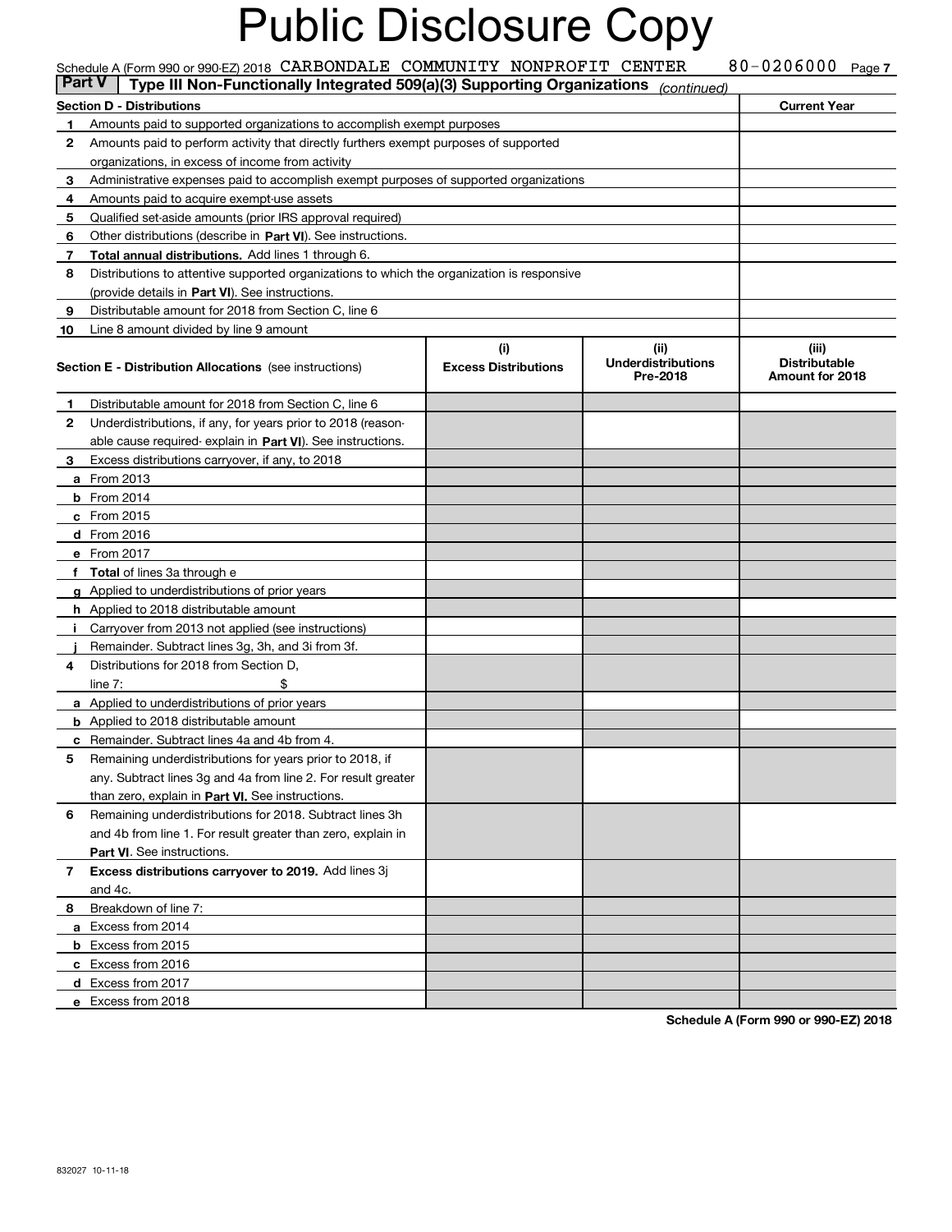# Public Disclosure Copy

Schedule A (Form 990 or 990-EZ) 2018 CARBONDALE COMMUNITY NONPROFIT CENTER 80-0206000 Page **7**

**Part V** | **Type III Non-Functionally Integrated 509(a)(3) Supporting Organizations** *(continued)*

| **Section D - Distributions** | **Current Year** |
|---|---|
| **1** Amounts paid to supported organizations to accomplish exempt purposes | |
| **2** Amounts paid to perform activity that directly furthers exempt purposes of supported organizations, in excess of income from activity | |
| **3** Administrative expenses paid to accomplish exempt purposes of supported organizations | |
| **4** Amounts paid to acquire exempt-use assets | |
| **5** Qualified set-aside amounts (prior IRS approval required) | |
| **6** Other distributions (describe in **Part VI**). See instructions. | |
| **7** **Total annual distributions.** Add lines 1 through 6. | |
| **8** Distributions to attentive supported organizations to which the organization is responsive (provide details in **Part VI**). See instructions. | |
| **9** Distributable amount for 2018 from Section C, line 6 | |
| **10** Line 8 amount divided by line 9 amount | |

| **Section E - Distribution Allocations** (see instructions) | **(i)** **Excess Distributions** | **(ii)** **Underdistributions Pre-2018** | **(iii)** **Distributable Amount for 2018** |
|---|---|---|---|
| **1** Distributable amount for 2018 from Section C, line 6 | | | |
| **2** Underdistributions, if any, for years prior to 2018 (reasonable cause required- explain in **Part VI**). See instructions. | | | |
| **3** Excess distributions carryover, if any, to 2018 | | | |
| **a** From 2013 | | | |
| **b** From 2014 | | | |
| **c** From 2015 | | | |
| **d** From 2016 | | | |
| **e** From 2017 | | | |
| **f** **Total** of lines 3a through e | | | |
| **g** Applied to underdistributions of prior years | | | |
| **h** Applied to 2018 distributable amount | | | |
| **i** Carryover from 2013 not applied (see instructions) | | | |
| **j** Remainder. Subtract lines 3g, 3h, and 3i from 3f. | | | |
| **4** Distributions for 2018 from Section D, line 7: $ | | | |
| **a** Applied to underdistributions of prior years | | | |
| **b** Applied to 2018 distributable amount | | | |
| **c** Remainder. Subtract lines 4a and 4b from 4. | | | |
| **5** Remaining underdistributions for years prior to 2018, if any. Subtract lines 3g and 4a from line 2. For result greater than zero, explain in **Part VI.** See instructions. | | | |
| **6** Remaining underdistributions for 2018. Subtract lines 3h and 4b from line 1. For result greater than zero, explain in **Part VI**. See instructions. | | | |
| **7** **Excess distributions carryover to 2019.** Add lines 3j and 4c. | | | |
| **8** Breakdown of line 7: | | | |
| **a** Excess from 2014 | | | |
| **b** Excess from 2015 | | | |
| **c** Excess from 2016 | | | |
| **d** Excess from 2017 | | | |
| **e** Excess from 2018 | | | |

**Schedule A (Form 990 or 990-EZ) 2018**

832027 10-11-18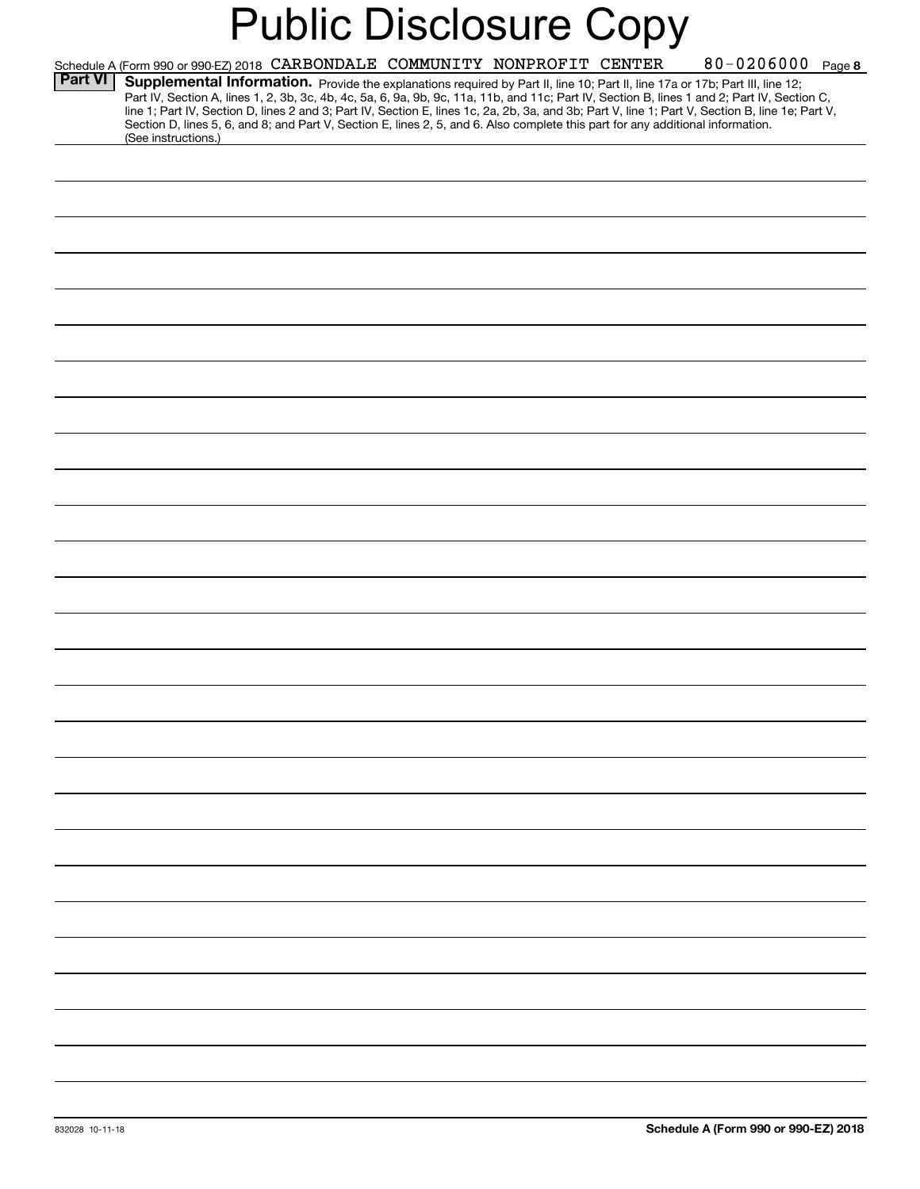# Public Disclosure Copy

Schedule A (Form 990 or 990-EZ) 2018 CARBONDALE COMMUNITY NONPROFIT CENTER 80-0206000 Page 8

**Part VI** **Supplemental Information.** Provide the explanations required by Part II, line 10; Part II, line 17a or 17b; Part III, line 12; Part IV, Section A, lines 1, 2, 3b, 3c, 4b, 4c, 5a, 6, 9a, 9b, 9c, 11a, 11b, and 11c; Part IV, Section B, lines 1 and 2; Part IV, Section C, line 1; Part IV, Section D, lines 2 and 3; Part IV, Section E, lines 1c, 2a, 2b, 3a, and 3b; Part V, line 1; Part V, Section B, line 1e; Part V, Section D, lines 5, 6, and 8; and Part V, Section E, lines 2, 5, and 6. Also complete this part for any additional information. (See instructions.)

832028 10-11-18

**Schedule A (Form 990 or 990-EZ) 2018**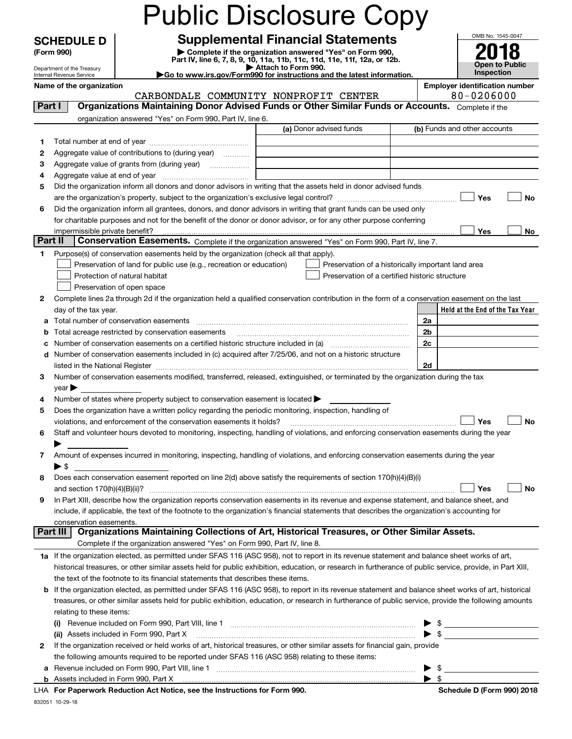# Public Disclosure Copy

**SCHEDULE D (Form 990)**

Department of the Treasury
Internal Revenue Service

## Supplemental Financial Statements

▶ Complete if the organization answered "Yes" on Form 990, Part IV, line 6, 7, 8, 9, 10, 11a, 11b, 11c, 11d, 11e, 11f, 12a, or 12b.
▶ Attach to Form 990.
▶Go to www.irs.gov/Form990 for instructions and the latest information.

OMB No. 1545-0047

**2018**

**Open to Public Inspection**

**Name of the organization**
CARBONDALE COMMUNITY NONPROFIT CENTER

**Employer identification number**
80-0206000

### Part I — Organizations Maintaining Donor Advised Funds or Other Similar Funds or Accounts.
Complete if the organization answered "Yes" on Form 990, Part IV, line 6.

| | | (a) Donor advised funds | (b) Funds and other accounts |
|---|---|---|---|
| 1 | Total number at end of year | | |
| 2 | Aggregate value of contributions to (during year) | | |
| 3 | Aggregate value of grants from (during year) | | |
| 4 | Aggregate value at end of year | | |

5 Did the organization inform all donors and donor advisors in writing that the assets held in donor advised funds are the organization's property, subject to the organization's exclusive legal control? ☐ Yes ☐ No

6 Did the organization inform all grantees, donors, and donor advisors in writing that grant funds can be used only for charitable purposes and not for the benefit of the donor or donor advisor, or for any other purpose conferring impermissible private benefit? ☐ Yes ☐ No

### Part II — Conservation Easements.
Complete if the organization answered "Yes" on Form 990, Part IV, line 7.

1 Purpose(s) of conservation easements held by the organization (check all that apply).

- ☐ Preservation of land for public use (e.g., recreation or education)
- ☐ Protection of natural habitat
- ☐ Preservation of open space
- ☐ Preservation of a historically important land area
- ☐ Preservation of a certified historic structure

2 Complete lines 2a through 2d if the organization held a qualified conservation contribution in the form of a conservation easement on the last day of the tax year.

| | | | Held at the End of the Tax Year |
|---|---|---|---|
| a | Total number of conservation easements | 2a | |
| b | Total acreage restricted by conservation easements | 2b | |
| c | Number of conservation easements on a certified historic structure included in (a) | 2c | |
| d | Number of conservation easements included in (c) acquired after 7/25/06, and not on a historic structure listed in the National Register | 2d | |

3 Number of conservation easements modified, transferred, released, extinguished, or terminated by the organization during the tax year ▶

4 Number of states where property subject to conservation easement is located ▶

5 Does the organization have a written policy regarding the periodic monitoring, inspection, handling of violations, and enforcement of the conservation easements it holds? ☐ Yes ☐ No

6 Staff and volunteer hours devoted to monitoring, inspecting, handling of violations, and enforcing conservation easements during the year ▶

7 Amount of expenses incurred in monitoring, inspecting, handling of violations, and enforcing conservation easements during the year ▶ $

8 Does each conservation easement reported on line 2(d) above satisfy the requirements of section 170(h)(4)(B)(i) and section 170(h)(4)(B)(ii)? ☐ Yes ☐ No

9 In Part XIII, describe how the organization reports conservation easements in its revenue and expense statement, and balance sheet, and include, if applicable, the text of the footnote to the organization's financial statements that describes the organization's accounting for conservation easements.

### Part III — Organizations Maintaining Collections of Art, Historical Treasures, or Other Similar Assets.
Complete if the organization answered "Yes" on Form 990, Part IV, line 8.

1a If the organization elected, as permitted under SFAS 116 (ASC 958), not to report in its revenue statement and balance sheet works of art, historical treasures, or other similar assets held for public exhibition, education, or research in furtherance of public service, provide, in Part XIII, the text of the footnote to its financial statements that describes these items.

b If the organization elected, as permitted under SFAS 116 (ASC 958), to report in its revenue statement and balance sheet works of art, historical treasures, or other similar assets held for public exhibition, education, or research in furtherance of public service, provide the following amounts relating to these items:

(i) Revenue included on Form 990, Part VIII, line 1 ▶ $

(ii) Assets included in Form 990, Part X ▶ $

2 If the organization received or held works of art, historical treasures, or other similar assets for financial gain, provide the following amounts required to be reported under SFAS 116 (ASC 958) relating to these items:

a Revenue included on Form 990, Part VIII, line 1 ▶ $

b Assets included in Form 990, Part X ▶ $

LHA **For Paperwork Reduction Act Notice, see the Instructions for Form 990.** **Schedule D (Form 990) 2018**

832051 10-29-18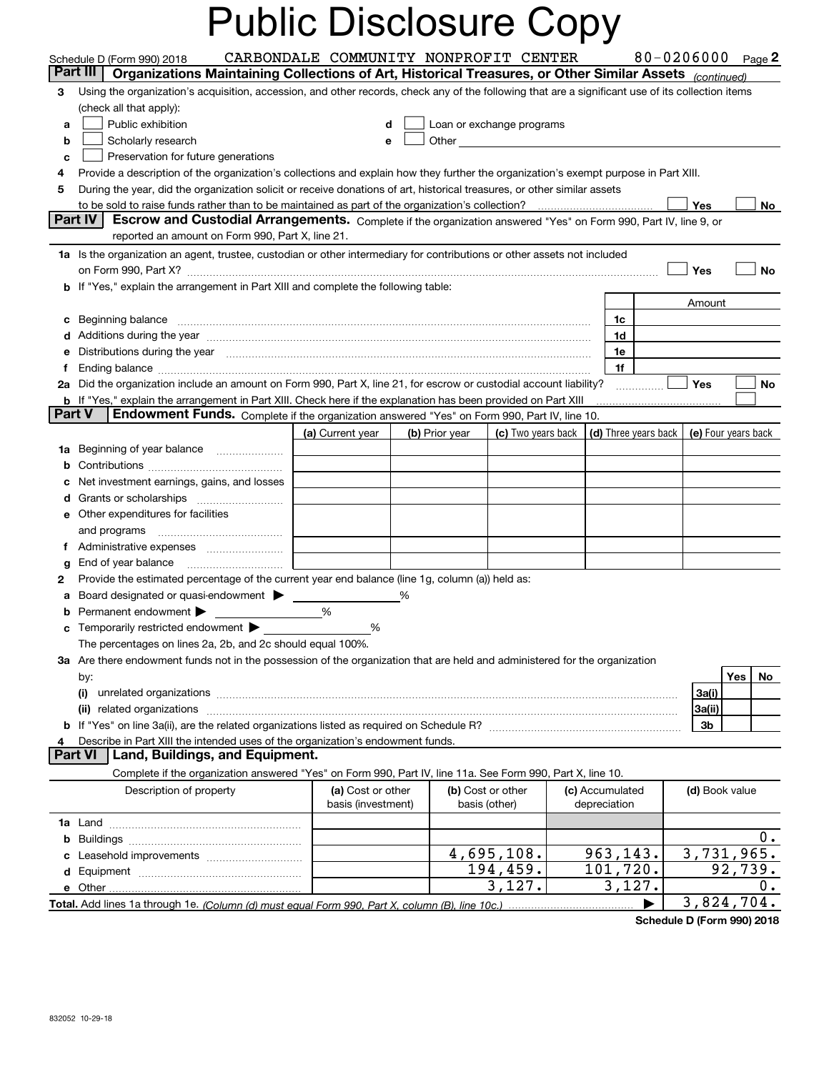# Public Disclosure Copy

Schedule D (Form 990) 2018 CARBONDALE COMMUNITY NONPROFIT CENTER 80-0206000 Page **2**

## Part III Organizations Maintaining Collections of Art, Historical Treasures, or Other Similar Assets *(continued)*

**3** Using the organization's acquisition, accession, and other records, check any of the following that are a significant use of its collection items (check all that apply):

- **a** ☐ Public exhibition
- **b** ☐ Scholarly research
- **c** ☐ Preservation for future generations
- **d** ☐ Loan or exchange programs
- **e** ☐ Other

**4** Provide a description of the organization's collections and explain how they further the organization's exempt purpose in Part XIII.

**5** During the year, did the organization solicit or receive donations of art, historical treasures, or other similar assets to be sold to raise funds rather than to be maintained as part of the organization's collection? ☐ Yes ☐ No

## Part IV Escrow and Custodial Arrangements.

Complete if the organization answered "Yes" on Form 990, Part IV, line 9, or reported an amount on Form 990, Part X, line 21.

**1a** Is the organization an agent, trustee, custodian or other intermediary for contributions or other assets not included on Form 990, Part X? ☐ Yes ☐ No

**b** If "Yes," explain the arrangement in Part XIII and complete the following table:

| | | Amount |
|---|---|---|
| **c** Beginning balance | 1c | |
| **d** Additions during the year | 1d | |
| **e** Distributions during the year | 1e | |
| **f** Ending balance | 1f | |

**2a** Did the organization include an amount on Form 990, Part X, line 21, for escrow or custodial account liability? ☐ Yes ☐ No

**b** If "Yes," explain the arrangement in Part XIII. Check here if the explanation has been provided on Part XIII ☐

## Part V Endowment Funds.

Complete if the organization answered "Yes" on Form 990, Part IV, line 10.

| | (a) Current year | (b) Prior year | (c) Two years back | (d) Three years back | (e) Four years back |
|---|---|---|---|---|---|
| **1a** Beginning of year balance | | | | | |
| **b** Contributions | | | | | |
| **c** Net investment earnings, gains, and losses | | | | | |
| **d** Grants or scholarships | | | | | |
| **e** Other expenditures for facilities and programs | | | | | |
| **f** Administrative expenses | | | | | |
| **g** End of year balance | | | | | |

**2** Provide the estimated percentage of the current year end balance (line 1g, column (a)) held as:

- **a** Board designated or quasi-endowment ▶ %
- **b** Permanent endowment ▶ %
- **c** Temporarily restricted endowment ▶ %

The percentages on lines 2a, 2b, and 2c should equal 100%.

**3a** Are there endowment funds not in the possession of the organization that are held and administered for the organization by:

| | | Yes | No |
|---|---|---|---|
| **(i)** unrelated organizations | 3a(i) | | |
| **(ii)** related organizations | 3a(ii) | | |
| **b** If "Yes" on line 3a(ii), are the related organizations listed as required on Schedule R? | 3b | | |

**4** Describe in Part XIII the intended uses of the organization's endowment funds.

## Part VI Land, Buildings, and Equipment.

Complete if the organization answered "Yes" on Form 990, Part IV, line 11a. See Form 990, Part X, line 10.

| Description of property | (a) Cost or other basis (investment) | (b) Cost or other basis (other) | (c) Accumulated depreciation | (d) Book value |
|---|---|---|---|---|
| **1a** Land | | | | |
| **b** Buildings | | | | 0. |
| **c** Leasehold improvements | | 4,695,108. | 963,143. | 3,731,965. |
| **d** Equipment | | 194,459. | 101,720. | 92,739. |
| **e** Other | | 3,127. | 3,127. | 0. |
| **Total.** Add lines 1a through 1e. *(Column (d) must equal Form 990, Part X, column (B), line 10c.)* ▶ | | | | 3,824,704. |

**Schedule D (Form 990) 2018**

832052 10-29-18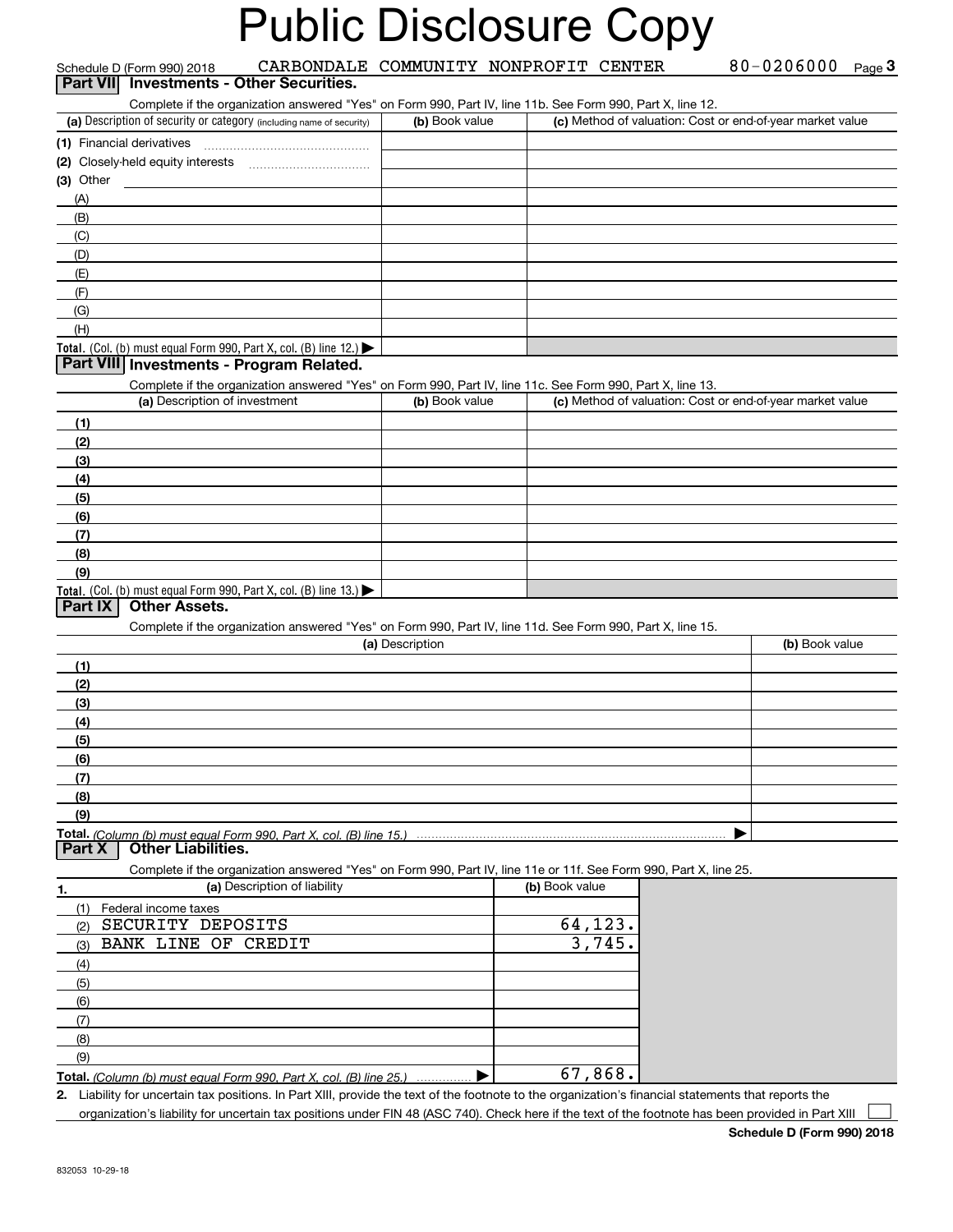# Public Disclosure Copy

Schedule D (Form 990) 2018 CARBONDALE COMMUNITY NONPROFIT CENTER 80-0206000 Page 3

## Part VII Investments - Other Securities.

Complete if the organization answered "Yes" on Form 990, Part IV, line 11b. See Form 990, Part X, line 12.

| (a) Description of security or category (including name of security) | (b) Book value | (c) Method of valuation: Cost or end-of-year market value |
|---|---|---|
| (1) Financial derivatives | | |
| (2) Closely-held equity interests | | |
| (3) Other | | |
| (A) | | |
| (B) | | |
| (C) | | |
| (D) | | |
| (E) | | |
| (F) | | |
| (G) | | |
| (H) | | |
| **Total.** (Col. (b) must equal Form 990, Part X, col. (B) line 12.) ▶ | | |

## Part VIII Investments - Program Related.

Complete if the organization answered "Yes" on Form 990, Part IV, line 11c. See Form 990, Part X, line 13.

| (a) Description of investment | (b) Book value | (c) Method of valuation: Cost or end-of-year market value |
|---|---|---|
| (1) | | |
| (2) | | |
| (3) | | |
| (4) | | |
| (5) | | |
| (6) | | |
| (7) | | |
| (8) | | |
| (9) | | |
| **Total.** (Col. (b) must equal Form 990, Part X, col. (B) line 13.) ▶ | | |

## Part IX Other Assets.

Complete if the organization answered "Yes" on Form 990, Part IV, line 11d. See Form 990, Part X, line 15.

| (a) Description | (b) Book value |
|---|---|
| (1) | |
| (2) | |
| (3) | |
| (4) | |
| (5) | |
| (6) | |
| (7) | |
| (8) | |
| (9) | |
| **Total.** *(Column (b) must equal Form 990, Part X, col. (B) line 15.)* ▶ | |

## Part X Other Liabilities.

Complete if the organization answered "Yes" on Form 990, Part IV, line 11e or 11f. See Form 990, Part X, line 25.

| 1. (a) Description of liability | (b) Book value |
|---|---|
| (1) Federal income taxes | |
| (2) SECURITY DEPOSITS | 64,123. |
| (3) BANK LINE OF CREDIT | 3,745. |
| (4) | |
| (5) | |
| (6) | |
| (7) | |
| (8) | |
| (9) | |
| **Total.** *(Column (b) must equal Form 990, Part X, col. (B) line 25.)* ▶ | 67,868. |

2. Liability for uncertain tax positions. In Part XIII, provide the text of the footnote to the organization's financial statements that reports the organization's liability for uncertain tax positions under FIN 48 (ASC 740). Check here if the text of the footnote has been provided in Part XIII ☐

**Schedule D (Form 990) 2018**

832053 10-29-18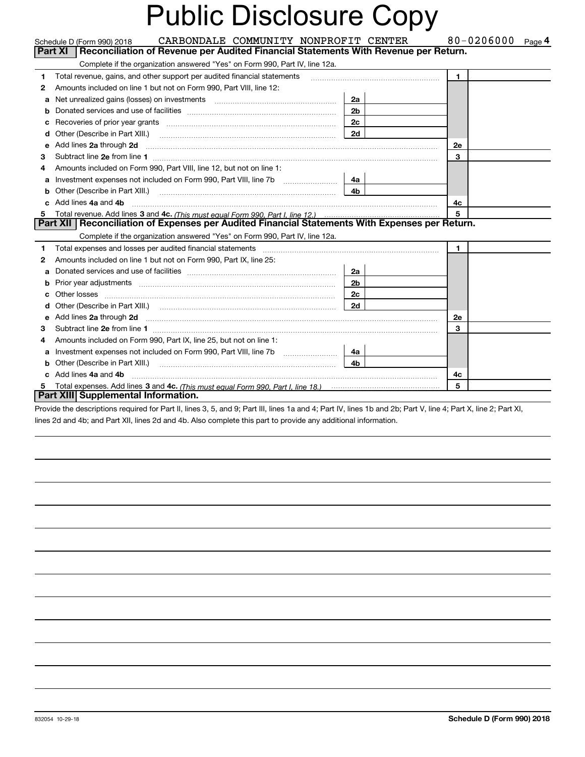# Public Disclosure Copy

Schedule D (Form 990) 2018 CARBONDALE COMMUNITY NONPROFIT CENTER 80-0206000 Page **4**

## Part XI Reconciliation of Revenue per Audited Financial Statements With Revenue per Return.

Complete if the organization answered "Yes" on Form 990, Part IV, line 12a.

| | | | | | |
|---|---|---|---|---|---|
| **1** | Total revenue, gains, and other support per audited financial statements | | | 1 | |
| **2** | Amounts included on line 1 but not on Form 990, Part VIII, line 12: | | | | |
| **a** | Net unrealized gains (losses) on investments | 2a | | | |
| **b** | Donated services and use of facilities | 2b | | | |
| **c** | Recoveries of prior year grants | 2c | | | |
| **d** | Other (Describe in Part XIII.) | 2d | | | |
| **e** | Add lines **2a** through **2d** | | | 2e | |
| **3** | Subtract line **2e** from line **1** | | | 3 | |
| **4** | Amounts included on Form 990, Part VIII, line 12, but not on line 1: | | | | |
| **a** | Investment expenses not included on Form 990, Part VIII, line 7b | 4a | | | |
| **b** | Other (Describe in Part XIII.) | 4b | | | |
| **c** | Add lines **4a** and **4b** | | | 4c | |
| **5** | Total revenue. Add lines **3** and **4c.** *(This must equal Form 990, Part I, line 12.)* | | | 5 | |

## Part XII Reconciliation of Expenses per Audited Financial Statements With Expenses per Return.

Complete if the organization answered "Yes" on Form 990, Part IV, line 12a.

| | | | | | |
|---|---|---|---|---|---|
| **1** | Total expenses and losses per audited financial statements | | | 1 | |
| **2** | Amounts included on line 1 but not on Form 990, Part IX, line 25: | | | | |
| **a** | Donated services and use of facilities | 2a | | | |
| **b** | Prior year adjustments | 2b | | | |
| **c** | Other losses | 2c | | | |
| **d** | Other (Describe in Part XIII.) | 2d | | | |
| **e** | Add lines **2a** through **2d** | | | 2e | |
| **3** | Subtract line **2e** from line **1** | | | 3 | |
| **4** | Amounts included on Form 990, Part IX, line 25, but not on line 1: | | | | |
| **a** | Investment expenses not included on Form 990, Part VIII, line 7b | 4a | | | |
| **b** | Other (Describe in Part XIII.) | 4b | | | |
| **c** | Add lines **4a** and **4b** | | | 4c | |
| **5** | Total expenses. Add lines **3** and **4c.** *(This must equal Form 990, Part I, line 18.)* | | | 5 | |

## Part XIII Supplemental Information.

Provide the descriptions required for Part II, lines 3, 5, and 9; Part III, lines 1a and 4; Part IV, lines 1b and 2b; Part V, line 4; Part X, line 2; Part XI, lines 2d and 4b; and Part XII, lines 2d and 4b. Also complete this part to provide any additional information.

832054 10-29-18 **Schedule D (Form 990) 2018**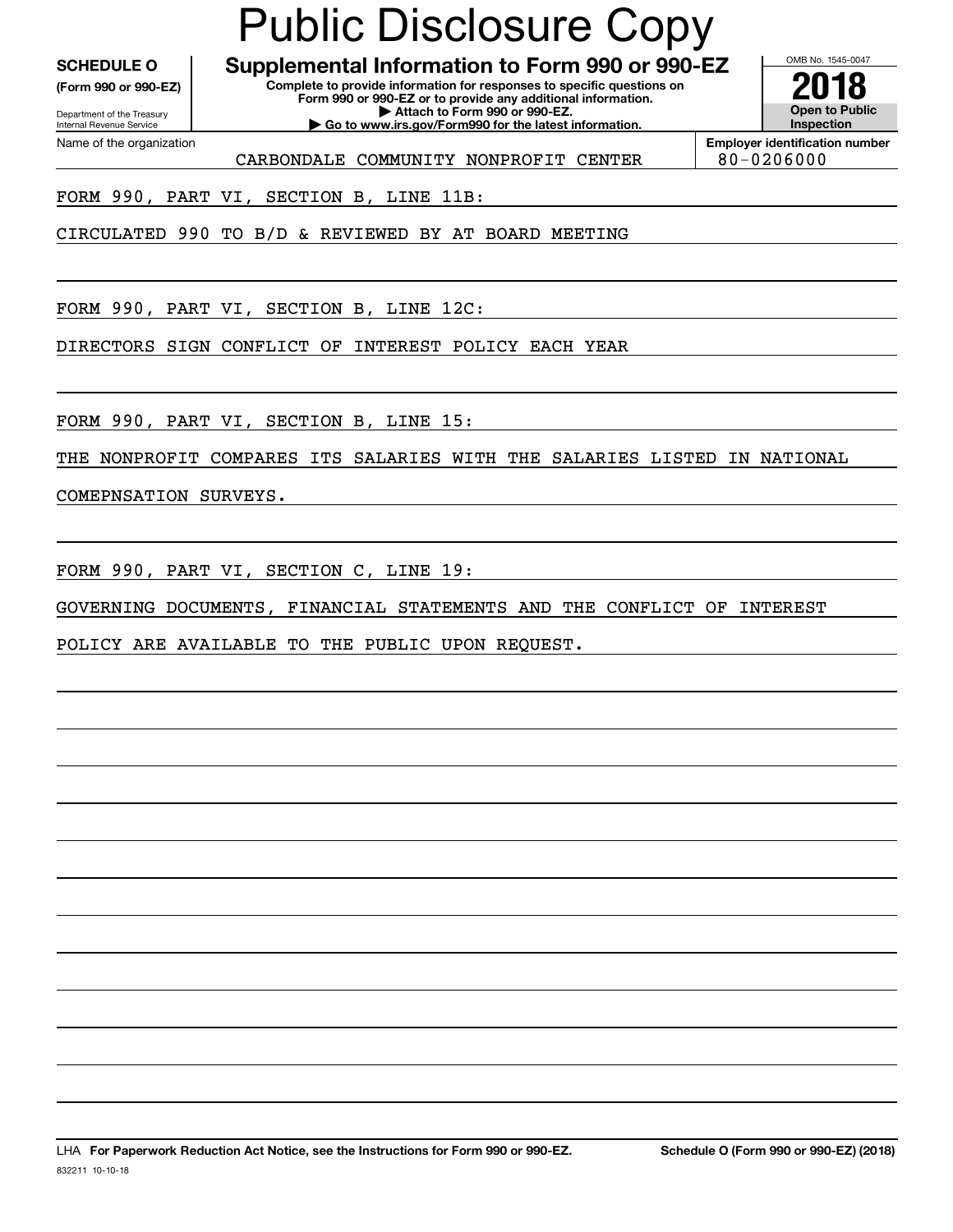# Public Disclosure Copy

**SCHEDULE O** (Form 990 or 990-EZ)

Department of the Treasury
Internal Revenue Service

## Supplemental Information to Form 990 or 990-EZ

**Complete to provide information for responses to specific questions on Form 990 or 990-EZ or to provide any additional information.**
**▶ Attach to Form 990 or 990-EZ.**
**▶ Go to www.irs.gov/Form990 for the latest information.**

OMB No. 1545-0047

**2018**

**Open to Public Inspection**

Name of the organization: CARBONDALE COMMUNITY NONPROFIT CENTER

**Employer identification number:** 80-0206000

FORM 990, PART VI, SECTION B, LINE 11B:

CIRCULATED 990 TO B/D & REVIEWED BY AT BOARD MEETING

FORM 990, PART VI, SECTION B, LINE 12C:

DIRECTORS SIGN CONFLICT OF INTEREST POLICY EACH YEAR

FORM 990, PART VI, SECTION B, LINE 15:

THE NONPROFIT COMPARES ITS SALARIES WITH THE SALARIES LISTED IN NATIONAL COMEPNSATION SURVEYS.

FORM 990, PART VI, SECTION C, LINE 19:

GOVERNING DOCUMENTS, FINANCIAL STATEMENTS AND THE CONFLICT OF INTEREST POLICY ARE AVAILABLE TO THE PUBLIC UPON REQUEST.

LHA **For Paperwork Reduction Act Notice, see the Instructions for Form 990 or 990-EZ.** **Schedule O (Form 990 or 990-EZ) (2018)**

832211 10-10-18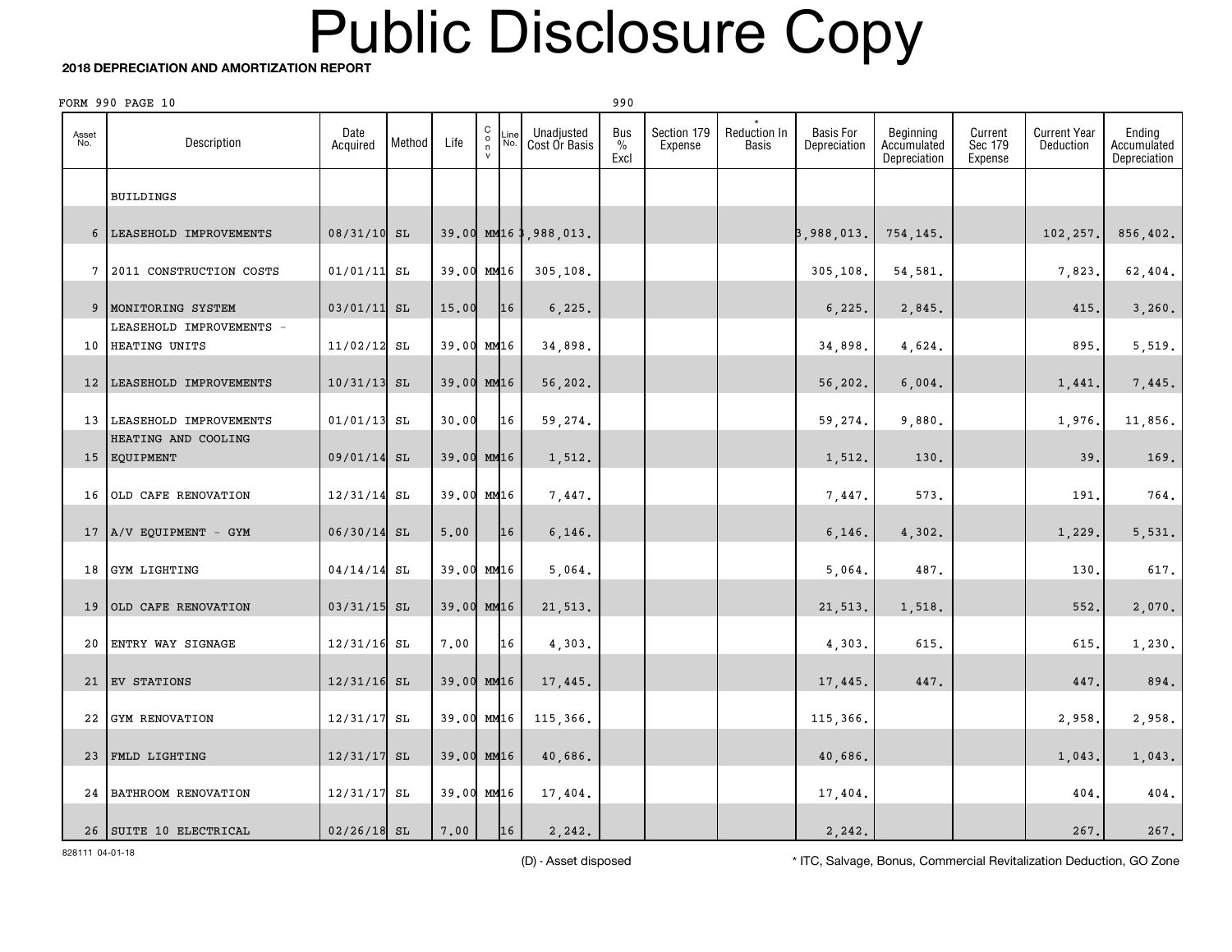# Public Disclosure Copy

**2018 DEPRECIATION AND AMORTIZATION REPORT**

FORM 990 PAGE 10 990

| Asset No. | Description | Date Acquired | Method | Life | Conv | Line No. | Unadjusted Cost Or Basis | Bus % Excl | Section 179 Expense | * Reduction In Basis | Basis For Depreciation | Beginning Accumulated Depreciation | Current Sec 179 Expense | Current Year Deduction | Ending Accumulated Depreciation |
|---|---|---|---|---|---|---|---|---|---|---|---|---|---|---|---|
| | BUILDINGS | | | | | | | | | | | | | | |
| 6 | LEASEHOLD IMPROVEMENTS | 08/31/10 | SL | 39.00 | MM | 16 | 3,988,013. | | | | 3,988,013. | 754,145. | | 102,257. | 856,402. |
| 7 | 2011 CONSTRUCTION COSTS | 01/01/11 | SL | 39.00 | MM | 16 | 305,108. | | | | 305,108. | 54,581. | | 7,823. | 62,404. |
| 9 | MONITORING SYSTEM | 03/01/11 | SL | 15.00 | | 16 | 6,225. | | | | 6,225. | 2,845. | | 415. | 3,260. |
| 10 | LEASEHOLD IMPROVEMENTS - HEATING UNITS | 11/02/12 | SL | 39.00 | MM | 16 | 34,898. | | | | 34,898. | 4,624. | | 895. | 5,519. |
| 12 | LEASEHOLD IMPROVEMENTS | 10/31/13 | SL | 39.00 | MM | 16 | 56,202. | | | | 56,202. | 6,004. | | 1,441. | 7,445. |
| 13 | LEASEHOLD IMPROVEMENTS | 01/01/13 | SL | 30.00 | | 16 | 59,274. | | | | 59,274. | 9,880. | | 1,976. | 11,856. |
| 15 | HEATING AND COOLING EQUIPMENT | 09/01/14 | SL | 39.00 | MM | 16 | 1,512. | | | | 1,512. | 130. | | 39. | 169. |
| 16 | OLD CAFE RENOVATION | 12/31/14 | SL | 39.00 | MM | 16 | 7,447. | | | | 7,447. | 573. | | 191. | 764. |
| 17 | A/V EQUIPMENT - GYM | 06/30/14 | SL | 5.00 | | 16 | 6,146. | | | | 6,146. | 4,302. | | 1,229. | 5,531. |
| 18 | GYM LIGHTING | 04/14/14 | SL | 39.00 | MM | 16 | 5,064. | | | | 5,064. | 487. | | 130. | 617. |
| 19 | OLD CAFE RENOVATION | 03/31/15 | SL | 39.00 | MM | 16 | 21,513. | | | | 21,513. | 1,518. | | 552. | 2,070. |
| 20 | ENTRY WAY SIGNAGE | 12/31/16 | SL | 7.00 | | 16 | 4,303. | | | | 4,303. | 615. | | 615. | 1,230. |
| 21 | EV STATIONS | 12/31/16 | SL | 39.00 | MM | 16 | 17,445. | | | | 17,445. | 447. | | 447. | 894. |
| 22 | GYM RENOVATION | 12/31/17 | SL | 39.00 | MM | 16 | 115,366. | | | | 115,366. | | | 2,958. | 2,958. |
| 23 | FMLD LIGHTING | 12/31/17 | SL | 39.00 | MM | 16 | 40,686. | | | | 40,686. | | | 1,043. | 1,043. |
| 24 | BATHROOM RENOVATION | 12/31/17 | SL | 39.00 | MM | 16 | 17,404. | | | | 17,404. | | | 404. | 404. |
| 26 | SUITE 10 ELECTRICAL | 02/26/18 | SL | 7.00 | | 16 | 2,242. | | | | 2,242. | | | 267. | 267. |

828111 04-01-18

(D) - Asset disposed

* ITC, Salvage, Bonus, Commercial Revitalization Deduction, GO Zone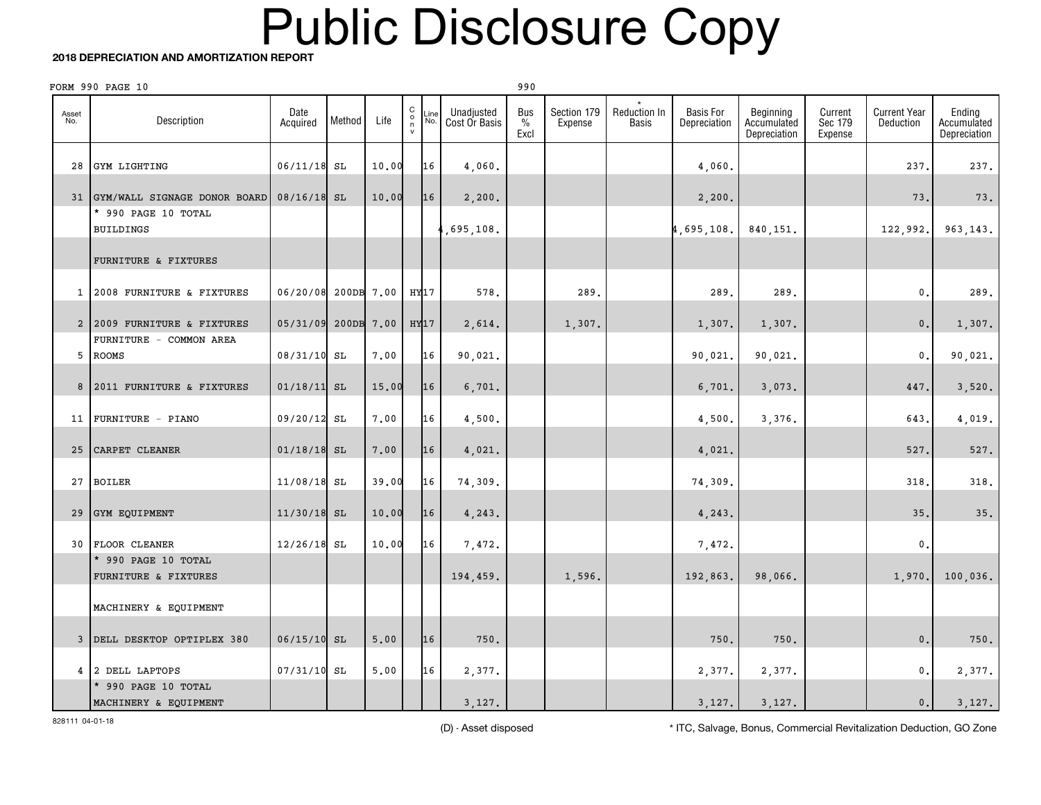# Public Disclosure Copy

**2018 DEPRECIATION AND AMORTIZATION REPORT**

FORM 990 PAGE 10 990

| Asset No. | Description | Date Acquired | Method | Life | C o n v | Line No. | Unadjusted Cost Or Basis | Bus % Excl | Section 179 Expense | * Reduction In Basis | Basis For Depreciation | Beginning Accumulated Depreciation | Current Sec 179 Expense | Current Year Deduction | Ending Accumulated Depreciation |
|---|---|---|---|---|---|---|---|---|---|---|---|---|---|---|---|
| 28 | GYM LIGHTING | 06/11/18 | SL | 10.00 | | 16 | 4,060. | | | | 4,060. | | | 237. | 237. |
| 31 | GYM/WALL SIGNAGE DONOR BOARD | 08/16/18 | SL | 10.00 | | 16 | 2,200. | | | | 2,200. | | | 73. | 73. |
| | * 990 PAGE 10 TOTAL BUILDINGS | | | | | | 4,695,108. | | | | 4,695,108. | 840,151. | | 122,992. | 963,143. |
| | FURNITURE & FIXTURES | | | | | | | | | | | | | | |
| 1 | 2008 FURNITURE & FIXTURES | 06/20/08 | 200DB | 7.00 | HY | 17 | 578. | | 289. | | 289. | 289. | | 0. | 289. |
| 2 | 2009 FURNITURE & FIXTURES | 05/31/09 | 200DB | 7.00 | HY | 17 | 2,614. | | 1,307. | | 1,307. | 1,307. | | 0. | 1,307. |
| 5 | FURNITURE - COMMON AREA ROOMS | 08/31/10 | SL | 7.00 | | 16 | 90,021. | | | | 90,021. | 90,021. | | 0. | 90,021. |
| 8 | 2011 FURNITURE & FIXTURES | 01/18/11 | SL | 15.00 | | 16 | 6,701. | | | | 6,701. | 3,073. | | 447. | 3,520. |
| 11 | FURNITURE - PIANO | 09/20/12 | SL | 7.00 | | 16 | 4,500. | | | | 4,500. | 3,376. | | 643. | 4,019. |
| 25 | CARPET CLEANER | 01/18/18 | SL | 7.00 | | 16 | 4,021. | | | | 4,021. | | | 527. | 527. |
| 27 | BOILER | 11/08/18 | SL | 39.00 | | 16 | 74,309. | | | | 74,309. | | | 318. | 318. |
| 29 | GYM EQUIPMENT | 11/30/18 | SL | 10.00 | | 16 | 4,243. | | | | 4,243. | | | 35. | 35. |
| 30 | FLOOR CLEANER | 12/26/18 | SL | 10.00 | | 16 | 7,472. | | | | 7,472. | | | 0. | |
| | * 990 PAGE 10 TOTAL FURNITURE & FIXTURES | | | | | | 194,459. | | 1,596. | | 192,863. | 98,066. | | 1,970. | 100,036. |
| | MACHINERY & EQUIPMENT | | | | | | | | | | | | | | |
| 3 | DELL DESKTOP OPTIPLEX 380 | 06/15/10 | SL | 5.00 | | 16 | 750. | | | | 750. | 750. | | 0. | 750. |
| 4 | 2 DELL LAPTOPS | 07/31/10 | SL | 5.00 | | 16 | 2,377. | | | | 2,377. | 2,377. | | 0. | 2,377. |
| | * 990 PAGE 10 TOTAL MACHINERY & EQUIPMENT | | | | | | 3,127. | | | | 3,127. | 3,127. | | 0. | 3,127. |

828111 04-01-18

(D) - Asset disposed

* ITC, Salvage, Bonus, Commercial Revitalization Deduction, GO Zone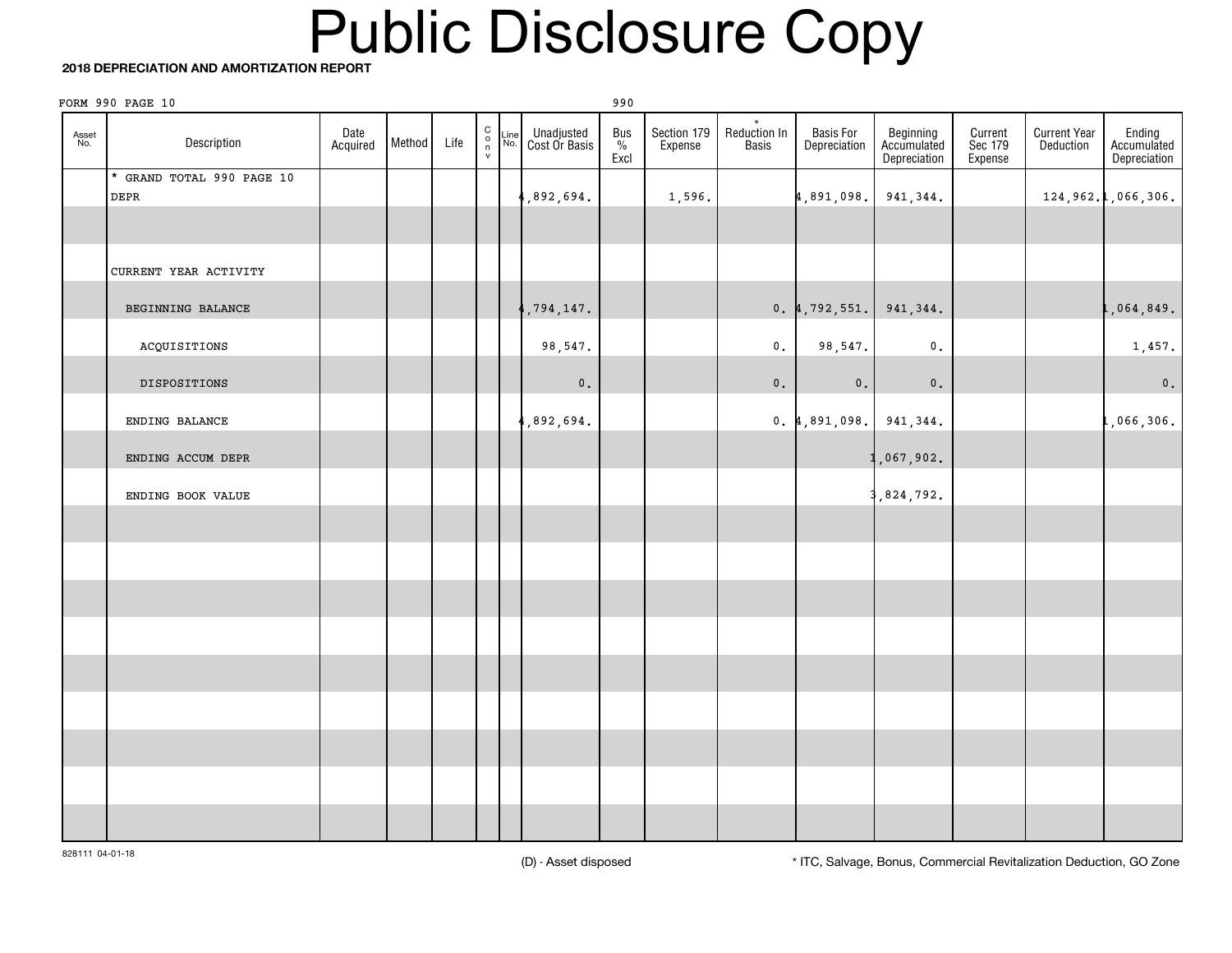# Public Disclosure Copy

**2018 DEPRECIATION AND AMORTIZATION REPORT**

FORM 990 PAGE 10 990

| Asset No. | Description | Date Acquired | Method | Life | Conv | Line No. | Unadjusted Cost Or Basis | Bus % Excl | Section 179 Expense | * Reduction In Basis | Basis For Depreciation | Beginning Accumulated Depreciation | Current Sec 179 Expense | Current Year Deduction | Ending Accumulated Depreciation |
|---|---|---|---|---|---|---|---|---|---|---|---|---|---|---|---|
| | * GRAND TOTAL 990 PAGE 10 DEPR | | | | | | 4,892,694. | | 1,596. | | 4,891,098. | 941,344. | | 124,962. | 1,066,306. |
| | | | | | | | | | | | | | | | |
| | CURRENT YEAR ACTIVITY | | | | | | | | | | | | | | |
| | BEGINNING BALANCE | | | | | | 4,794,147. | | | 0. | 4,792,551. | 941,344. | | | 1,064,849. |
| | ACQUISITIONS | | | | | | 98,547. | | | 0. | 98,547. | 0. | | | 1,457. |
| | DISPOSITIONS | | | | | | 0. | | | 0. | 0. | 0. | | | 0. |
| | ENDING BALANCE | | | | | | 4,892,694. | | | 0. | 4,891,098. | 941,344. | | | 1,066,306. |
| | ENDING ACCUM DEPR | | | | | | | | | | | 1,067,902. | | | |
| | ENDING BOOK VALUE | | | | | | | | | | | 3,824,792. | | | |

828111 04-01-18

(D) - Asset disposed

* ITC, Salvage, Bonus, Commercial Revitalization Deduction, GO Zone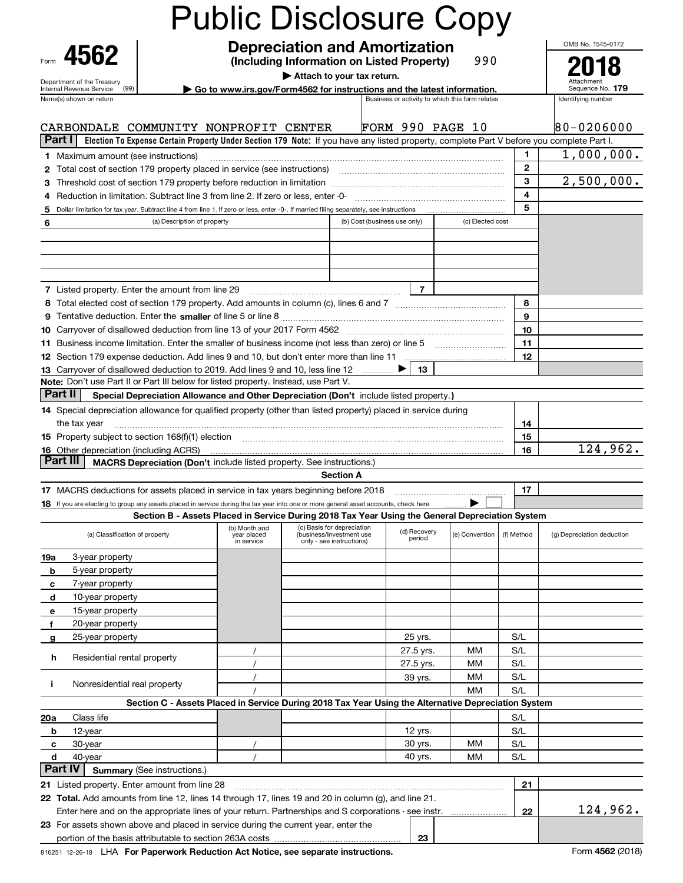# Public Disclosure Copy

Form **4562**

Department of the Treasury
Internal Revenue Service (99)

## Depreciation and Amortization
**(Including Information on Listed Property)** 990

▶ Attach to your tax return.
▶ Go to www.irs.gov/Form4562 for instructions and the latest information.

OMB No. 1545-0172

**2018**
Attachment Sequence No. **179**

| Name(s) shown on return | Business or activity to which this form relates | Identifying number |
|---|---|---|
| CARBONDALE COMMUNITY NONPROFIT CENTER | FORM 990 PAGE 10 | 80-0206000 |

**Part I** **Election To Expense Certain Property Under Section 179 Note:** If you have any listed property, complete Part V before you complete Part I.

| | | Line | Amount |
|---|---|---|---|
| 1 | Maximum amount (see instructions) | 1 | 1,000,000. |
| 2 | Total cost of section 179 property placed in service (see instructions) | 2 | |
| 3 | Threshold cost of section 179 property before reduction in limitation | 3 | 2,500,000. |
| 4 | Reduction in limitation. Subtract line 3 from line 2. If zero or less, enter -0- | 4 | |
| 5 | Dollar limitation for tax year. Subtract line 4 from line 1. If zero or less, enter -0-. If married filing separately, see instructions | 5 | |

| 6 | (a) Description of property | (b) Cost (business use only) | (c) Elected cost |
|---|---|---|---|
| | | | |
| | | | |
| | | | |
| | | | |

| | | Line | Amount |
|---|---|---|---|
| 7 | Listed property. Enter the amount from line 29 | 7 | |
| 8 | Total elected cost of section 179 property. Add amounts in column (c), lines 6 and 7 | 8 | |
| 9 | Tentative deduction. Enter the **smaller** of line 5 or line 8 | 9 | |
| 10 | Carryover of disallowed deduction from line 13 of your 2017 Form 4562 | 10 | |
| 11 | Business income limitation. Enter the smaller of business income (not less than zero) or line 5 | 11 | |
| 12 | Section 179 expense deduction. Add lines 9 and 10, but don't enter more than line 11 | 12 | |
| 13 | Carryover of disallowed deduction to 2019. Add lines 9 and 10, less line 12 ▶ | 13 | |

**Note:** Don't use Part II or Part III below for listed property. Instead, use Part V.

**Part II** **Special Depreciation Allowance and Other Depreciation (Don't** include listed property.**)**

| | | Line | Amount |
|---|---|---|---|
| 14 | Special depreciation allowance for qualified property (other than listed property) placed in service during the tax year | 14 | |
| 15 | Property subject to section 168(f)(1) election | 15 | |
| 16 | Other depreciation (including ACRS) | 16 | 124,962. |

**Part III** **MACRS Depreciation (Don't** include listed property. See instructions.)

**Section A**

| | | Line | Amount |
|---|---|---|---|
| 17 | MACRS deductions for assets placed in service in tax years beginning before 2018 | 17 | |
| 18 | If you are electing to group any assets placed in service during the tax year into one or more general asset accounts, check here ▶ ☐ | | |

**Section B - Assets Placed in Service During 2018 Tax Year Using the General Depreciation System**

| (a) Classification of property | (b) Month and year placed in service | (c) Basis for depreciation (business/investment use only - see instructions) | (d) Recovery period | (e) Convention | (f) Method | (g) Depreciation deduction |
|---|---|---|---|---|---|---|
| 19a 3-year property | | | | | | |
| b 5-year property | | | | | | |
| c 7-year property | | | | | | |
| d 10-year property | | | | | | |
| e 15-year property | | | | | | |
| f 20-year property | | | | | | |
| g 25-year property | | | 25 yrs. | | S/L | |
| h Residential rental property | / | | 27.5 yrs. | MM | S/L | |
| | / | | 27.5 yrs. | MM | S/L | |
| i Nonresidential real property | / | | 39 yrs. | MM | S/L | |
| | / | | | MM | S/L | |

**Section C - Assets Placed in Service During 2018 Tax Year Using the Alternative Depreciation System**

| (a) Classification of property | (b) Month and year placed in service | (c) Basis for depreciation | (d) Recovery period | (e) Convention | (f) Method | (g) Depreciation deduction |
|---|---|---|---|---|---|---|
| 20a Class life | | | | | S/L | |
| b 12-year | | | 12 yrs. | | S/L | |
| c 30-year | / | | 30 yrs. | MM | S/L | |
| d 40-year | / | | 40 yrs. | MM | S/L | |

**Part IV** **Summary** (See instructions.)

| | | Line | Amount |
|---|---|---|---|
| 21 | Listed property. Enter amount from line 28 | 21 | |
| 22 | **Total.** Add amounts from line 12, lines 14 through 17, lines 19 and 20 in column (g), and line 21. Enter here and on the appropriate lines of your return. Partnerships and S corporations - see instr. | 22 | 124,962. |
| 23 | For assets shown above and placed in service during the current year, enter the portion of the basis attributable to section 263A costs | 23 | |

816251 12-26-18 LHA **For Paperwork Reduction Act Notice, see separate instructions.** Form **4562** (2018)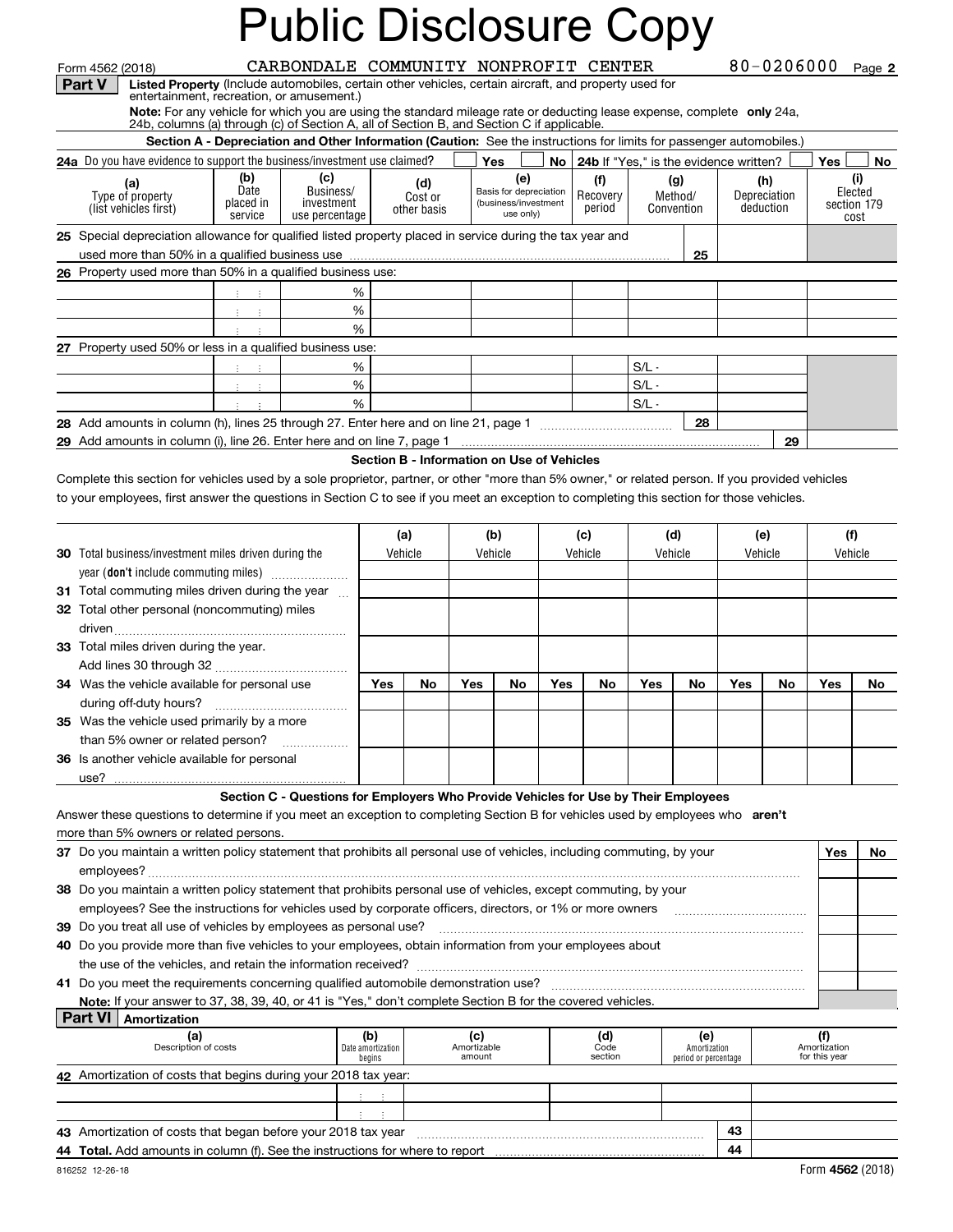# Public Disclosure Copy

Form 4562 (2018) CARBONDALE COMMUNITY NONPROFIT CENTER 80-0206000 Page **2**

**Part V** **Listed Property** (Include automobiles, certain other vehicles, certain aircraft, and property used for entertainment, recreation, or amusement.)

**Note:** For any vehicle for which you are using the standard mileage rate or deducting lease expense, complete **only** 24a, 24b, columns (a) through (c) of Section A, all of Section B, and Section C if applicable.

**Section A - Depreciation and Other Information (Caution:** See the instructions for limits for passenger automobiles.)

**24a** Do you have evidence to support the business/investment use claimed? ☐ Yes ☐ No | **24b** If "Yes," is the evidence written? ☐ Yes ☐ No

| (a) Type of property (list vehicles first) | (b) Date placed in service | (c) Business/ investment use percentage | (d) Cost or other basis | (e) Basis for depreciation (business/investment use only) | (f) Recovery period | (g) Method/ Convention | (h) Depreciation deduction | (i) Elected section 179 cost |
|---|---|---|---|---|---|---|---|---|
| **25** Special depreciation allowance for qualified listed property placed in service during the tax year and used more than 50% in a qualified business use | | | | | | 25 | | |
| **26** Property used more than 50% in a qualified business use: | | | | | | | | |
| | | % | | | | | | |
| | | % | | | | | | |
| | | % | | | | | | |
| **27** Property used 50% or less in a qualified business use: | | | | | | | | |
| | | % | | | | S/L - | | |
| | | % | | | | S/L - | | |
| | | % | | | | S/L - | | |
| **28** Add amounts in column (h), lines 25 through 27. Enter here and on line 21, page 1 | | | | | | 28 | | |
| **29** Add amounts in column (i), line 26. Enter here and on line 7, page 1 | | | | | | | 29 | |

**Section B - Information on Use of Vehicles**

Complete this section for vehicles used by a sole proprietor, partner, or other "more than 5% owner," or related person. If you provided vehicles to your employees, first answer the questions in Section C to see if you meet an exception to completing this section for those vehicles.

| | (a) Vehicle | | (b) Vehicle | | (c) Vehicle | | (d) Vehicle | | (e) Vehicle | | (f) Vehicle | |
|---|---|---|---|---|---|---|---|---|---|---|---|---|
| **30** Total business/investment miles driven during the year (**don't** include commuting miles) | | | | | | | | | | | | |
| **31** Total commuting miles driven during the year | | | | | | | | | | | | |
| **32** Total other personal (noncommuting) miles driven | | | | | | | | | | | | |
| **33** Total miles driven during the year. Add lines 30 through 32 | | | | | | | | | | | | |
| | Yes | No | Yes | No | Yes | No | Yes | No | Yes | No | Yes | No |
| **34** Was the vehicle available for personal use during off-duty hours? | | | | | | | | | | | | |
| **35** Was the vehicle used primarily by a more than 5% owner or related person? | | | | | | | | | | | | |
| **36** Is another vehicle available for personal use? | | | | | | | | | | | | |

**Section C - Questions for Employers Who Provide Vehicles for Use by Their Employees**

Answer these questions to determine if you meet an exception to completing Section B for vehicles used by employees who **aren't** more than 5% owners or related persons.

| | Yes | No |
|---|---|---|
| **37** Do you maintain a written policy statement that prohibits all personal use of vehicles, including commuting, by your employees? | | |
| **38** Do you maintain a written policy statement that prohibits personal use of vehicles, except commuting, by your employees? See the instructions for vehicles used by corporate officers, directors, or 1% or more owners | | |
| **39** Do you treat all use of vehicles by employees as personal use? | | |
| **40** Do you provide more than five vehicles to your employees, obtain information from your employees about the use of the vehicles, and retain the information received? | | |
| **41** Do you meet the requirements concerning qualified automobile demonstration use? | | |

**Note:** If your answer to 37, 38, 39, 40, or 41 is "Yes," don't complete Section B for the covered vehicles.

**Part VI** **Amortization**

| (a) Description of costs | (b) Date amortization begins | (c) Amortizable amount | (d) Code section | (e) Amortization period or percentage | (f) Amortization for this year |
|---|---|---|---|---|---|
| **42** Amortization of costs that begins during your 2018 tax year: | | | | | |
| | | | | | |
| | | | | | |
| **43** Amortization of costs that began before your 2018 tax year | | | | 43 | |
| **44** **Total.** Add amounts in column (f). See the instructions for where to report | | | | 44 | |

816252 12-26-18 Form **4562** (2018)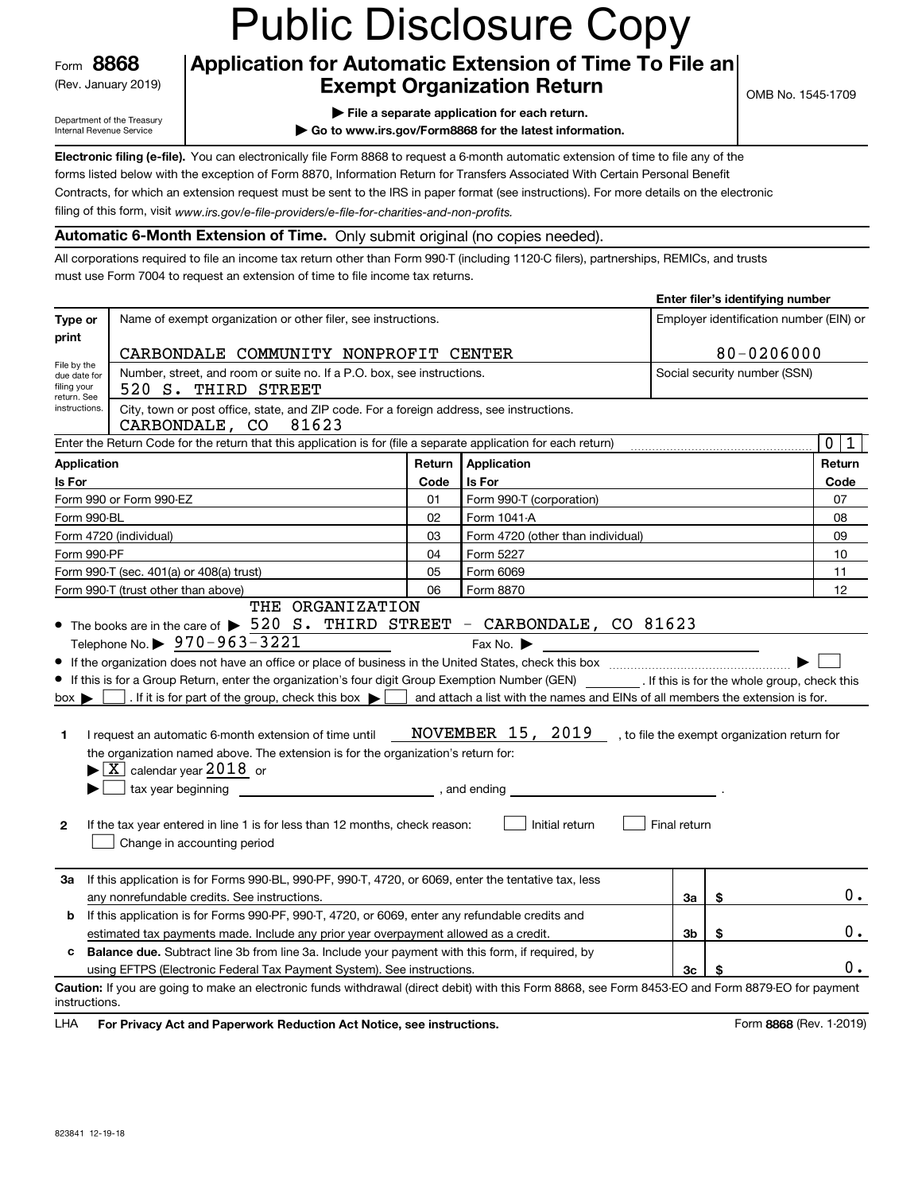# Public Disclosure Copy

Form **8868**
(Rev. January 2019)

Department of the Treasury
Internal Revenue Service

## Application for Automatic Extension of Time To File an Exempt Organization Return

▶ File a separate application for each return.
▶ Go to www.irs.gov/Form8868 for the latest information.

OMB No. 1545-1709

**Electronic filing (e-file).** You can electronically file Form 8868 to request a 6-month automatic extension of time to file any of the forms listed below with the exception of Form 8870, Information Return for Transfers Associated With Certain Personal Benefit Contracts, for which an extension request must be sent to the IRS in paper format (see instructions). For more details on the electronic filing of this form, visit *www.irs.gov/e-file-providers/e-file-for-charities-and-non-profits.*

**Automatic 6-Month Extension of Time.** Only submit original (no copies needed).

All corporations required to file an income tax return other than Form 990-T (including 1120-C filers), partnerships, REMICs, and trusts must use Form 7004 to request an extension of time to file income tax returns.

**Enter filer's identifying number**

| Type or print | Name of exempt organization or other filer, see instructions. | Employer identification number (EIN) or |
|---|---|---|
| | CARBONDALE COMMUNITY NONPROFIT CENTER | 80-0206000 |
| File by the due date for filing your return. See instructions. | Number, street, and room or suite no. If a P.O. box, see instructions. 520 S. THIRD STREET | Social security number (SSN) |
| | City, town or post office, state, and ZIP code. For a foreign address, see instructions. CARBONDALE, CO 81623 | |

Enter the Return Code for the return that this application is for (file a separate application for each return): 0 1

| Application Is For | Return Code | Application Is For | Return Code |
|---|---|---|---|
| Form 990 or Form 990-EZ | 01 | Form 990-T (corporation) | 07 |
| Form 990-BL | 02 | Form 1041-A | 08 |
| Form 4720 (individual) | 03 | Form 4720 (other than individual) | 09 |
| Form 990-PF | 04 | Form 5227 | 10 |
| Form 990-T (sec. 401(a) or 408(a) trust) | 05 | Form 6069 | 11 |
| Form 990-T (trust other than above) | 06 | Form 8870 | 12 |

- The books are in the care of ▶ THE ORGANIZATION 520 S. THIRD STREET - CARBONDALE, CO 81623
  Telephone No. ▶ 970-963-3221    Fax No. ▶
- If the organization does not have an office or place of business in the United States, check this box ▶ ☐
- If this is for a Group Return, enter the organization's four digit Group Exemption Number (GEN) ______. If this is for the whole group, check this box ▶ ☐. If it is for part of the group, check this box ▶ ☐ and attach a list with the names and EINs of all members the extension is for.

**1** I request an automatic 6-month extension of time until NOVEMBER 15, 2019, to file the exempt organization return for the organization named above. The extension is for the organization's return for:
▶ ☒ calendar year 2018 or
▶ ☐ tax year beginning ______, and ending ______.

**2** If the tax year entered in line 1 is for less than 12 months, check reason: ☐ Initial return ☐ Final return ☐ Change in accounting period

| | | | |
|---|---|---|---|
| **3a** | If this application is for Forms 990-BL, 990-PF, 990-T, 4720, or 6069, enter the tentative tax, less any nonrefundable credits. See instructions. | 3a | $ 0. |
| **b** | If this application is for Forms 990-PF, 990-T, 4720, or 6069, enter any refundable credits and estimated tax payments made. Include any prior year overpayment allowed as a credit. | 3b | $ 0. |
| **c** | **Balance due.** Subtract line 3b from line 3a. Include your payment with this form, if required, by using EFTPS (Electronic Federal Tax Payment System). See instructions. | 3c | $ 0. |

**Caution:** If you are going to make an electronic funds withdrawal (direct debit) with this Form 8868, see Form 8453-EO and Form 8879-EO for payment instructions.

LHA **For Privacy Act and Paperwork Reduction Act Notice, see instructions.** Form **8868** (Rev. 1-2019)

823841 12-19-18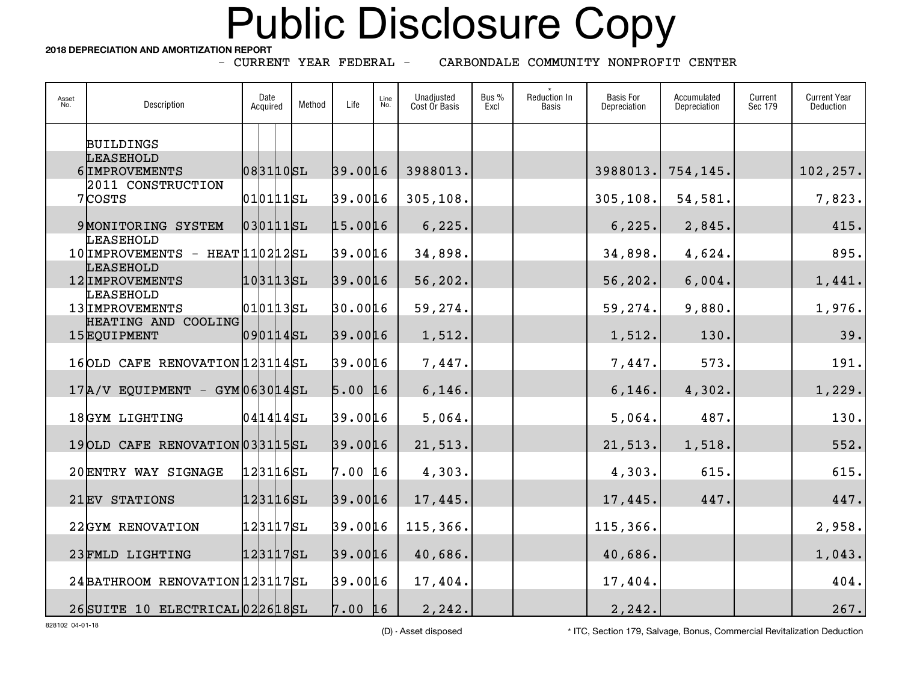# Public Disclosure Copy

**2018 DEPRECIATION AND AMORTIZATION REPORT**

- CURRENT YEAR FEDERAL - CARBONDALE COMMUNITY NONPROFIT CENTER

| Asset No. | Description | Date Acquired | Method | Life | Line No. | Unadjusted Cost Or Basis | Bus % Excl | * Reduction In Basis | Basis For Depreciation | Accumulated Depreciation | Current Sec 179 | Current Year Deduction |
|---|---|---|---|---|---|---|---|---|---|---|---|---|
| | BUILDINGS | | | | | | | | | | | |
| 6 | LEASEHOLD IMPROVEMENTS | 083110 | SL | 39.00 | 16 | 3988013. | | | 3988013. | 754,145. | | 102,257. |
| 7 | 2011 CONSTRUCTION COSTS | 010111 | SL | 39.00 | 16 | 305,108. | | | 305,108. | 54,581. | | 7,823. |
| 9 | MONITORING SYSTEM | 030111 | SL | 15.00 | 16 | 6,225. | | | 6,225. | 2,845. | | 415. |
| 10 | LEASEHOLD IMPROVEMENTS - HEAT | 110212 | SL | 39.00 | 16 | 34,898. | | | 34,898. | 4,624. | | 895. |
| 12 | LEASEHOLD IMPROVEMENTS | 103113 | SL | 39.00 | 16 | 56,202. | | | 56,202. | 6,004. | | 1,441. |
| 13 | LEASEHOLD IMPROVEMENTS | 010113 | SL | 30.00 | 16 | 59,274. | | | 59,274. | 9,880. | | 1,976. |
| 15 | HEATING AND COOLING EQUIPMENT | 090114 | SL | 39.00 | 16 | 1,512. | | | 1,512. | 130. | | 39. |
| 16 | OLD CAFE RENOVATION | 123114 | SL | 39.00 | 16 | 7,447. | | | 7,447. | 573. | | 191. |
| 17 | A/V EQUIPMENT - GYM | 063014 | SL | 5.00 | 16 | 6,146. | | | 6,146. | 4,302. | | 1,229. |
| 18 | GYM LIGHTING | 041414 | SL | 39.00 | 16 | 5,064. | | | 5,064. | 487. | | 130. |
| 19 | OLD CAFE RENOVATION | 033115 | SL | 39.00 | 16 | 21,513. | | | 21,513. | 1,518. | | 552. |
| 20 | ENTRY WAY SIGNAGE | 123116 | SL | 7.00 | 16 | 4,303. | | | 4,303. | 615. | | 615. |
| 21 | EV STATIONS | 123116 | SL | 39.00 | 16 | 17,445. | | | 17,445. | 447. | | 447. |
| 22 | GYM RENOVATION | 123117 | SL | 39.00 | 16 | 115,366. | | | 115,366. | | | 2,958. |
| 23 | FMLD LIGHTING | 123117 | SL | 39.00 | 16 | 40,686. | | | 40,686. | | | 1,043. |
| 24 | BATHROOM RENOVATION | 123117 | SL | 39.00 | 16 | 17,404. | | | 17,404. | | | 404. |
| 26 | SUITE 10 ELECTRICAL | 022618 | SL | 7.00 | 16 | 2,242. | | | 2,242. | | | 267. |

828102 04-01-18

(D) - Asset disposed

* ITC, Section 179, Salvage, Bonus, Commercial Revitalization Deduction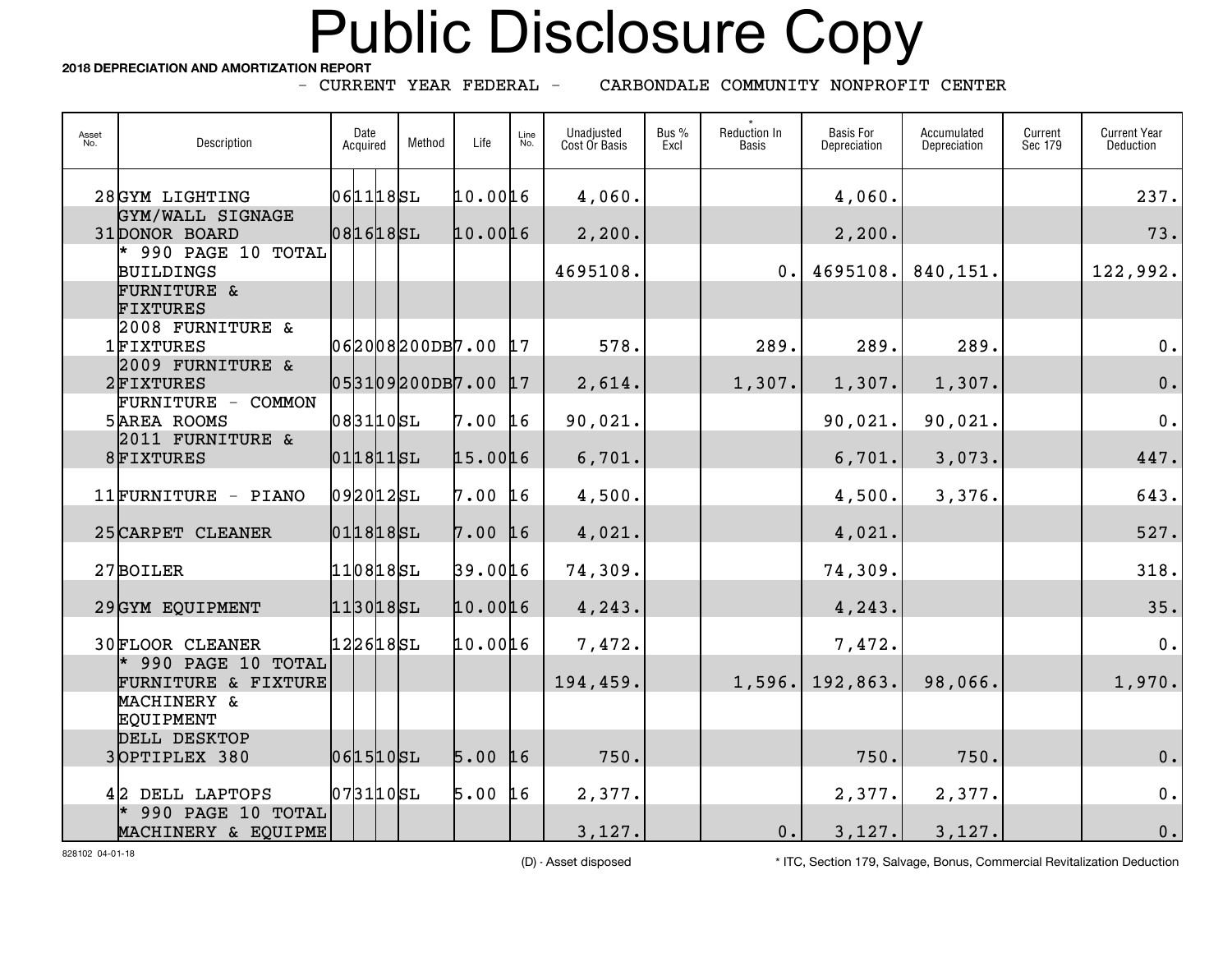# Public Disclosure Copy

**2018 DEPRECIATION AND AMORTIZATION REPORT**

- CURRENT YEAR FEDERAL - CARBONDALE COMMUNITY NONPROFIT CENTER

| Asset No. | Description | Date Acquired | Method | Life | Line No. | Unadjusted Cost Or Basis | Bus % Excl | * Reduction In Basis | Basis For Depreciation | Accumulated Depreciation | Current Sec 179 | Current Year Deduction |
|---|---|---|---|---|---|---|---|---|---|---|---|---|
| 28 | GYM LIGHTING | 061118 | SL | 10.00 | 16 | 4,060. | | | 4,060. | | | 237. |
| 31 | GYM/WALL SIGNAGE DONOR BOARD | 081618 | SL | 10.00 | 16 | 2,200. | | | 2,200. | | | 73. |
| | * 990 PAGE 10 TOTAL BUILDINGS | | | | | 4695108. | | 0. | 4695108. | 840,151. | | 122,992. |
| | FURNITURE & FIXTURES | | | | | | | | | | | |
| 1 | 2008 FURNITURE & FIXTURES | 062008 | 200DB | 7.00 | 17 | 578. | | 289. | 289. | 289. | | 0. |
| 2 | 2009 FURNITURE & FIXTURES | 053109 | 200DB | 7.00 | 17 | 2,614. | | 1,307. | 1,307. | 1,307. | | 0. |
| 5 | FURNITURE - COMMON AREA ROOMS | 083110 | SL | 7.00 | 16 | 90,021. | | | 90,021. | 90,021. | | 0. |
| 8 | 2011 FURNITURE & FIXTURES | 011811 | SL | 15.00 | 16 | 6,701. | | | 6,701. | 3,073. | | 447. |
| 11 | FURNITURE - PIANO | 092012 | SL | 7.00 | 16 | 4,500. | | | 4,500. | 3,376. | | 643. |
| 25 | CARPET CLEANER | 011818 | SL | 7.00 | 16 | 4,021. | | | 4,021. | | | 527. |
| 27 | BOILER | 110818 | SL | 39.00 | 16 | 74,309. | | | 74,309. | | | 318. |
| 29 | GYM EQUIPMENT | 113018 | SL | 10.00 | 16 | 4,243. | | | 4,243. | | | 35. |
| 30 | FLOOR CLEANER | 122618 | SL | 10.00 | 16 | 7,472. | | | 7,472. | | | 0. |
| | * 990 PAGE 10 TOTAL FURNITURE & FIXTURE | | | | | 194,459. | | 1,596. | 192,863. | 98,066. | | 1,970. |
| | MACHINERY & EQUIPMENT | | | | | | | | | | | |
| 3 | DELL DESKTOP OPTIPLEX 380 | 061510 | SL | 5.00 | 16 | 750. | | | 750. | 750. | | 0. |
| 4 | 2 DELL LAPTOPS | 073110 | SL | 5.00 | 16 | 2,377. | | | 2,377. | 2,377. | | 0. |
| | * 990 PAGE 10 TOTAL MACHINERY & EQUIPME | | | | | 3,127. | | 0. | 3,127. | 3,127. | | 0. |

828102 04-01-18

(D) - Asset disposed

* ITC, Section 179, Salvage, Bonus, Commercial Revitalization Deduction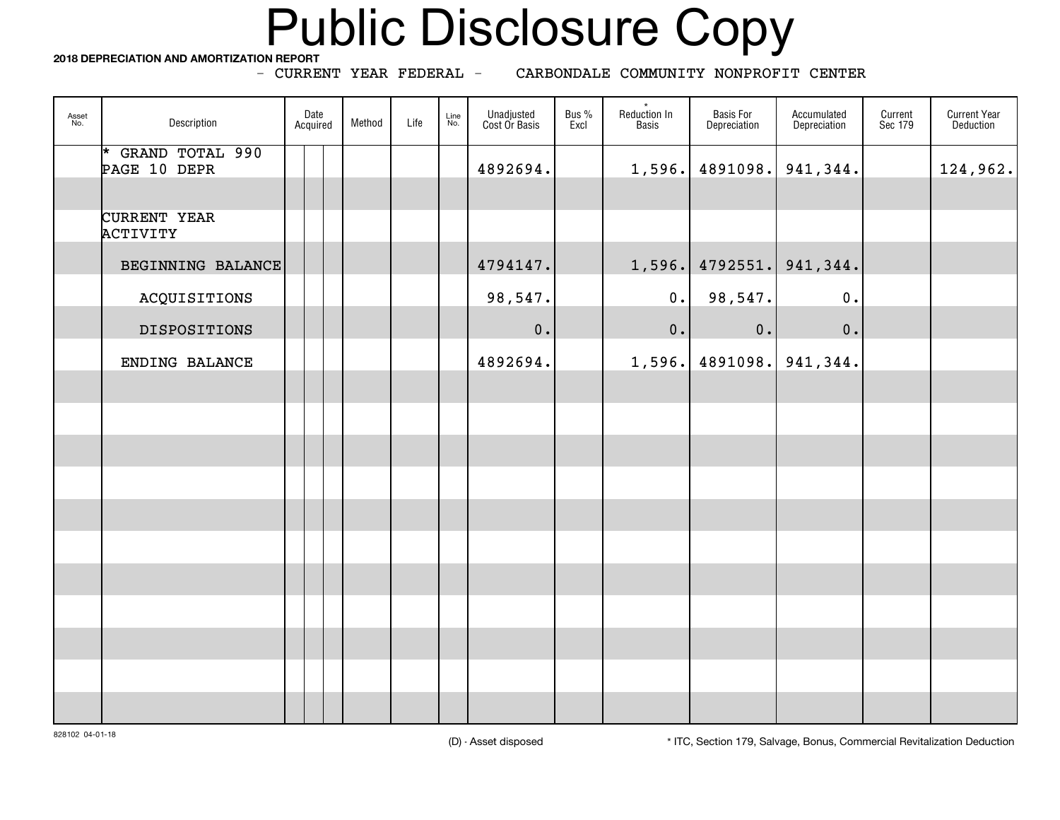# Public Disclosure Copy

**2018 DEPRECIATION AND AMORTIZATION REPORT**

- CURRENT YEAR FEDERAL - CARBONDALE COMMUNITY NONPROFIT CENTER

| Asset No. | Description | Date Acquired | Method | Life | Line No. | Unadjusted Cost Or Basis | Bus % Excl | * Reduction In Basis | Basis For Depreciation | Accumulated Depreciation | Current Sec 179 | Current Year Deduction |
|---|---|---|---|---|---|---|---|---|---|---|---|---|
| | * GRAND TOTAL 990 PAGE 10 DEPR | | | | | 4892694. | | 1,596. | 4891098. | 941,344. | | 124,962. |
| | | | | | | | | | | | | |
| | CURRENT YEAR ACTIVITY | | | | | | | | | | | |
| | BEGINNING BALANCE | | | | | 4794147. | | 1,596. | 4792551. | 941,344. | | |
| | ACQUISITIONS | | | | | 98,547. | | 0. | 98,547. | 0. | | |
| | DISPOSITIONS | | | | | 0. | | 0. | 0. | 0. | | |
| | ENDING BALANCE | | | | | 4892694. | | 1,596. | 4891098. | 941,344. | | |

828102 04-01-18

(D) - Asset disposed

* ITC, Section 179, Salvage, Bonus, Commercial Revitalization Deduction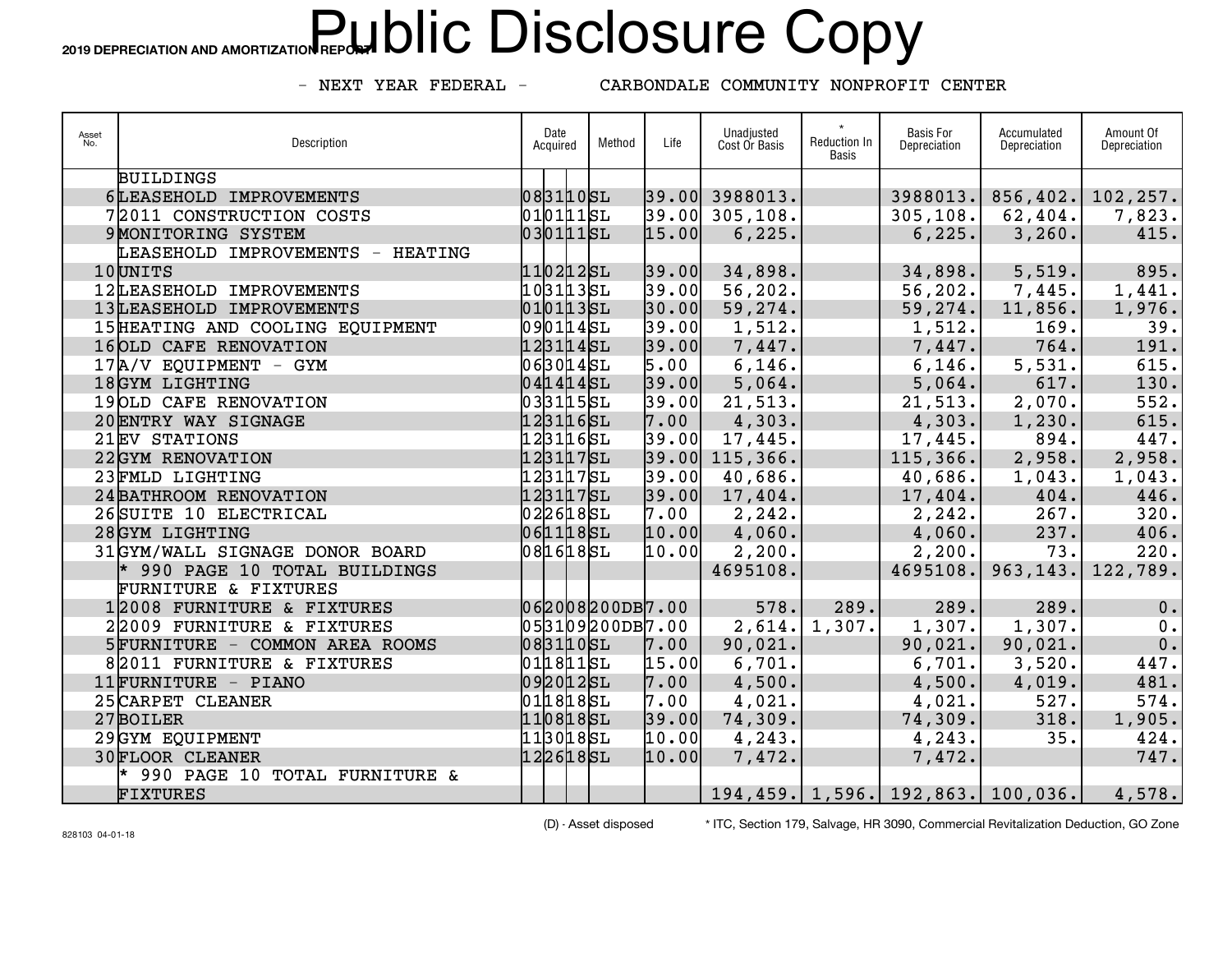# 2019 DEPRECIATION AND AMORTIZATION REPORT

# Public Disclosure Copy

- NEXT YEAR FEDERAL - CARBONDALE COMMUNITY NONPROFIT CENTER

| Asset No. | Description | Date Acquired | Method | Life | Unadjusted Cost Or Basis | * Reduction In Basis | Basis For Depreciation | Accumulated Depreciation | Amount Of Depreciation |
|---|---|---|---|---|---|---|---|---|---|
| | BUILDINGS | | | | | | | | |
| 6 | LEASEHOLD IMPROVEMENTS | 083110 | SL | 39.00 | 3988013. | | 3988013. | 856,402. | 102,257. |
| 7 | 2011 CONSTRUCTION COSTS | 010111 | SL | 39.00 | 305,108. | | 305,108. | 62,404. | 7,823. |
| 9 | MONITORING SYSTEM | 030111 | SL | 15.00 | 6,225. | | 6,225. | 3,260. | 415. |
| | LEASEHOLD IMPROVEMENTS - HEATING | | | | | | | | |
| 10 | UNITS | 110212 | SL | 39.00 | 34,898. | | 34,898. | 5,519. | 895. |
| 12 | LEASEHOLD IMPROVEMENTS | 103113 | SL | 39.00 | 56,202. | | 56,202. | 7,445. | 1,441. |
| 13 | LEASEHOLD IMPROVEMENTS | 010113 | SL | 30.00 | 59,274. | | 59,274. | 11,856. | 1,976. |
| 15 | HEATING AND COOLING EQUIPMENT | 090114 | SL | 39.00 | 1,512. | | 1,512. | 169. | 39. |
| 16 | OLD CAFE RENOVATION | 123114 | SL | 39.00 | 7,447. | | 7,447. | 764. | 191. |
| 17 | A/V EQUIPMENT - GYM | 063014 | SL | 5.00 | 6,146. | | 6,146. | 5,531. | 615. |
| 18 | GYM LIGHTING | 041414 | SL | 39.00 | 5,064. | | 5,064. | 617. | 130. |
| 19 | OLD CAFE RENOVATION | 033115 | SL | 39.00 | 21,513. | | 21,513. | 2,070. | 552. |
| 20 | ENTRY WAY SIGNAGE | 123116 | SL | 7.00 | 4,303. | | 4,303. | 1,230. | 615. |
| 21 | EV STATIONS | 123116 | SL | 39.00 | 17,445. | | 17,445. | 894. | 447. |
| 22 | GYM RENOVATION | 123117 | SL | 39.00 | 115,366. | | 115,366. | 2,958. | 2,958. |
| 23 | FMLD LIGHTING | 123117 | SL | 39.00 | 40,686. | | 40,686. | 1,043. | 1,043. |
| 24 | BATHROOM RENOVATION | 123117 | SL | 39.00 | 17,404. | | 17,404. | 404. | 446. |
| 26 | SUITE 10 ELECTRICAL | 022618 | SL | 7.00 | 2,242. | | 2,242. | 267. | 320. |
| 28 | GYM LIGHTING | 061118 | SL | 10.00 | 4,060. | | 4,060. | 237. | 406. |
| 31 | GYM/WALL SIGNAGE DONOR BOARD | 081618 | SL | 10.00 | 2,200. | | 2,200. | 73. | 220. |
| | * 990 PAGE 10 TOTAL BUILDINGS | | | | 4695108. | | 4695108. | 963,143. | 122,789. |
| | FURNITURE & FIXTURES | | | | | | | | |
| 1 | 2008 FURNITURE & FIXTURES | 062008 | 200DB | 7.00 | 578. | 289. | 289. | 289. | 0. |
| 2 | 2009 FURNITURE & FIXTURES | 053109 | 200DB | 7.00 | 2,614. | 1,307. | 1,307. | 1,307. | 0. |
| 5 | FURNITURE - COMMON AREA ROOMS | 083110 | SL | 7.00 | 90,021. | | 90,021. | 90,021. | 0. |
| 8 | 2011 FURNITURE & FIXTURES | 011811 | SL | 15.00 | 6,701. | | 6,701. | 3,520. | 447. |
| 11 | FURNITURE - PIANO | 092012 | SL | 7.00 | 4,500. | | 4,500. | 4,019. | 481. |
| 25 | CARPET CLEANER | 011818 | SL | 7.00 | 4,021. | | 4,021. | 527. | 574. |
| 27 | BOILER | 110818 | SL | 39.00 | 74,309. | | 74,309. | 318. | 1,905. |
| 29 | GYM EQUIPMENT | 113018 | SL | 10.00 | 4,243. | | 4,243. | 35. | 424. |
| 30 | FLOOR CLEANER | 122618 | SL | 10.00 | 7,472. | | 7,472. | | 747. |
| | * 990 PAGE 10 TOTAL FURNITURE & FIXTURES | | | | 194,459. | 1,596. | 192,863. | 100,036. | 4,578. |

(D) - Asset disposed

* ITC, Section 179, Salvage, HR 3090, Commercial Revitalization Deduction, GO Zone

828103 04-01-18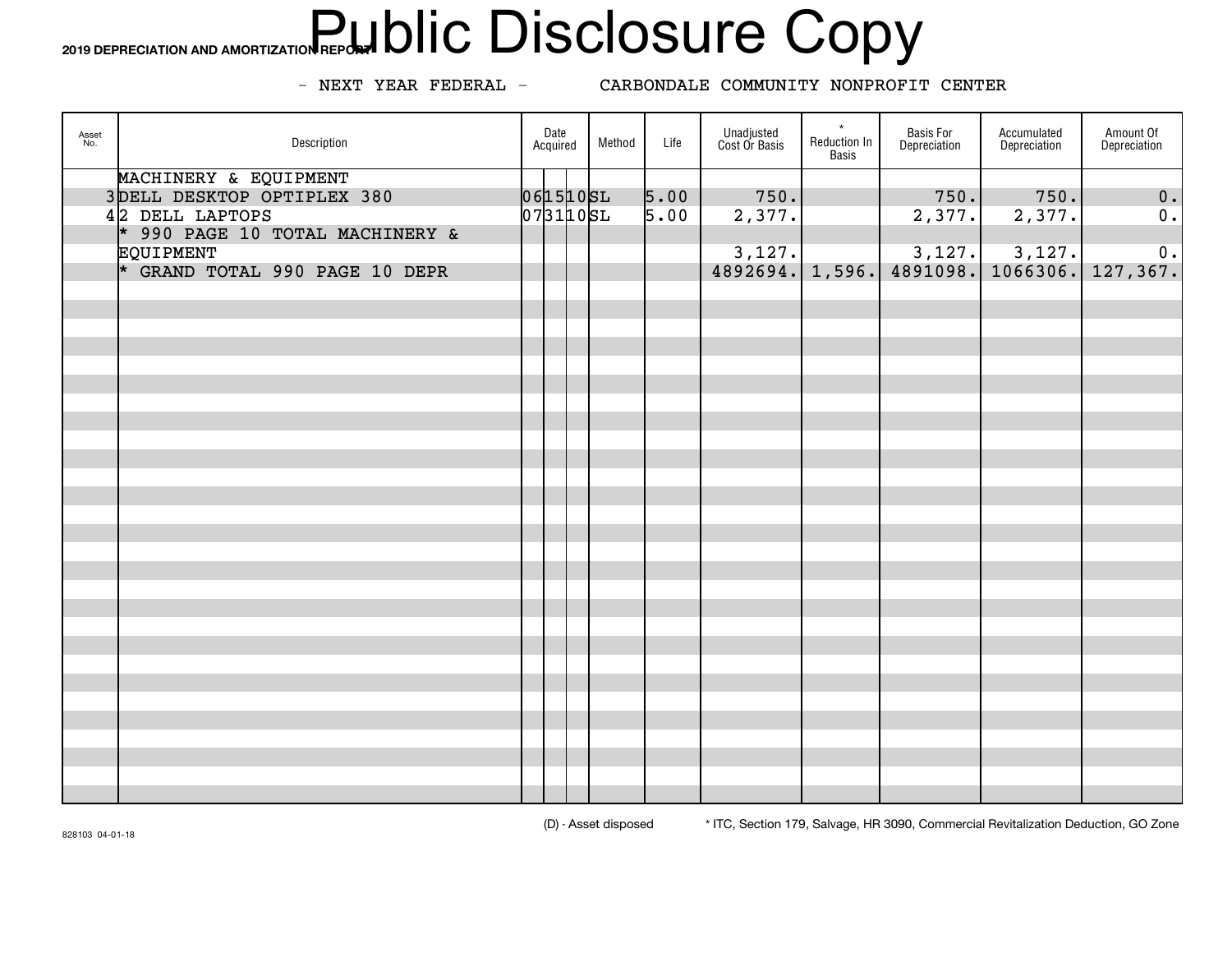# 2019 DEPRECIATION AND AMORTIZATION REPORT

# Public Disclosure Copy

- NEXT YEAR FEDERAL - CARBONDALE COMMUNITY NONPROFIT CENTER

| Asset No. | Description | Date Acquired | Method | Life | Unadjusted Cost Or Basis | * Reduction In Basis | Basis For Depreciation | Accumulated Depreciation | Amount Of Depreciation |
|---|---|---|---|---|---|---|---|---|---|
| | MACHINERY & EQUIPMENT | | | | | | | | |
| 3 | DELL DESKTOP OPTIPLEX 380 | 061510 | SL | 5.00 | 750. | | 750. | 750. | 0. |
| 4 | 2 DELL LAPTOPS | 073110 | SL | 5.00 | 2,377. | | 2,377. | 2,377. | 0. |
| | * 990 PAGE 10 TOTAL MACHINERY & EQUIPMENT | | | | 3,127. | | 3,127. | 3,127. | 0. |
| | * GRAND TOTAL 990 PAGE 10 DEPR | | | | 4892694. | 1,596. | 4891098. | 1066306. | 127,367. |

(D) - Asset disposed

* ITC, Section 179, Salvage, HR 3090, Commercial Revitalization Deduction, GO Zone

828103 04-01-18